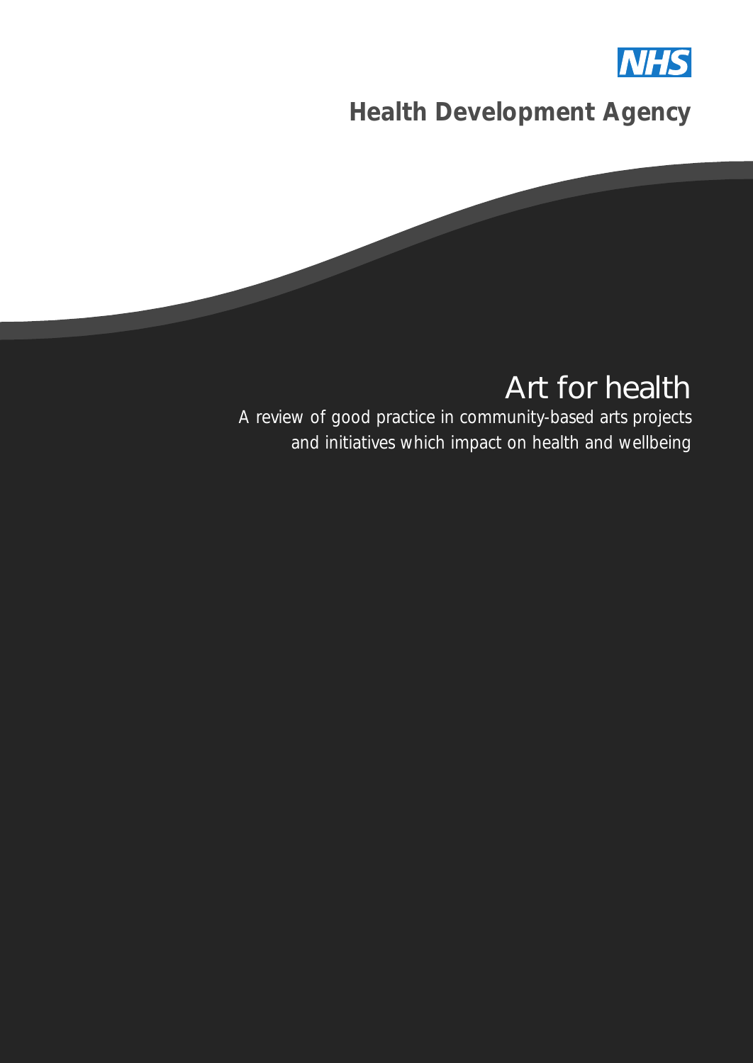NHS

**Health Development Agency**

# Art for health

A review of good practice in community-based arts projects and initiatives which impact on health and wellbeing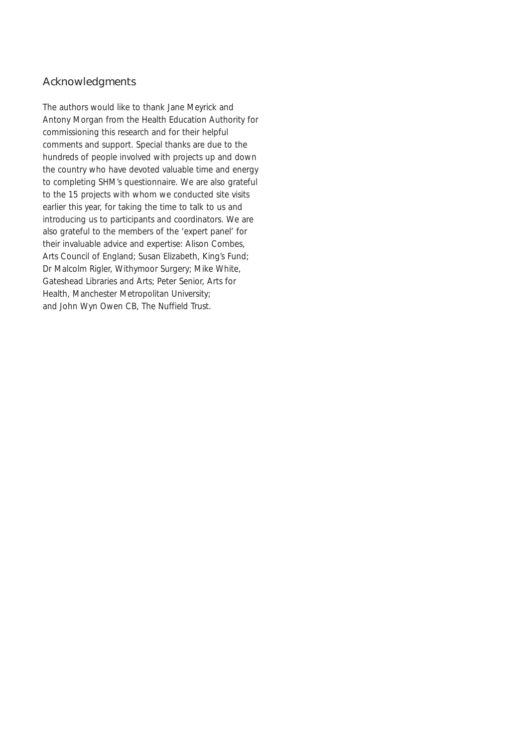## Acknowledgments

The authors would like to thank Jane Meyrick and Antony Morgan from the Health Education Authority for commissioning this research and for their helpful comments and support. Special thanks are due to the hundreds of people involved with projects up and down the country who have devoted valuable time and energy to completing SHM's questionnaire. We are also grateful to the 15 projects with whom we conducted site visits earlier this year, for taking the time to talk to us and introducing us to participants and coordinators. We are also grateful to the members of the 'expert panel' for their invaluable advice and expertise: Alison Combes, Arts Council of England; Susan Elizabeth, King's Fund; Dr Malcolm Rigler, Withymoor Surgery; Mike White, Gateshead Libraries and Arts; Peter Senior, Arts for Health, Manchester Metropolitan University; and John Wyn Owen CB, The Nuffield Trust.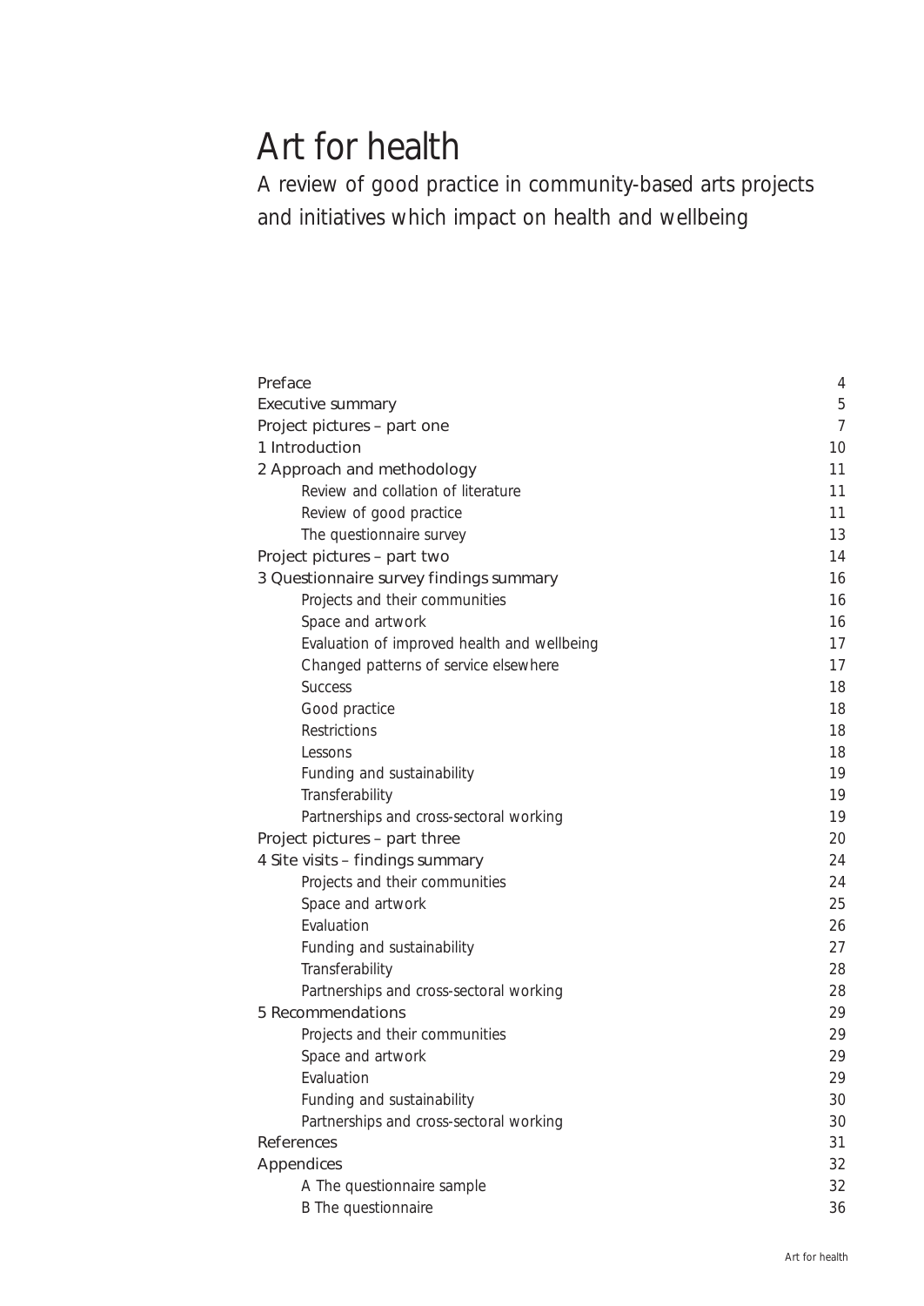# Art for health

## A review of good practice in community-based arts projects and initiatives which impact on health and wellbeing

| | |
|---|---|
| Preface | 4 |
| Executive summary | 5 |
| Project pictures – part one | 7 |
| 1 Introduction | 10 |
| 2 Approach and methodology | 11 |
| Review and collation of literature | 11 |
| Review of good practice | 11 |
| The questionnaire survey | 13 |
| Project pictures – part two | 14 |
| 3 Questionnaire survey findings summary | 16 |
| Projects and their communities | 16 |
| Space and artwork | 16 |
| Evaluation of improved health and wellbeing | 17 |
| Changed patterns of service elsewhere | 17 |
| Success | 18 |
| Good practice | 18 |
| Restrictions | 18 |
| Lessons | 18 |
| Funding and sustainability | 19 |
| Transferability | 19 |
| Partnerships and cross-sectoral working | 19 |
| Project pictures – part three | 20 |
| 4 Site visits – findings summary | 24 |
| Projects and their communities | 24 |
| Space and artwork | 25 |
| Evaluation | 26 |
| Funding and sustainability | 27 |
| Transferability | 28 |
| Partnerships and cross-sectoral working | 28 |
| 5 Recommendations | 29 |
| Projects and their communities | 29 |
| Space and artwork | 29 |
| Evaluation | 29 |
| Funding and sustainability | 30 |
| Partnerships and cross-sectoral working | 30 |
| References | 31 |
| Appendices | 32 |
| A The questionnaire sample | 32 |
| B The questionnaire | 36 |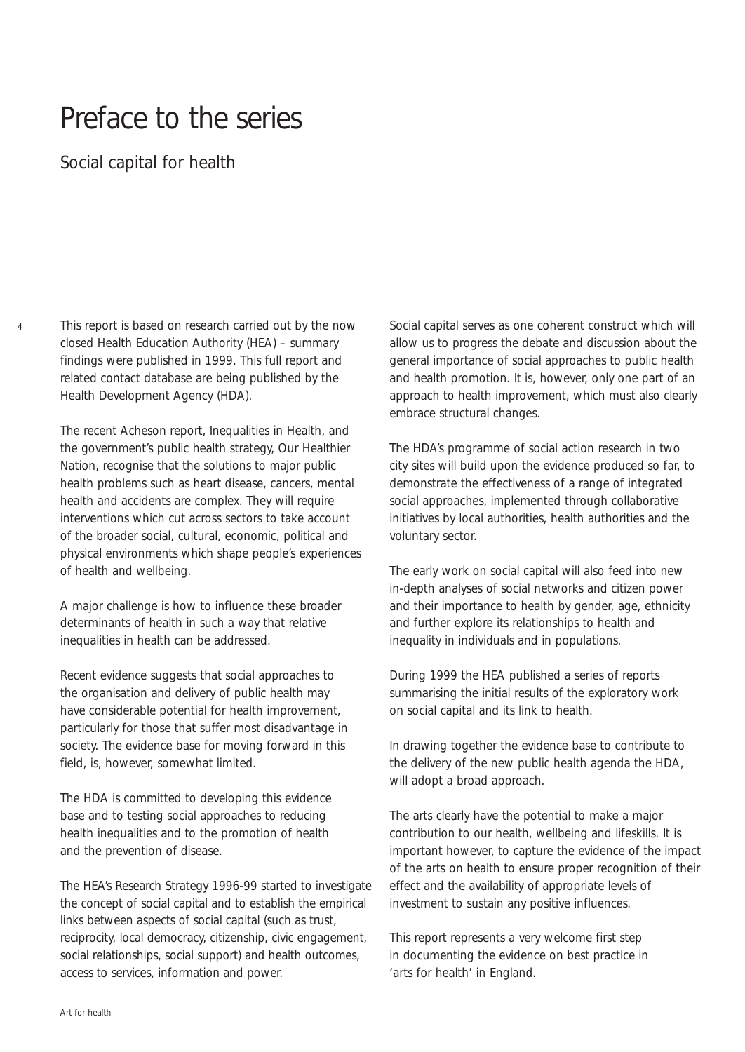# Preface to the series

## Social capital for health

This report is based on research carried out by the now closed Health Education Authority (HEA) – summary findings were published in 1999. This full report and related contact database are being published by the Health Development Agency (HDA).

The recent Acheson report, Inequalities in Health, and the government's public health strategy, Our Healthier Nation, recognise that the solutions to major public health problems such as heart disease, cancers, mental health and accidents are complex. They will require interventions which cut across sectors to take account of the broader social, cultural, economic, political and physical environments which shape people's experiences of health and wellbeing.

A major challenge is how to influence these broader determinants of health in such a way that relative inequalities in health can be addressed.

Recent evidence suggests that social approaches to the organisation and delivery of public health may have considerable potential for health improvement, particularly for those that suffer most disadvantage in society. The evidence base for moving forward in this field, is, however, somewhat limited.

The HDA is committed to developing this evidence base and to testing social approaches to reducing health inequalities and to the promotion of health and the prevention of disease.

The HEA's Research Strategy 1996-99 started to investigate the concept of social capital and to establish the empirical links between aspects of social capital (such as trust, reciprocity, local democracy, citizenship, civic engagement, social relationships, social support) and health outcomes, access to services, information and power.

Social capital serves as one coherent construct which will allow us to progress the debate and discussion about the general importance of social approaches to public health and health promotion. It is, however, only one part of an approach to health improvement, which must also clearly embrace structural changes.

The HDA's programme of social action research in two city sites will build upon the evidence produced so far, to demonstrate the effectiveness of a range of integrated social approaches, implemented through collaborative initiatives by local authorities, health authorities and the voluntary sector.

The early work on social capital will also feed into new in-depth analyses of social networks and citizen power and their importance to health by gender, age, ethnicity and further explore its relationships to health and inequality in individuals and in populations.

During 1999 the HEA published a series of reports summarising the initial results of the exploratory work on social capital and its link to health.

In drawing together the evidence base to contribute to the delivery of the new public health agenda the HDA, will adopt a broad approach.

The arts clearly have the potential to make a major contribution to our health, wellbeing and lifeskills. It is important however, to capture the evidence of the impact of the arts on health to ensure proper recognition of their effect and the availability of appropriate levels of investment to sustain any positive influences.

This report represents a very welcome first step in documenting the evidence on best practice in 'arts for health' in England.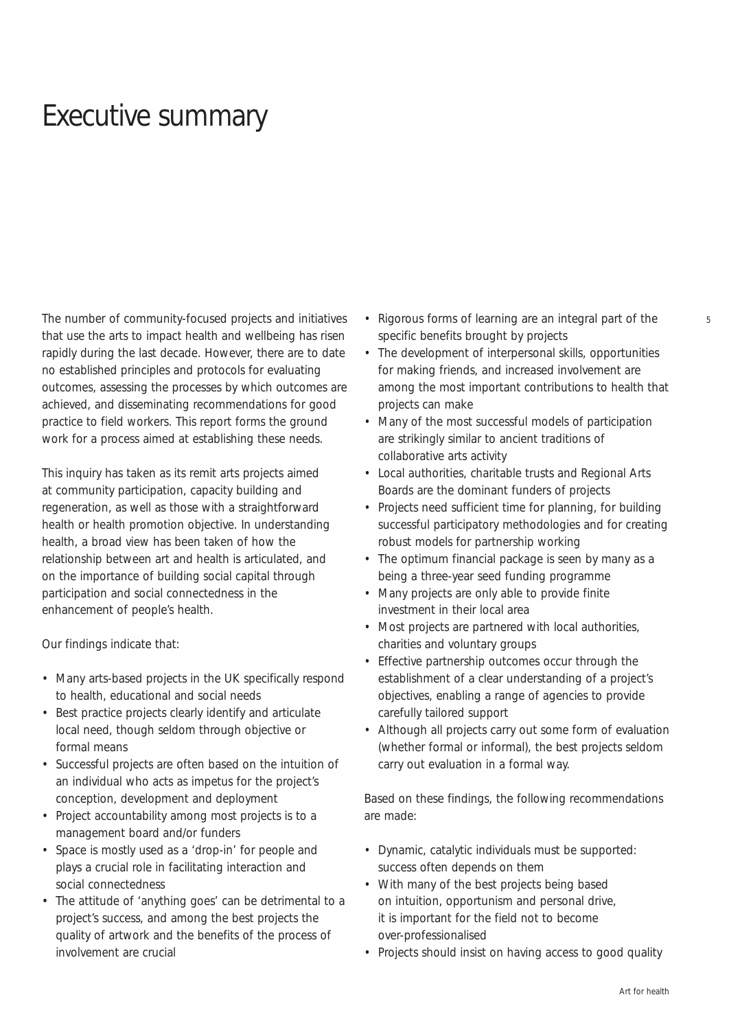# Executive summary

The number of community-focused projects and initiatives that use the arts to impact health and wellbeing has risen rapidly during the last decade. However, there are to date no established principles and protocols for evaluating outcomes, assessing the processes by which outcomes are achieved, and disseminating recommendations for good practice to field workers. This report forms the ground work for a process aimed at establishing these needs.

This inquiry has taken as its remit arts projects aimed at community participation, capacity building and regeneration, as well as those with a straightforward health or health promotion objective. In understanding health, a broad view has been taken of how the relationship between art and health is articulated, and on the importance of building social capital through participation and social connectedness in the enhancement of people's health.

Our findings indicate that:

- Many arts-based projects in the UK specifically respond to health, educational and social needs
- Best practice projects clearly identify and articulate local need, though seldom through objective or formal means
- Successful projects are often based on the intuition of an individual who acts as impetus for the project's conception, development and deployment
- Project accountability among most projects is to a management board and/or funders
- Space is mostly used as a 'drop-in' for people and plays a crucial role in facilitating interaction and social connectedness
- The attitude of 'anything goes' can be detrimental to a project's success, and among the best projects the quality of artwork and the benefits of the process of involvement are crucial
- Rigorous forms of learning are an integral part of the specific benefits brought by projects
- The development of interpersonal skills, opportunities for making friends, and increased involvement are among the most important contributions to health that projects can make
- Many of the most successful models of participation are strikingly similar to ancient traditions of collaborative arts activity
- Local authorities, charitable trusts and Regional Arts Boards are the dominant funders of projects
- Projects need sufficient time for planning, for building successful participatory methodologies and for creating robust models for partnership working
- The optimum financial package is seen by many as a being a three-year seed funding programme
- Many projects are only able to provide finite investment in their local area
- Most projects are partnered with local authorities, charities and voluntary groups
- Effective partnership outcomes occur through the establishment of a clear understanding of a project's objectives, enabling a range of agencies to provide carefully tailored support
- Although all projects carry out some form of evaluation (whether formal or informal), the best projects seldom carry out evaluation in a formal way.

Based on these findings, the following recommendations are made:

- Dynamic, catalytic individuals must be supported: success often depends on them
- With many of the best projects being based on intuition, opportunism and personal drive, it is important for the field not to become over-professionalised
- Projects should insist on having access to good quality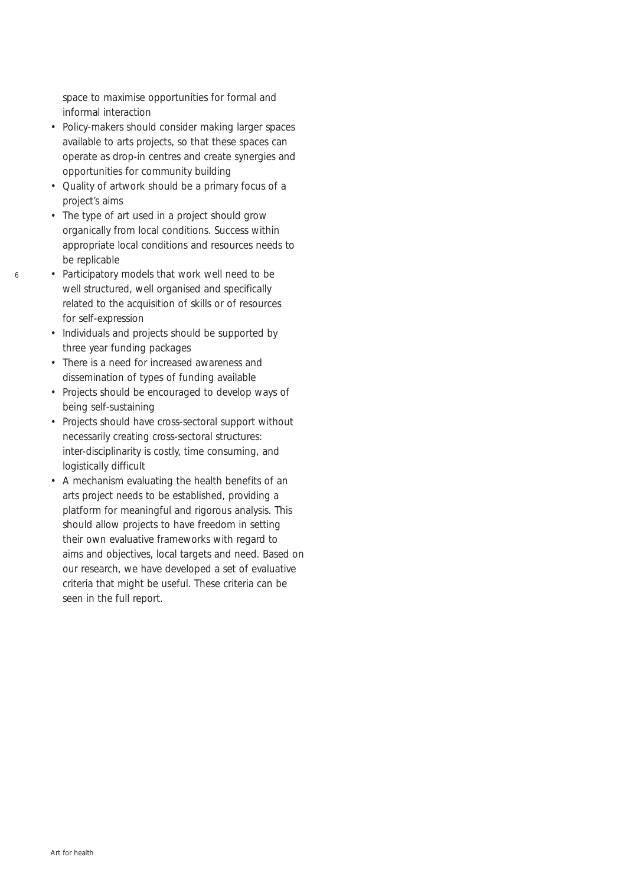space to maximise opportunities for formal and informal interaction

- Policy-makers should consider making larger spaces available to arts projects, so that these spaces can operate as drop-in centres and create synergies and opportunities for community building
- Quality of artwork should be a primary focus of a project's aims
- The type of art used in a project should grow organically from local conditions. Success within appropriate local conditions and resources needs to be replicable
- Participatory models that work well need to be well structured, well organised and specifically related to the acquisition of skills or of resources for self-expression
- Individuals and projects should be supported by three year funding packages
- There is a need for increased awareness and dissemination of types of funding available
- Projects should be encouraged to develop ways of being self-sustaining
- Projects should have cross-sectoral support without necessarily creating cross-sectoral structures: inter-disciplinarity is costly, time consuming, and logistically difficult
- A mechanism evaluating the health benefits of an arts project needs to be established, providing a platform for meaningful and rigorous analysis. This should allow projects to have freedom in setting their own evaluative frameworks with regard to aims and objectives, local targets and need. Based on our research, we have developed a set of evaluative criteria that might be useful. These criteria can be seen in the full report.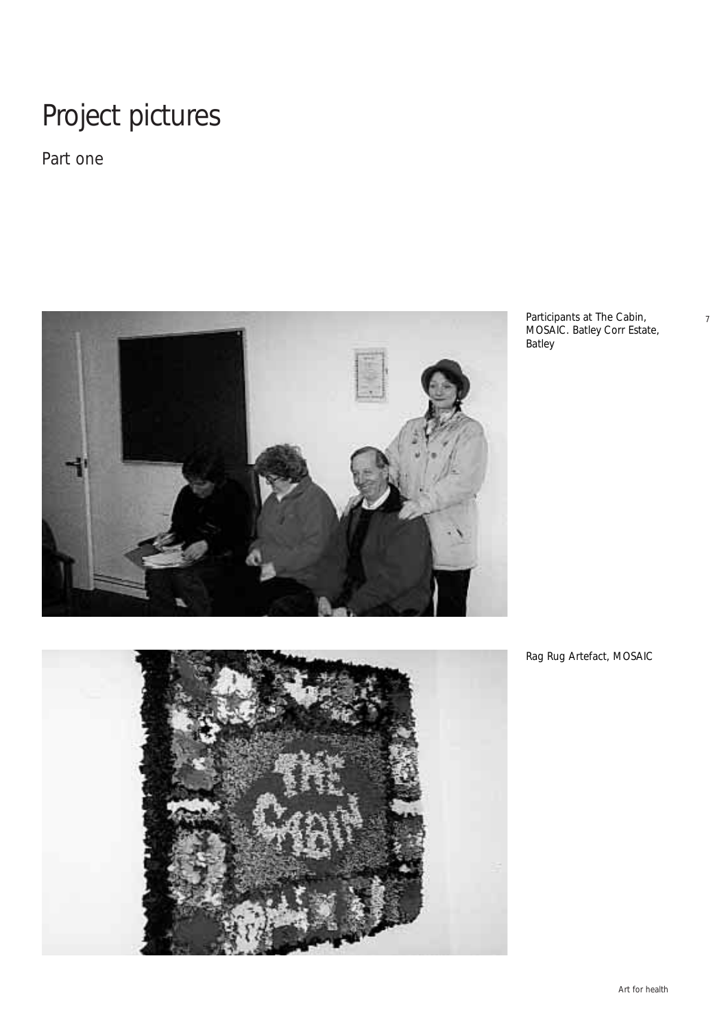# Project pictures

## Part one

Participants at The Cabin, MOSAIC. Batley Corr Estate, Batley

Rag Rug Artefact, MOSAIC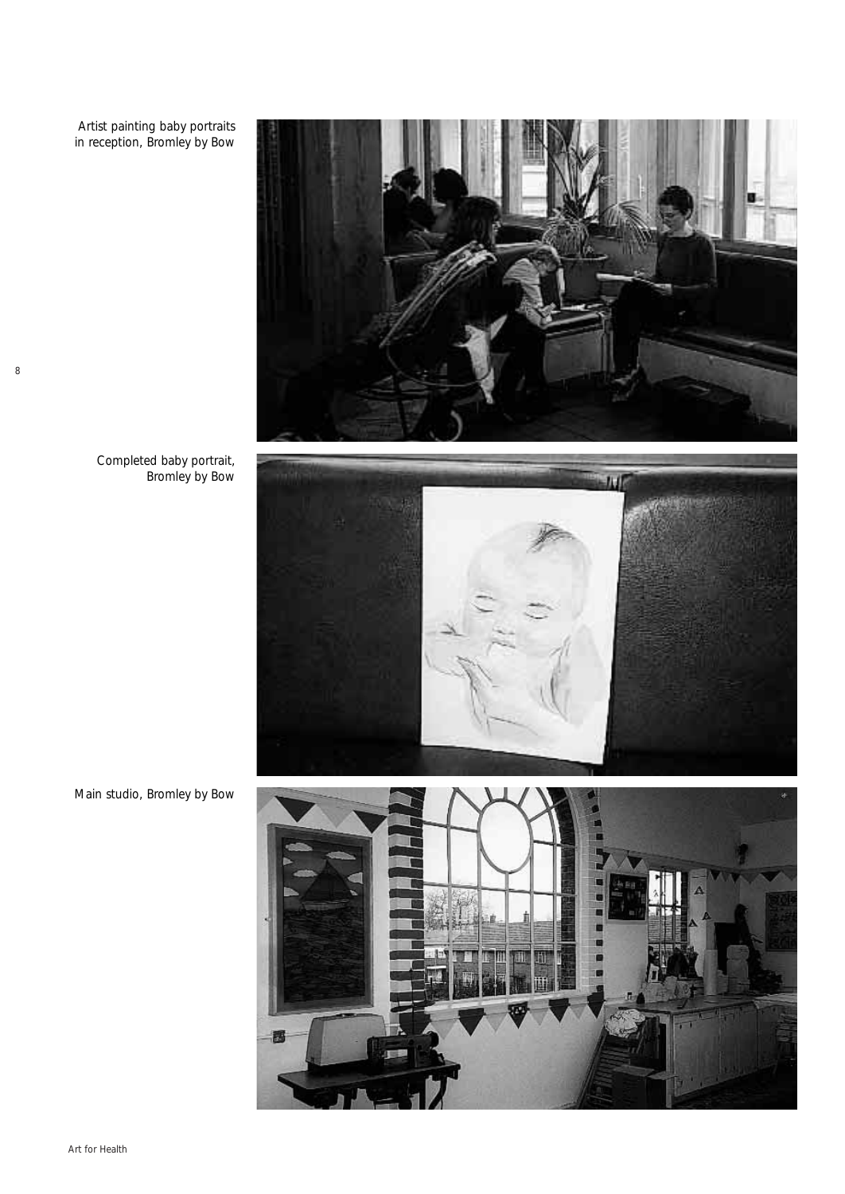Artist painting baby portraits in reception, Bromley by Bow

Completed baby portrait, Bromley by Bow

Main studio, Bromley by Bow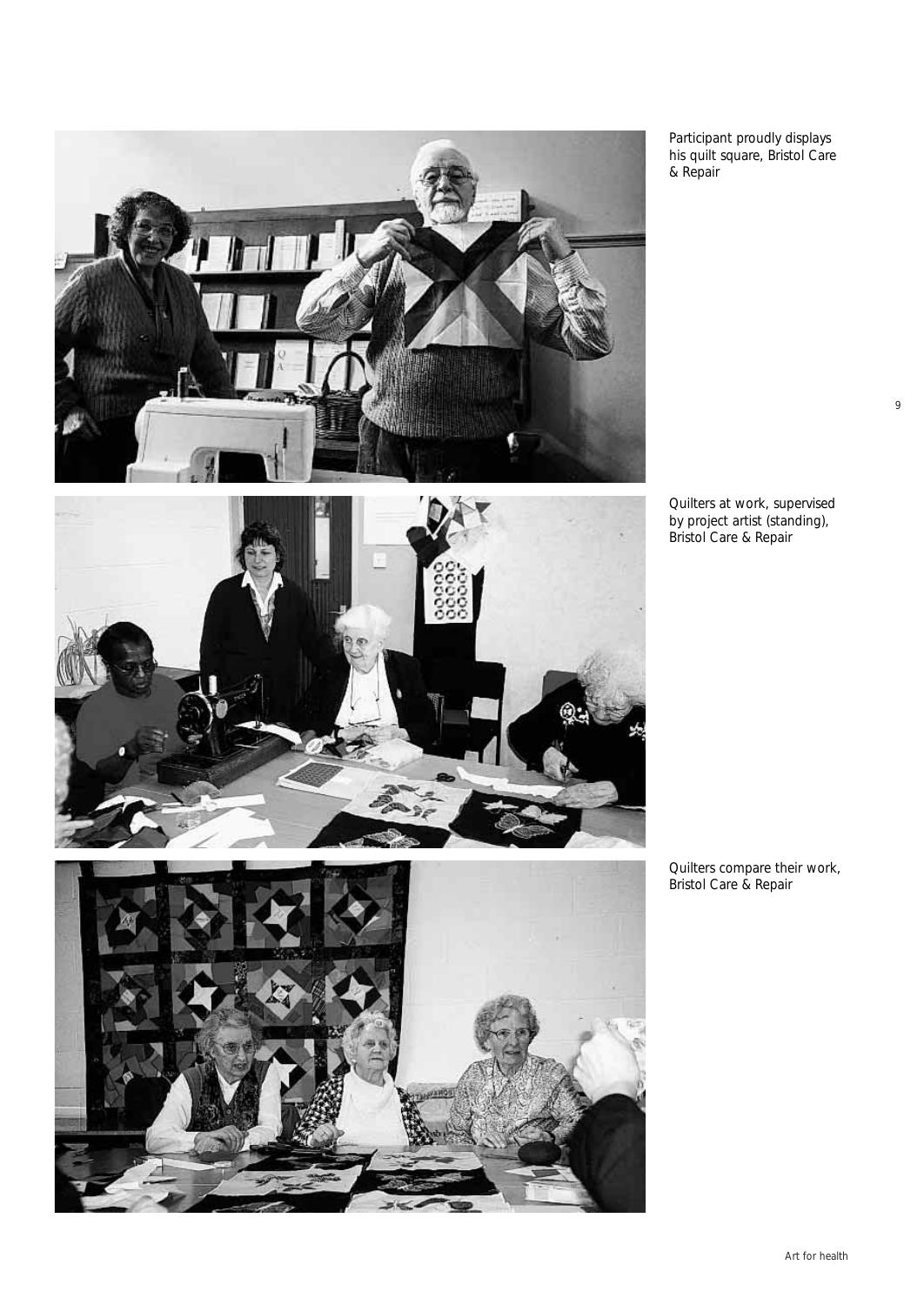Participant proudly displays his quilt square, Bristol Care & Repair

Quilters at work, supervised by project artist (standing), Bristol Care & Repair

Quilters compare their work, Bristol Care & Repair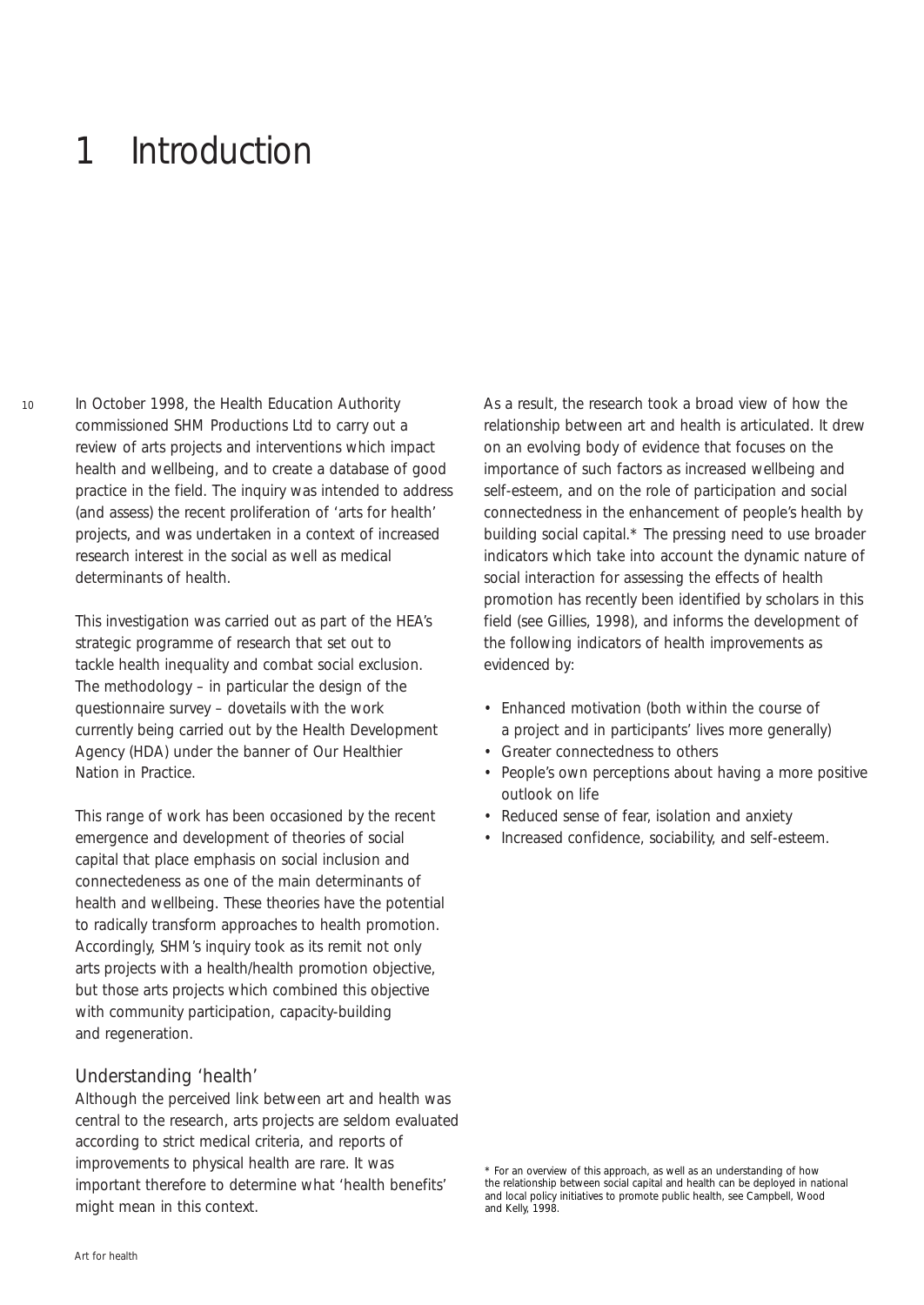# 1 Introduction

In October 1998, the Health Education Authority commissioned SHM Productions Ltd to carry out a review of arts projects and interventions which impact health and wellbeing, and to create a database of good practice in the field. The inquiry was intended to address (and assess) the recent proliferation of 'arts for health' projects, and was undertaken in a context of increased research interest in the social as well as medical determinants of health.

This investigation was carried out as part of the HEA's strategic programme of research that set out to tackle health inequality and combat social exclusion. The methodology – in particular the design of the questionnaire survey – dovetails with the work currently being carried out by the Health Development Agency (HDA) under the banner of Our Healthier Nation in Practice.

This range of work has been occasioned by the recent emergence and development of theories of social capital that place emphasis on social inclusion and connectedeness as one of the main determinants of health and wellbeing. These theories have the potential to radically transform approaches to health promotion. Accordingly, SHM's inquiry took as its remit not only arts projects with a health/health promotion objective, but those arts projects which combined this objective with community participation, capacity-building and regeneration.

## Understanding 'health'

Although the perceived link between art and health was central to the research, arts projects are seldom evaluated according to strict medical criteria, and reports of improvements to physical health are rare. It was important therefore to determine what 'health benefits' might mean in this context.

As a result, the research took a broad view of how the relationship between art and health is articulated. It drew on an evolving body of evidence that focuses on the importance of such factors as increased wellbeing and self-esteem, and on the role of participation and social connectedness in the enhancement of people's health by building social capital.* The pressing need to use broader indicators which take into account the dynamic nature of social interaction for assessing the effects of health promotion has recently been identified by scholars in this field (see Gillies, 1998), and informs the development of the following indicators of health improvements as evidenced by:

- Enhanced motivation (both within the course of a project and in participants' lives more generally)
- Greater connectedness to others
- People's own perceptions about having a more positive outlook on life
- Reduced sense of fear, isolation and anxiety
- Increased confidence, sociability, and self-esteem.

* For an overview of this approach, as well as an understanding of how the relationship between social capital and health can be deployed in national and local policy initiatives to promote public health, see Campbell, Wood and Kelly, 1998.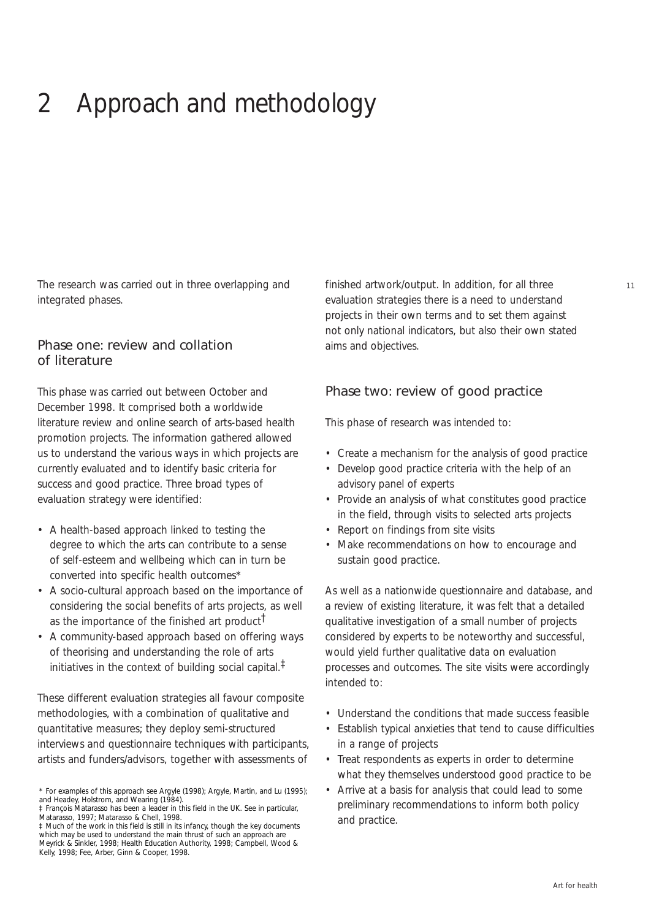# 2 Approach and methodology

The research was carried out in three overlapping and integrated phases.

## Phase one: review and collation of literature

This phase was carried out between October and December 1998. It comprised both a worldwide literature review and online search of arts-based health promotion projects. The information gathered allowed us to understand the various ways in which projects are currently evaluated and to identify basic criteria for success and good practice. Three broad types of evaluation strategy were identified:

- A health-based approach linked to testing the degree to which the arts can contribute to a sense of self-esteem and wellbeing which can in turn be converted into specific health outcomes*
- A socio-cultural approach based on the importance of considering the social benefits of arts projects, as well as the importance of the finished art product†
- A community-based approach based on offering ways of theorising and understanding the role of arts initiatives in the context of building social capital.‡

These different evaluation strategies all favour composite methodologies, with a combination of qualitative and quantitative measures; they deploy semi-structured interviews and questionnaire techniques with participants, artists and funders/advisors, together with assessments of finished artwork/output. In addition, for all three evaluation strategies there is a need to understand projects in their own terms and to set them against not only national indicators, but also their own stated aims and objectives.

## Phase two: review of good practice

This phase of research was intended to:

- Create a mechanism for the analysis of good practice
- Develop good practice criteria with the help of an advisory panel of experts
- Provide an analysis of what constitutes good practice in the field, through visits to selected arts projects
- Report on findings from site visits
- Make recommendations on how to encourage and sustain good practice.

As well as a nationwide questionnaire and database, and a review of existing literature, it was felt that a detailed qualitative investigation of a small number of projects considered by experts to be noteworthy and successful, would yield further qualitative data on evaluation processes and outcomes. The site visits were accordingly intended to:

- Understand the conditions that made success feasible
- Establish typical anxieties that tend to cause difficulties in a range of projects
- Treat respondents as experts in order to determine what they themselves understood good practice to be
- Arrive at a basis for analysis that could lead to some preliminary recommendations to inform both policy and practice.

* For examples of this approach see Argyle (1998); Argyle, Martin, and Lu (1995); and Headey, Holstrom, and Wearing (1984).

‡ François Matarasso has been a leader in this field in the UK. See in particular, Matarasso, 1997; Matarasso & Chell, 1998.

‡ Much of the work in this field is still in its infancy, though the key documents which may be used to understand the main thrust of such an approach are Meyrick & Sinkler, 1998; Health Education Authority, 1998; Campbell, Wood & Kelly, 1998; Fee, Arber, Ginn & Cooper, 1998.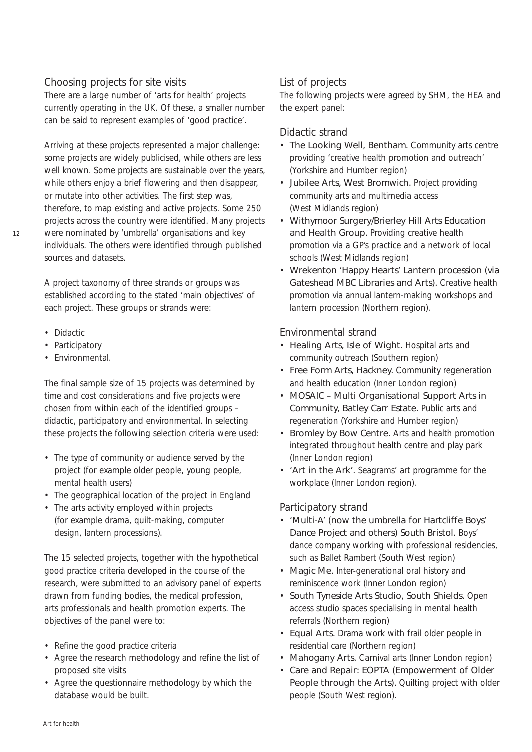## Choosing projects for site visits

There are a large number of 'arts for health' projects currently operating in the UK. Of these, a smaller number can be said to represent examples of 'good practice'.

Arriving at these projects represented a major challenge: some projects are widely publicised, while others are less well known. Some projects are sustainable over the years, while others enjoy a brief flowering and then disappear, or mutate into other activities. The first step was, therefore, to map existing and active projects. Some 250 projects across the country were identified. Many projects were nominated by 'umbrella' organisations and key individuals. The others were identified through published sources and datasets.

A project taxonomy of three strands or groups was established according to the stated 'main objectives' of each project. These groups or strands were:

- Didactic
- Participatory
- Environmental.

The final sample size of 15 projects was determined by time and cost considerations and five projects were chosen from within each of the identified groups – didactic, participatory and environmental. In selecting these projects the following selection criteria were used:

- The type of community or audience served by the project (for example older people, young people, mental health users)
- The geographical location of the project in England
- The arts activity employed within projects (for example drama, quilt-making, computer design, lantern processions).

The 15 selected projects, together with the hypothetical good practice criteria developed in the course of the research, were submitted to an advisory panel of experts drawn from funding bodies, the medical profession, arts professionals and health promotion experts. The objectives of the panel were to:

- Refine the good practice criteria
- Agree the research methodology and refine the list of proposed site visits
- Agree the questionnaire methodology by which the database would be built.

## List of projects

The following projects were agreed by SHM, the HEA and the expert panel:

### Didactic strand

- The Looking Well, Bentham. Community arts centre providing 'creative health promotion and outreach' (Yorkshire and Humber region)
- Jubilee Arts, West Bromwich. Project providing community arts and multimedia access (West Midlands region)
- Withymoor Surgery/Brierley Hill Arts Education and Health Group. Providing creative health promotion via a GP's practice and a network of local schools (West Midlands region)
- Wrekenton 'Happy Hearts' Lantern procession (via Gateshead MBC Libraries and Arts). Creative health promotion via annual lantern-making workshops and lantern procession (Northern region).

### Environmental strand

- Healing Arts, Isle of Wight. Hospital arts and community outreach (Southern region)
- Free Form Arts, Hackney. Community regeneration and health education (Inner London region)
- MOSAIC – Multi Organisational Support Arts in Community, Batley Carr Estate. Public arts and regeneration (Yorkshire and Humber region)
- Bromley by Bow Centre. Arts and health promotion integrated throughout health centre and play park (Inner London region)
- 'Art in the Ark'. Seagrams' art programme for the workplace (Inner London region).

### Participatory strand

- 'Multi-A' (now the umbrella for Hartcliffe Boys' Dance Project and others) South Bristol. Boys' dance company working with professional residencies, such as Ballet Rambert (South West region)
- Magic Me. Inter-generational oral history and reminiscence work (Inner London region)
- South Tyneside Arts Studio, South Shields. Open access studio spaces specialising in mental health referrals (Northern region)
- Equal Arts. Drama work with frail older people in residential care (Northern region)
- Mahogany Arts. Carnival arts (Inner London region)
- Care and Repair: EOPTA (Empowerment of Older People through the Arts). Quilting project with older people (South West region).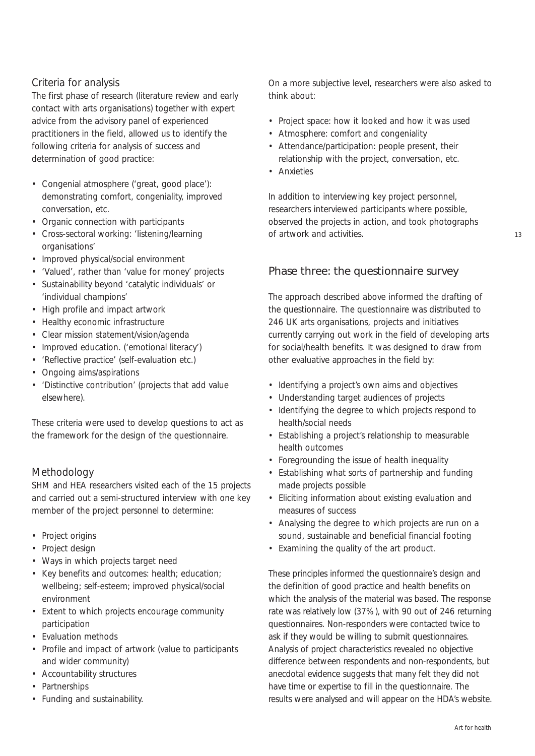## Criteria for analysis

The first phase of research (literature review and early contact with arts organisations) together with expert advice from the advisory panel of experienced practitioners in the field, allowed us to identify the following criteria for analysis of success and determination of good practice:

- Congenial atmosphere ('great, good place'): demonstrating comfort, congeniality, improved conversation, etc.
- Organic connection with participants
- Cross-sectoral working: 'listening/learning organisations'
- Improved physical/social environment
- 'Valued', rather than 'value for money' projects
- Sustainability beyond 'catalytic individuals' or 'individual champions'
- High profile and impact artwork
- Healthy economic infrastructure
- Clear mission statement/vision/agenda
- Improved education. ('emotional literacy')
- 'Reflective practice' (self-evaluation etc.)
- Ongoing aims/aspirations
- 'Distinctive contribution' (projects that add value elsewhere).

These criteria were used to develop questions to act as the framework for the design of the questionnaire.

## Methodology

SHM and HEA researchers visited each of the 15 projects and carried out a semi-structured interview with one key member of the project personnel to determine:

- Project origins
- Project design
- Ways in which projects target need
- Key benefits and outcomes: health; education; wellbeing; self-esteem; improved physical/social environment
- Extent to which projects encourage community participation
- Evaluation methods
- Profile and impact of artwork (value to participants and wider community)
- Accountability structures
- Partnerships
- Funding and sustainability.

On a more subjective level, researchers were also asked to think about:

- Project space: how it looked and how it was used
- Atmosphere: comfort and congeniality
- Attendance/participation: people present, their relationship with the project, conversation, etc.
- Anxieties

In addition to interviewing key project personnel, researchers interviewed participants where possible, observed the projects in action, and took photographs of artwork and activities.

## Phase three: the questionnaire survey

The approach described above informed the drafting of the questionnaire. The questionnaire was distributed to 246 UK arts organisations, projects and initiatives currently carrying out work in the field of developing arts for social/health benefits. It was designed to draw from other evaluative approaches in the field by:

- Identifying a project's own aims and objectives
- Understanding target audiences of projects
- Identifying the degree to which projects respond to health/social needs
- Establishing a project's relationship to measurable health outcomes
- Foregrounding the issue of health inequality
- Establishing what sorts of partnership and funding made projects possible
- Eliciting information about existing evaluation and measures of success
- Analysing the degree to which projects are run on a sound, sustainable and beneficial financial footing
- Examining the quality of the art product.

These principles informed the questionnaire's design and the definition of good practice and health benefits on which the analysis of the material was based. The response rate was relatively low (37%), with 90 out of 246 returning questionnaires. Non-responders were contacted twice to ask if they would be willing to submit questionnaires. Analysis of project characteristics revealed no objective difference between respondents and non-respondents, but anecdotal evidence suggests that many felt they did not have time or expertise to fill in the questionnaire. The results were analysed and will appear on the HDA's website.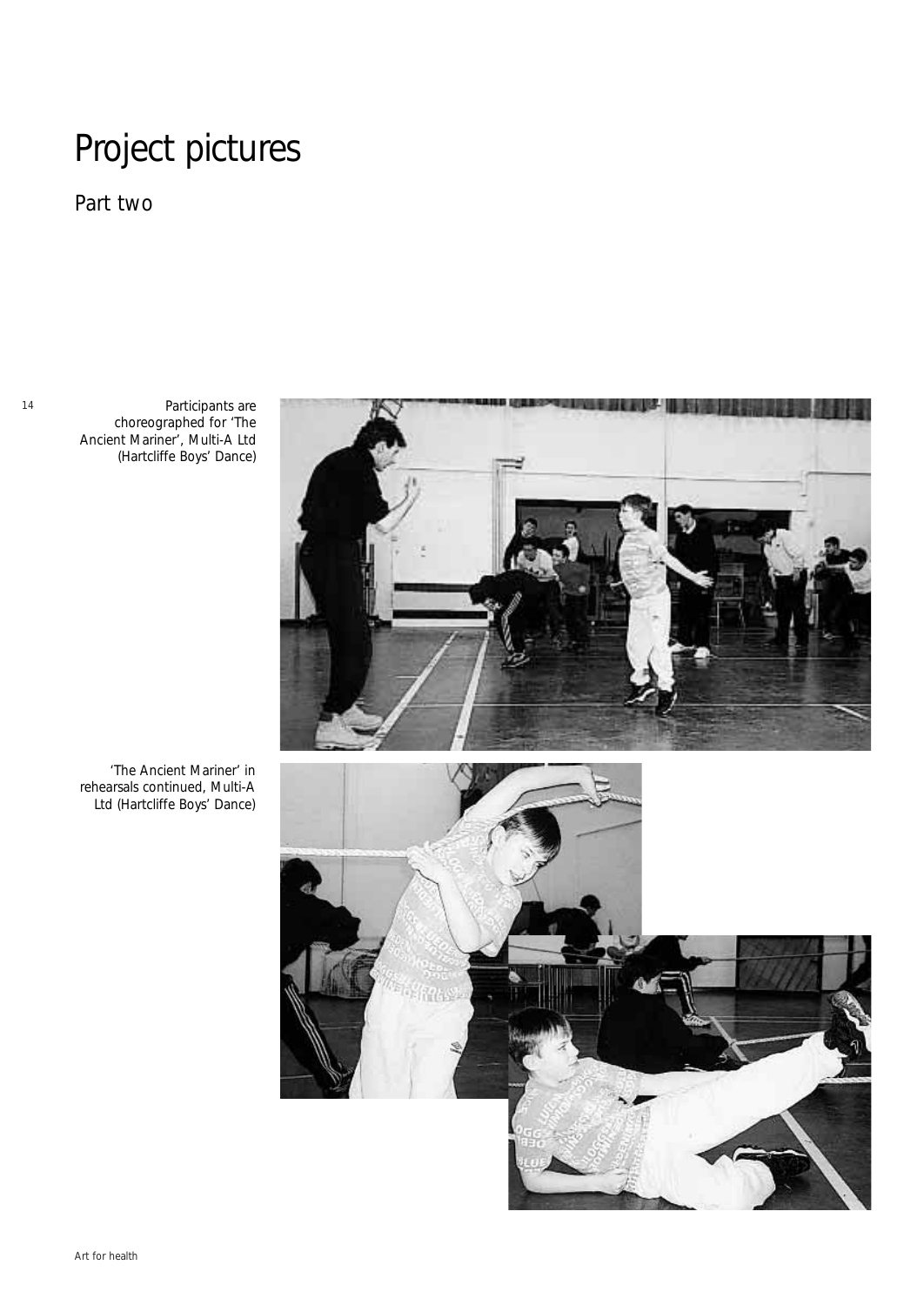# Project pictures

## Part two

Participants are choreographed for 'The Ancient Mariner', Multi-A Ltd (Hartcliffe Boys' Dance)

'The Ancient Mariner' in rehearsals continued, Multi-A Ltd (Hartcliffe Boys' Dance)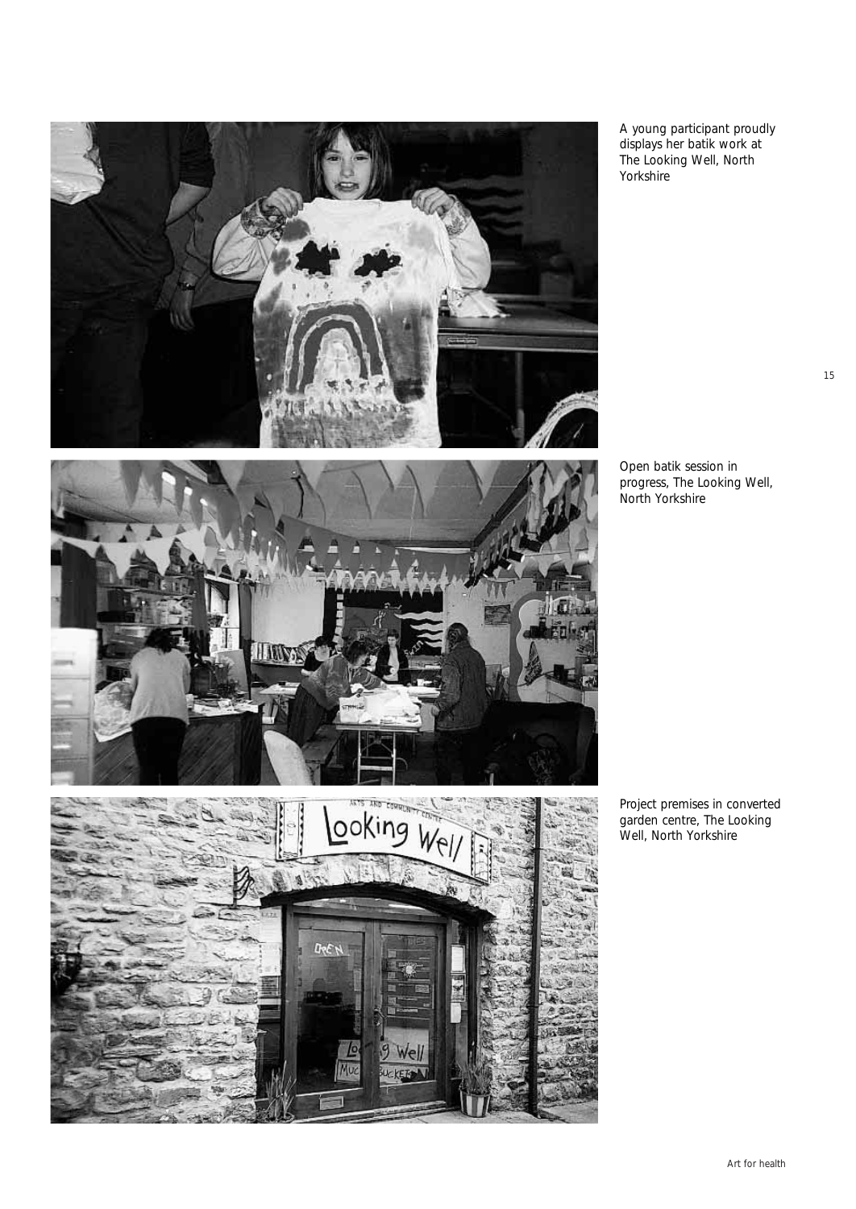A young participant proudly displays her batik work at The Looking Well, North Yorkshire

Open batik session in progress, The Looking Well, North Yorkshire

Project premises in converted garden centre, The Looking Well, North Yorkshire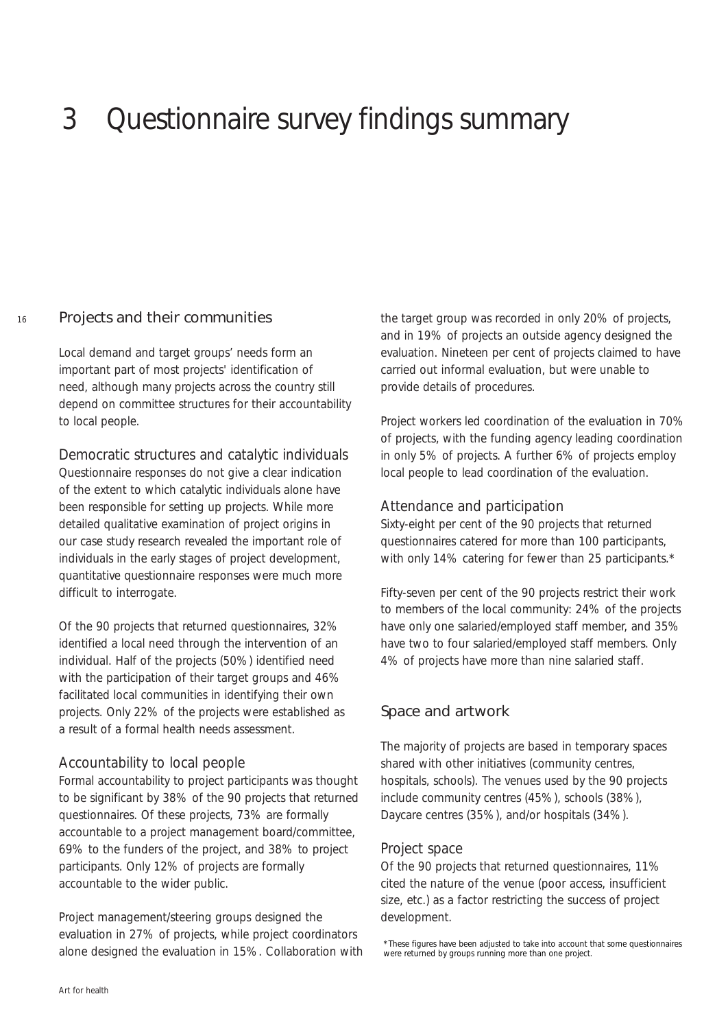# 3 Questionnaire survey findings summary

## Projects and their communities

Local demand and target groups' needs form an important part of most projects' identification of need, although many projects across the country still depend on committee structures for their accountability to local people.

### Democratic structures and catalytic individuals

Questionnaire responses do not give a clear indication of the extent to which catalytic individuals alone have been responsible for setting up projects. While more detailed qualitative examination of project origins in our case study research revealed the important role of individuals in the early stages of project development, quantitative questionnaire responses were much more difficult to interrogate.

Of the 90 projects that returned questionnaires, 32% identified a local need through the intervention of an individual. Half of the projects (50%) identified need with the participation of their target groups and 46% facilitated local communities in identifying their own projects. Only 22% of the projects were established as a result of a formal health needs assessment.

### Accountability to local people

Formal accountability to project participants was thought to be significant by 38% of the 90 projects that returned questionnaires. Of these projects, 73% are formally accountable to a project management board/committee, 69% to the funders of the project, and 38% to project participants. Only 12% of projects are formally accountable to the wider public.

Project management/steering groups designed the evaluation in 27% of projects, while project coordinators alone designed the evaluation in 15%. Collaboration with the target group was recorded in only 20% of projects, and in 19% of projects an outside agency designed the evaluation. Nineteen per cent of projects claimed to have carried out informal evaluation, but were unable to provide details of procedures.

Project workers led coordination of the evaluation in 70% of projects, with the funding agency leading coordination in only 5% of projects. A further 6% of projects employ local people to lead coordination of the evaluation.

### Attendance and participation

Sixty-eight per cent of the 90 projects that returned questionnaires catered for more than 100 participants, with only 14% catering for fewer than 25 participants.*

Fifty-seven per cent of the 90 projects restrict their work to members of the local community: 24% of the projects have only one salaried/employed staff member, and 35% have two to four salaried/employed staff members. Only 4% of projects have more than nine salaried staff.

## Space and artwork

The majority of projects are based in temporary spaces shared with other initiatives (community centres, hospitals, schools). The venues used by the 90 projects include community centres (45%), schools (38%), Daycare centres (35%), and/or hospitals (34%).

### Project space

Of the 90 projects that returned questionnaires, 11% cited the nature of the venue (poor access, insufficient size, etc.) as a factor restricting the success of project development.

*These figures have been adjusted to take into account that some questionnaires were returned by groups running more than one project.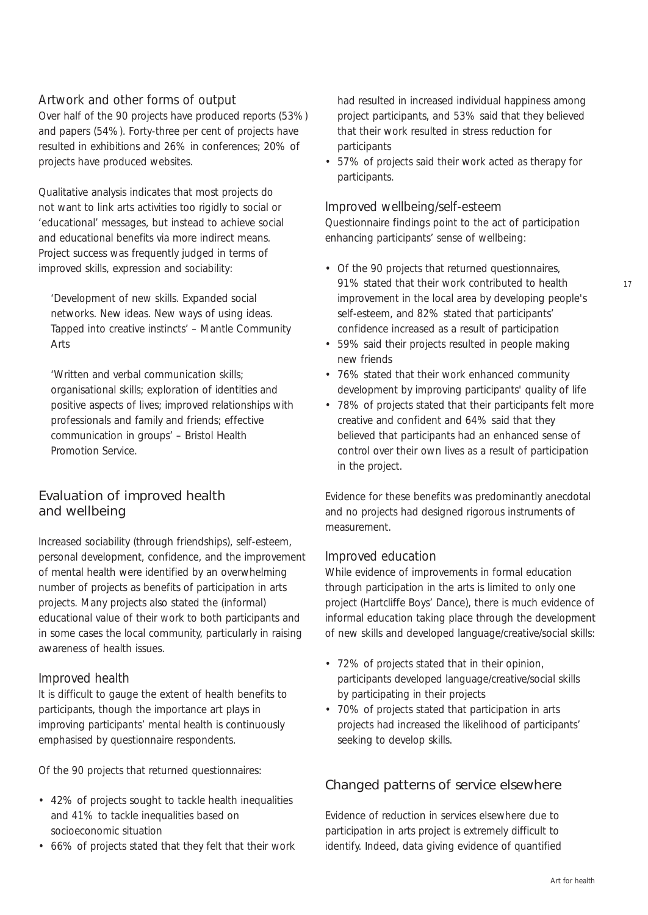### Artwork and other forms of output

Over half of the 90 projects have produced reports (53%) and papers (54%). Forty-three per cent of projects have resulted in exhibitions and 26% in conferences; 20% of projects have produced websites.

Qualitative analysis indicates that most projects do not want to link arts activities too rigidly to social or 'educational' messages, but instead to achieve social and educational benefits via more indirect means. Project success was frequently judged in terms of improved skills, expression and sociability:

> 'Development of new skills. Expanded social networks. New ideas. New ways of using ideas. Tapped into creative instincts' – Mantle Community Arts

> 'Written and verbal communication skills; organisational skills; exploration of identities and positive aspects of lives; improved relationships with professionals and family and friends; effective communication in groups' – Bristol Health Promotion Service.

## Evaluation of improved health and wellbeing

Increased sociability (through friendships), self-esteem, personal development, confidence, and the improvement of mental health were identified by an overwhelming number of projects as benefits of participation in arts projects. Many projects also stated the (informal) educational value of their work to both participants and in some cases the local community, particularly in raising awareness of health issues.

### Improved health

It is difficult to gauge the extent of health benefits to participants, though the importance art plays in improving participants' mental health is continuously emphasised by questionnaire respondents.

Of the 90 projects that returned questionnaires:

- 42% of projects sought to tackle health inequalities and 41% to tackle inequalities based on socioeconomic situation
- 66% of projects stated that they felt that their work had resulted in increased individual happiness among project participants, and 53% said that they believed that their work resulted in stress reduction for participants
- 57% of projects said their work acted as therapy for participants.

### Improved wellbeing/self-esteem

Questionnaire findings point to the act of participation enhancing participants' sense of wellbeing:

- Of the 90 projects that returned questionnaires, 91% stated that their work contributed to health improvement in the local area by developing people's self-esteem, and 82% stated that participants' confidence increased as a result of participation
- 59% said their projects resulted in people making new friends
- 76% stated that their work enhanced community development by improving participants' quality of life
- 78% of projects stated that their participants felt more creative and confident and 64% said that they believed that participants had an enhanced sense of control over their own lives as a result of participation in the project.

Evidence for these benefits was predominantly anecdotal and no projects had designed rigorous instruments of measurement.

### Improved education

While evidence of improvements in formal education through participation in the arts is limited to only one project (Hartcliffe Boys' Dance), there is much evidence of informal education taking place through the development of new skills and developed language/creative/social skills:

- 72% of projects stated that in their opinion, participants developed language/creative/social skills by participating in their projects
- 70% of projects stated that participation in arts projects had increased the likelihood of participants' seeking to develop skills.

## Changed patterns of service elsewhere

Evidence of reduction in services elsewhere due to participation in arts project is extremely difficult to identify. Indeed, data giving evidence of quantified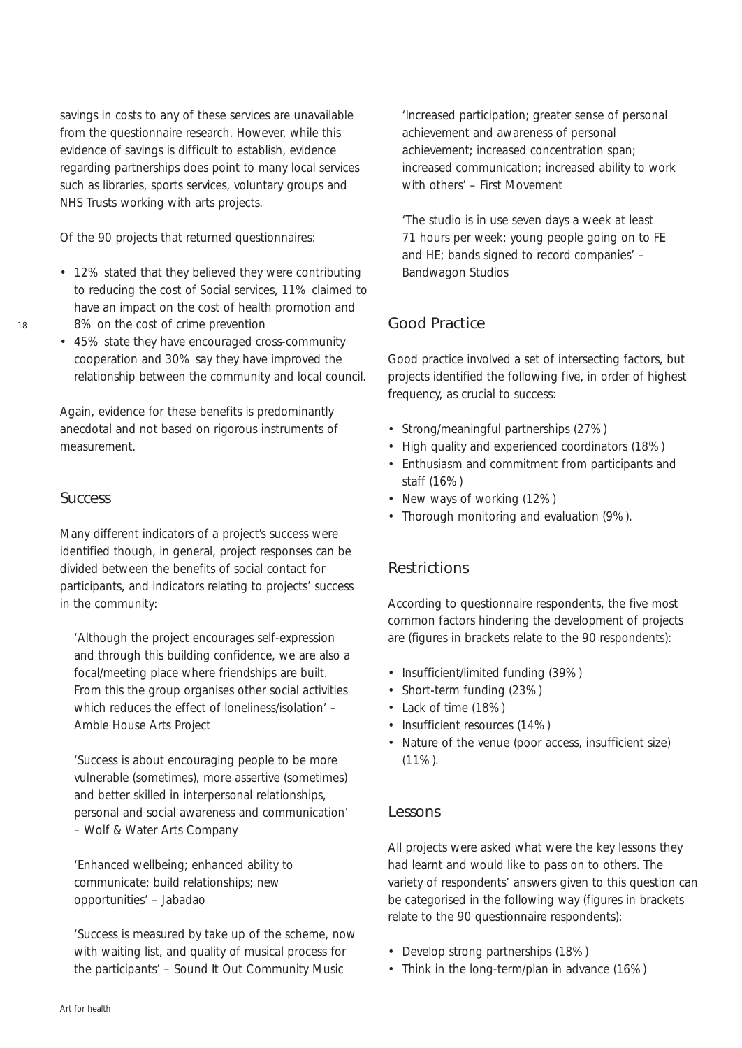savings in costs to any of these services are unavailable from the questionnaire research. However, while this evidence of savings is difficult to establish, evidence regarding partnerships does point to many local services such as libraries, sports services, voluntary groups and NHS Trusts working with arts projects.

Of the 90 projects that returned questionnaires:

- 12% stated that they believed they were contributing to reducing the cost of Social services, 11% claimed to have an impact on the cost of health promotion and 8% on the cost of crime prevention
- 45% state they have encouraged cross-community cooperation and 30% say they have improved the relationship between the community and local council.

Again, evidence for these benefits is predominantly anecdotal and not based on rigorous instruments of measurement.

## Success

Many different indicators of a project's success were identified though, in general, project responses can be divided between the benefits of social contact for participants, and indicators relating to projects' success in the community:

> 'Although the project encourages self-expression and through this building confidence, we are also a focal/meeting place where friendships are built. From this the group organises other social activities which reduces the effect of loneliness/isolation' – Amble House Arts Project

> 'Success is about encouraging people to be more vulnerable (sometimes), more assertive (sometimes) and better skilled in interpersonal relationships, personal and social awareness and communication' – Wolf & Water Arts Company

> 'Enhanced wellbeing; enhanced ability to communicate; build relationships; new opportunities' – Jabadao

> 'Success is measured by take up of the scheme, now with waiting list, and quality of musical process for the participants' – Sound It Out Community Music

> 'Increased participation; greater sense of personal achievement and awareness of personal achievement; increased concentration span; increased communication; increased ability to work with others' – First Movement

> 'The studio is in use seven days a week at least 71 hours per week; young people going on to FE and HE; bands signed to record companies' – Bandwagon Studios

## Good Practice

Good practice involved a set of intersecting factors, but projects identified the following five, in order of highest frequency, as crucial to success:

- Strong/meaningful partnerships (27%)
- High quality and experienced coordinators (18%)
- Enthusiasm and commitment from participants and staff (16%)
- New ways of working (12%)
- Thorough monitoring and evaluation (9%).

## Restrictions

According to questionnaire respondents, the five most common factors hindering the development of projects are (figures in brackets relate to the 90 respondents):

- Insufficient/limited funding (39%)
- Short-term funding (23%)
- Lack of time (18%)
- Insufficient resources (14%)
- Nature of the venue (poor access, insufficient size) (11%).

## Lessons

All projects were asked what were the key lessons they had learnt and would like to pass on to others. The variety of respondents' answers given to this question can be categorised in the following way (figures in brackets relate to the 90 questionnaire respondents):

- Develop strong partnerships (18%)
- Think in the long-term/plan in advance (16%)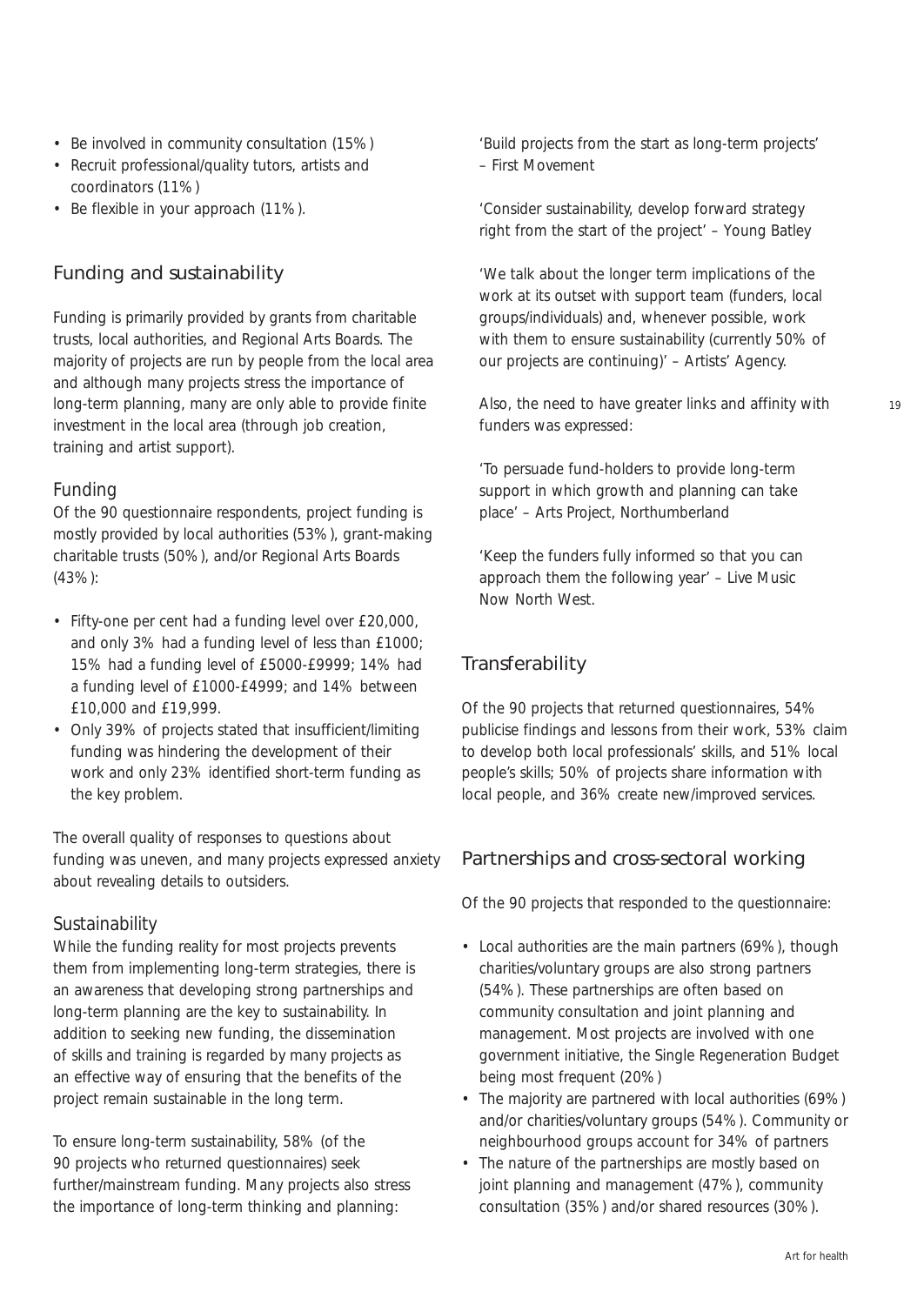- Be involved in community consultation (15%)
- Recruit professional/quality tutors, artists and coordinators (11%)
- Be flexible in your approach (11%).

## Funding and sustainability

Funding is primarily provided by grants from charitable trusts, local authorities, and Regional Arts Boards. The majority of projects are run by people from the local area and although many projects stress the importance of long-term planning, many are only able to provide finite investment in the local area (through job creation, training and artist support).

### Funding

Of the 90 questionnaire respondents, project funding is mostly provided by local authorities (53%), grant-making charitable trusts (50%), and/or Regional Arts Boards (43%):

- Fifty-one per cent had a funding level over £20,000, and only 3% had a funding level of less than £1000; 15% had a funding level of £5000-£9999; 14% had a funding level of £1000-£4999; and 14% between £10,000 and £19,999.
- Only 39% of projects stated that insufficient/limiting funding was hindering the development of their work and only 23% identified short-term funding as the key problem.

The overall quality of responses to questions about funding was uneven, and many projects expressed anxiety about revealing details to outsiders.

### Sustainability

While the funding reality for most projects prevents them from implementing long-term strategies, there is an awareness that developing strong partnerships and long-term planning are the key to sustainability. In addition to seeking new funding, the dissemination of skills and training is regarded by many projects as an effective way of ensuring that the benefits of the project remain sustainable in the long term.

To ensure long-term sustainability, 58% (of the 90 projects who returned questionnaires) seek further/mainstream funding. Many projects also stress the importance of long-term thinking and planning:

'Build projects from the start as long-term projects' – First Movement

'Consider sustainability, develop forward strategy right from the start of the project' – Young Batley

'We talk about the longer term implications of the work at its outset with support team (funders, local groups/individuals) and, whenever possible, work with them to ensure sustainability (currently 50% of our projects are continuing)' – Artists' Agency.

Also, the need to have greater links and affinity with funders was expressed:

'To persuade fund-holders to provide long-term support in which growth and planning can take place' – Arts Project, Northumberland

'Keep the funders fully informed so that you can approach them the following year' – Live Music Now North West.

## Transferability

Of the 90 projects that returned questionnaires, 54% publicise findings and lessons from their work, 53% claim to develop both local professionals' skills, and 51% local people's skills; 50% of projects share information with local people, and 36% create new/improved services.

## Partnerships and cross-sectoral working

Of the 90 projects that responded to the questionnaire:

- Local authorities are the main partners (69%), though charities/voluntary groups are also strong partners (54%). These partnerships are often based on community consultation and joint planning and management. Most projects are involved with one government initiative, the Single Regeneration Budget being most frequent (20%)
- The majority are partnered with local authorities (69%) and/or charities/voluntary groups (54%). Community or neighbourhood groups account for 34% of partners
- The nature of the partnerships are mostly based on joint planning and management (47%), community consultation (35%) and/or shared resources (30%).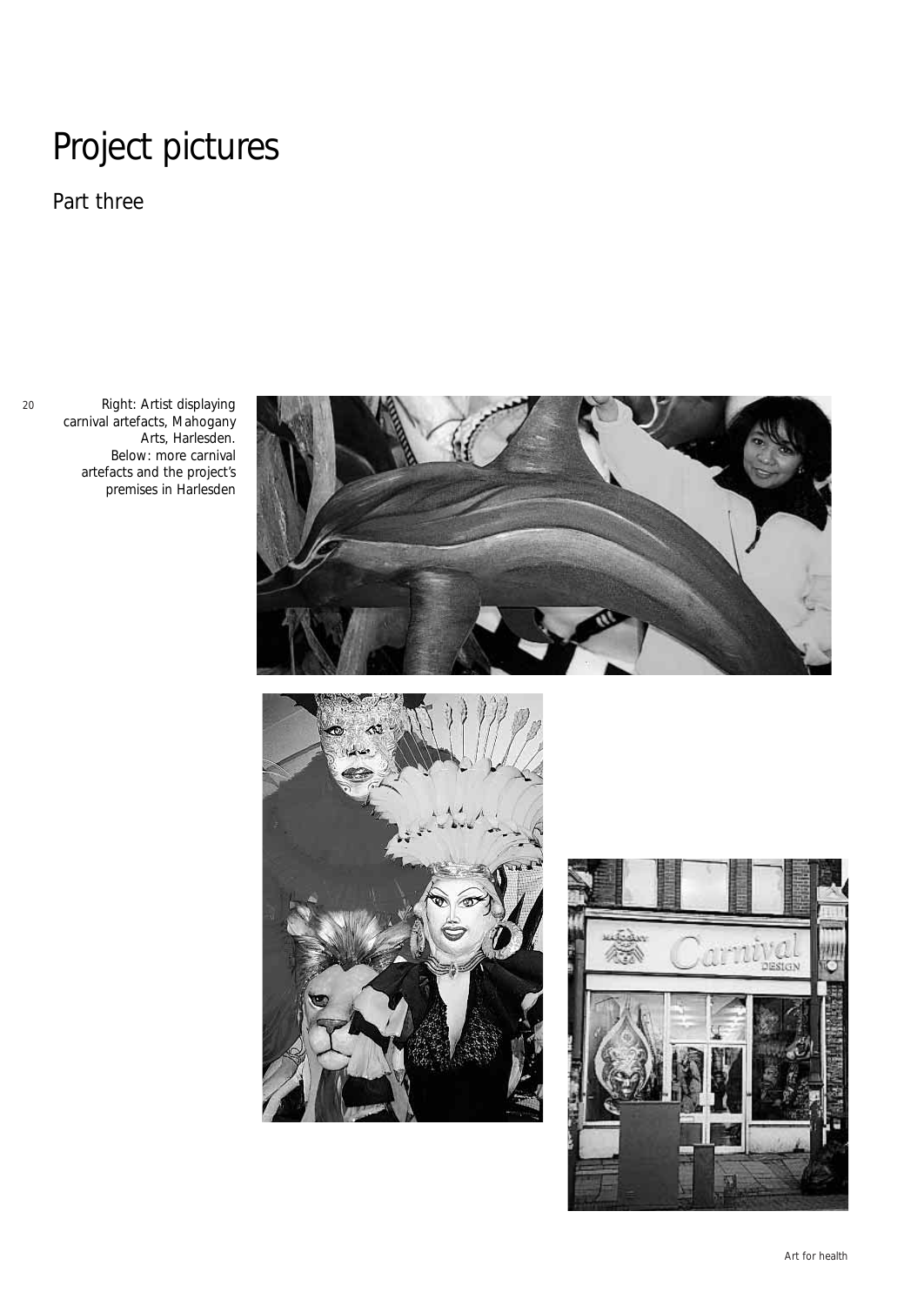# Project pictures

## Part three

Right: Artist displaying carnival artefacts, Mahogany Arts, Harlesden. Below: more carnival artefacts and the project's premises in Harlesden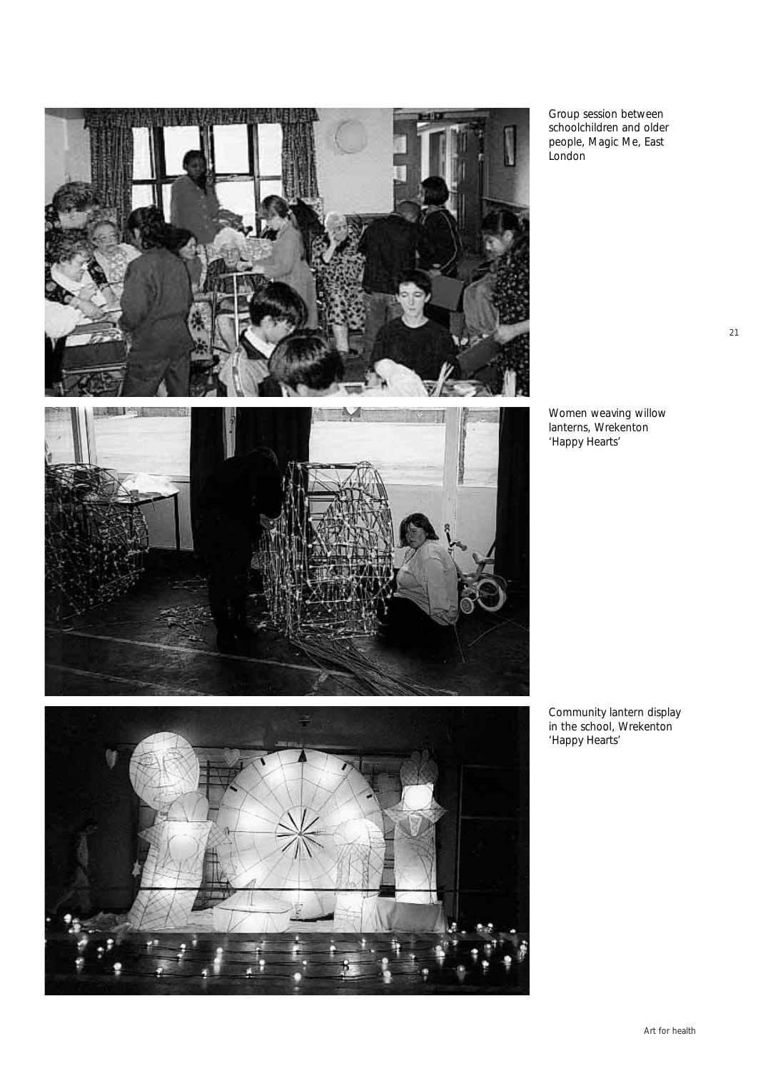Group session between schoolchildren and older people, Magic Me, East London

Women weaving willow lanterns, Wrekenton 'Happy Hearts'

Community lantern display in the school, Wrekenton 'Happy Hearts'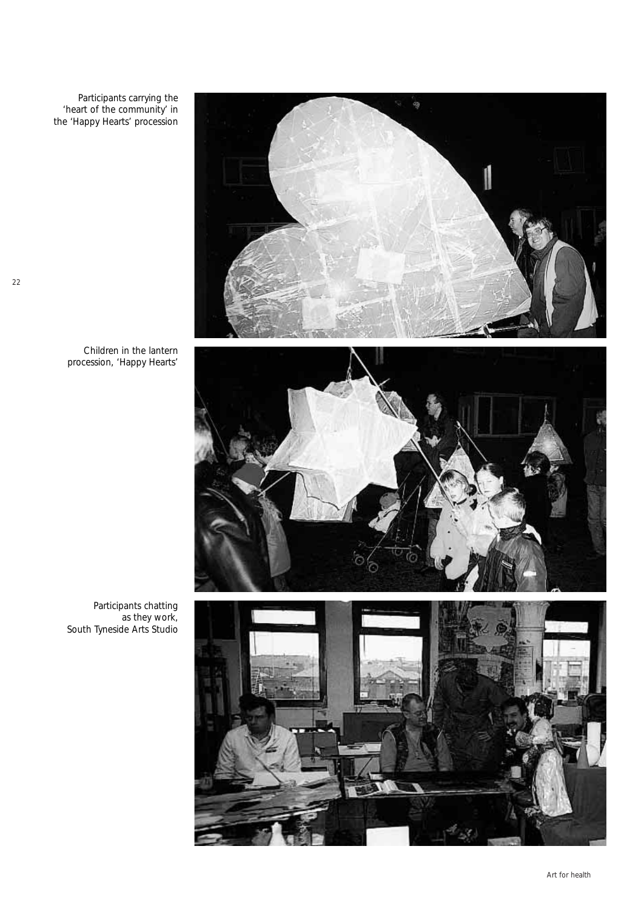Participants carrying the 'heart of the community' in the 'Happy Hearts' procession

Children in the lantern procession, 'Happy Hearts'

Participants chatting as they work, South Tyneside Arts Studio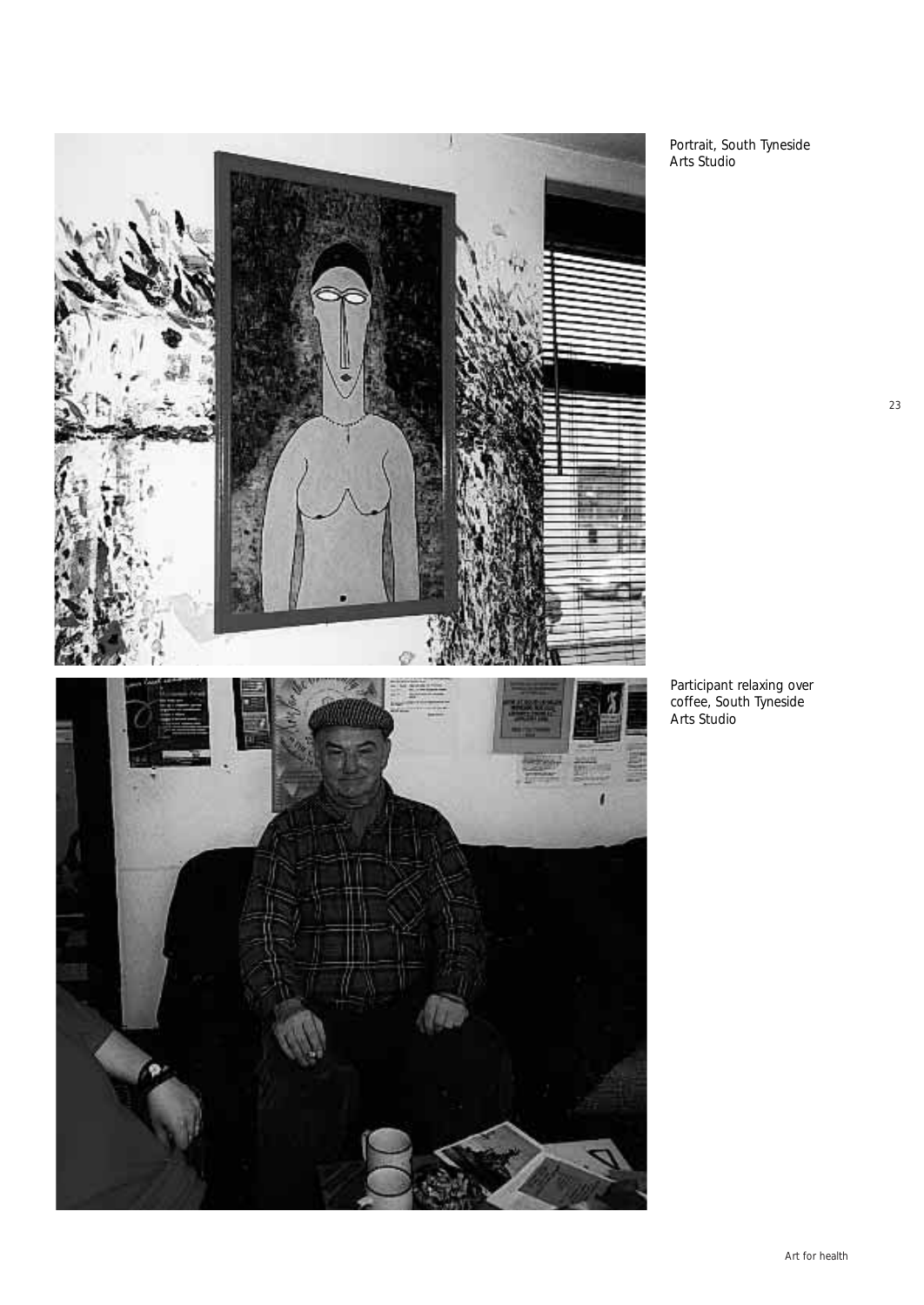Portrait, South Tyneside Arts Studio

Participant relaxing over coffee, South Tyneside Arts Studio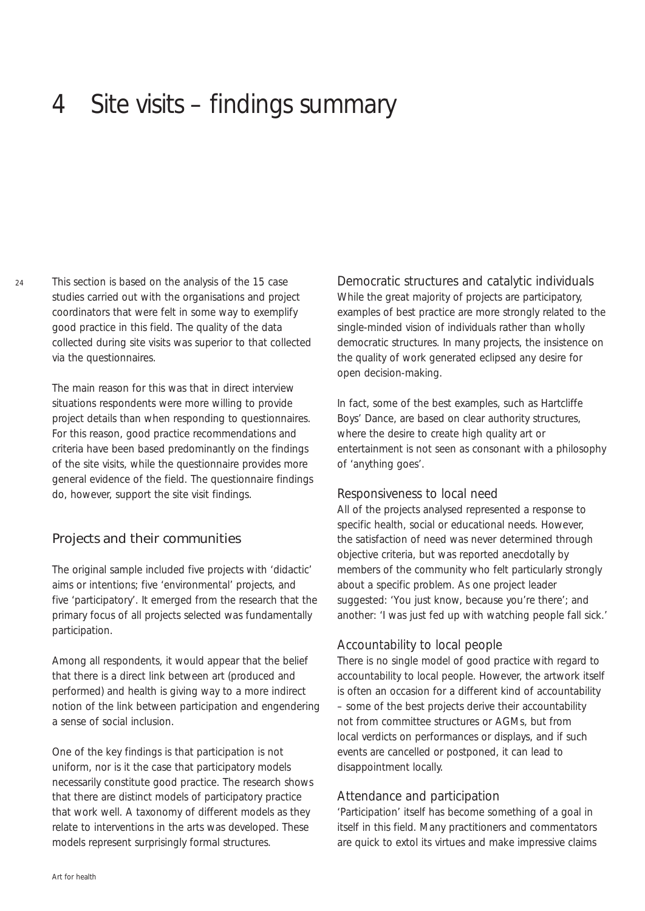# 4 Site visits – findings summary

This section is based on the analysis of the 15 case studies carried out with the organisations and project coordinators that were felt in some way to exemplify good practice in this field. The quality of the data collected during site visits was superior to that collected via the questionnaires.

The main reason for this was that in direct interview situations respondents were more willing to provide project details than when responding to questionnaires. For this reason, good practice recommendations and criteria have been based predominantly on the findings of the site visits, while the questionnaire provides more general evidence of the field. The questionnaire findings do, however, support the site visit findings.

## Projects and their communities

The original sample included five projects with 'didactic' aims or intentions; five 'environmental' projects, and five 'participatory'. It emerged from the research that the primary focus of all projects selected was fundamentally participation.

Among all respondents, it would appear that the belief that there is a direct link between art (produced and performed) and health is giving way to a more indirect notion of the link between participation and engendering a sense of social inclusion.

One of the key findings is that participation is not uniform, nor is it the case that participatory models necessarily constitute good practice. The research shows that there are distinct models of participatory practice that work well. A taxonomy of different models as they relate to interventions in the arts was developed. These models represent surprisingly formal structures.

### Democratic structures and catalytic individuals

While the great majority of projects are participatory, examples of best practice are more strongly related to the single-minded vision of individuals rather than wholly democratic structures. In many projects, the insistence on the quality of work generated eclipsed any desire for open decision-making.

In fact, some of the best examples, such as Hartcliffe Boys' Dance, are based on clear authority structures, where the desire to create high quality art or entertainment is not seen as consonant with a philosophy of 'anything goes'.

### Responsiveness to local need

All of the projects analysed represented a response to specific health, social or educational needs. However, the satisfaction of need was never determined through objective criteria, but was reported anecdotally by members of the community who felt particularly strongly about a specific problem. As one project leader suggested: 'You just know, because you're there'; and another: 'I was just fed up with watching people fall sick.'

### Accountability to local people

There is no single model of good practice with regard to accountability to local people. However, the artwork itself is often an occasion for a different kind of accountability – some of the best projects derive their accountability not from committee structures or AGMs, but from local verdicts on performances or displays, and if such events are cancelled or postponed, it can lead to disappointment locally.

### Attendance and participation

'Participation' itself has become something of a goal in itself in this field. Many practitioners and commentators are quick to extol its virtues and make impressive claims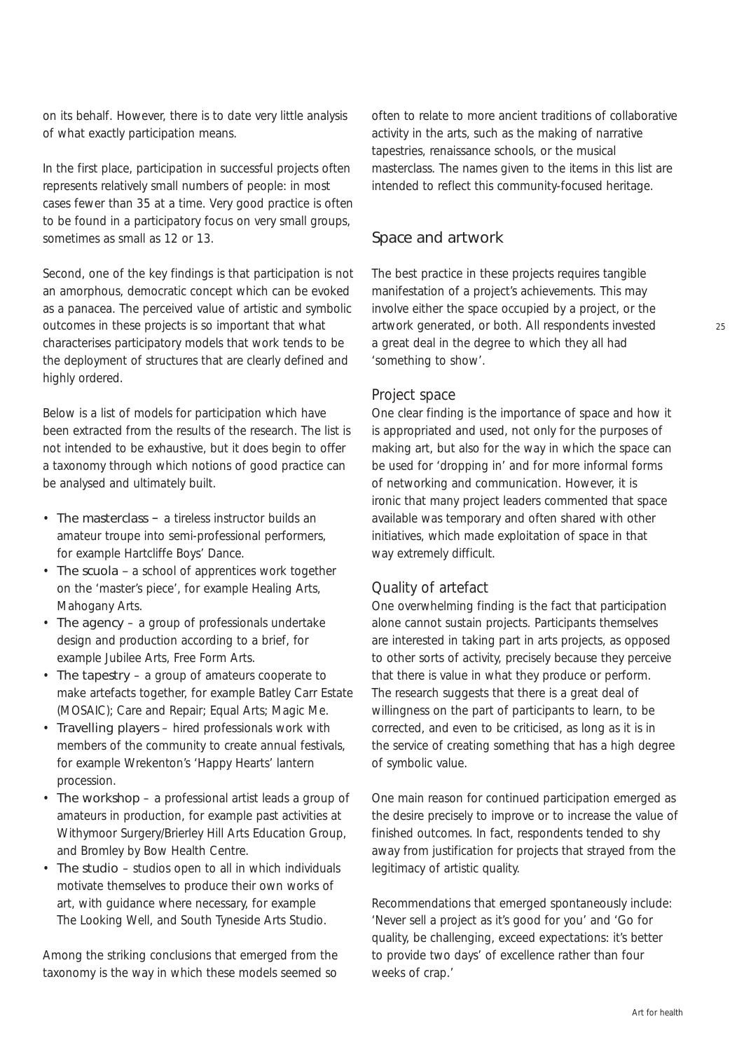on its behalf. However, there is to date very little analysis of what exactly participation means.

In the first place, participation in successful projects often represents relatively small numbers of people: in most cases fewer than 35 at a time. Very good practice is often to be found in a participatory focus on very small groups, sometimes as small as 12 or 13.

Second, one of the key findings is that participation is not an amorphous, democratic concept which can be evoked as a panacea. The perceived value of artistic and symbolic outcomes in these projects is so important that what characterises participatory models that work tends to be the deployment of structures that are clearly defined and highly ordered.

Below is a list of models for participation which have been extracted from the results of the research. The list is not intended to be exhaustive, but it does begin to offer a taxonomy through which notions of good practice can be analysed and ultimately built.

- The masterclass – a tireless instructor builds an amateur troupe into semi-professional performers, for example Hartcliffe Boys' Dance.
- The scuola – a school of apprentices work together on the 'master's piece', for example Healing Arts, Mahogany Arts.
- The agency – a group of professionals undertake design and production according to a brief, for example Jubilee Arts, Free Form Arts.
- The tapestry – a group of amateurs cooperate to make artefacts together, for example Batley Carr Estate (MOSAIC); Care and Repair; Equal Arts; Magic Me.
- Travelling players – hired professionals work with members of the community to create annual festivals, for example Wrekenton's 'Happy Hearts' lantern procession.
- The workshop – a professional artist leads a group of amateurs in production, for example past activities at Withymoor Surgery/Brierley Hill Arts Education Group, and Bromley by Bow Health Centre.
- The studio – studios open to all in which individuals motivate themselves to produce their own works of art, with guidance where necessary, for example The Looking Well, and South Tyneside Arts Studio.

Among the striking conclusions that emerged from the taxonomy is the way in which these models seemed so often to relate to more ancient traditions of collaborative activity in the arts, such as the making of narrative tapestries, renaissance schools, or the musical masterclass. The names given to the items in this list are intended to reflect this community-focused heritage.

## Space and artwork

The best practice in these projects requires tangible manifestation of a project's achievements. This may involve either the space occupied by a project, or the artwork generated, or both. All respondents invested a great deal in the degree to which they all had 'something to show'.

### Project space

One clear finding is the importance of space and how it is appropriated and used, not only for the purposes of making art, but also for the way in which the space can be used for 'dropping in' and for more informal forms of networking and communication. However, it is ironic that many project leaders commented that space available was temporary and often shared with other initiatives, which made exploitation of space in that way extremely difficult.

### Quality of artefact

One overwhelming finding is the fact that participation alone cannot sustain projects. Participants themselves are interested in taking part in arts projects, as opposed to other sorts of activity, precisely because they perceive that there is value in what they produce or perform. The research suggests that there is a great deal of willingness on the part of participants to learn, to be corrected, and even to be criticised, as long as it is in the service of creating something that has a high degree of symbolic value.

One main reason for continued participation emerged as the desire precisely to improve or to increase the value of finished outcomes. In fact, respondents tended to shy away from justification for projects that strayed from the legitimacy of artistic quality.

Recommendations that emerged spontaneously include: 'Never sell a project as it's good for you' and 'Go for quality, be challenging, exceed expectations: it's better to provide two days' of excellence rather than four weeks of crap.'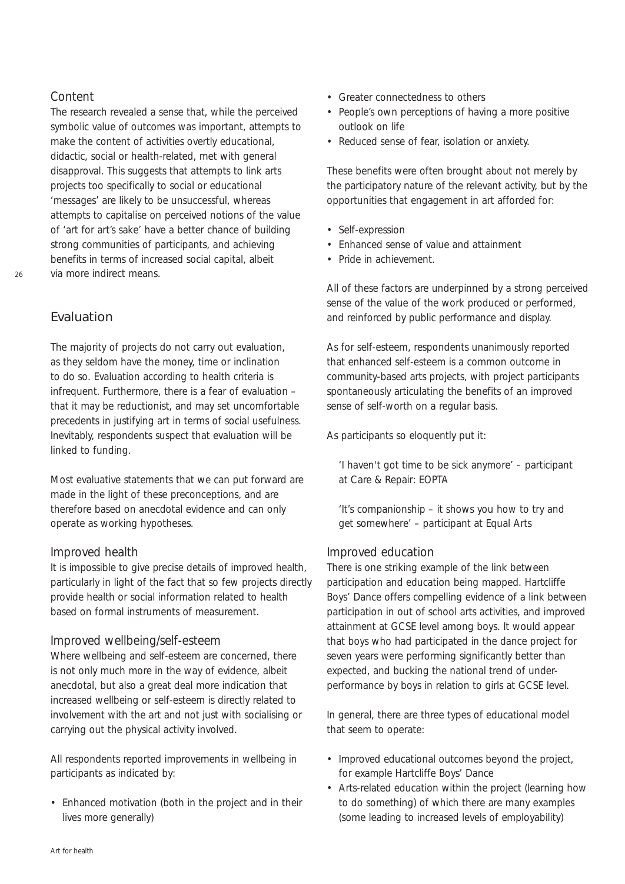### Content

The research revealed a sense that, while the perceived symbolic value of outcomes was important, attempts to make the content of activities overtly educational, didactic, social or health-related, met with general disapproval. This suggests that attempts to link arts projects too specifically to social or educational 'messages' are likely to be unsuccessful, whereas attempts to capitalise on perceived notions of the value of 'art for art's sake' have a better chance of building strong communities of participants, and achieving benefits in terms of increased social capital, albeit via more indirect means.

## Evaluation

The majority of projects do not carry out evaluation, as they seldom have the money, time or inclination to do so. Evaluation according to health criteria is infrequent. Furthermore, there is a fear of evaluation – that it may be reductionist, and may set uncomfortable precedents in justifying art in terms of social usefulness. Inevitably, respondents suspect that evaluation will be linked to funding.

Most evaluative statements that we can put forward are made in the light of these preconceptions, and are therefore based on anecdotal evidence and can only operate as working hypotheses.

### Improved health

It is impossible to give precise details of improved health, particularly in light of the fact that so few projects directly provide health or social information related to health based on formal instruments of measurement.

### Improved wellbeing/self-esteem

Where wellbeing and self-esteem are concerned, there is not only much more in the way of evidence, albeit anecdotal, but also a great deal more indication that increased wellbeing or self-esteem is directly related to involvement with the art and not just with socialising or carrying out the physical activity involved.

All respondents reported improvements in wellbeing in participants as indicated by:

- Enhanced motivation (both in the project and in their lives more generally)
- Greater connectedness to others
- People's own perceptions of having a more positive outlook on life
- Reduced sense of fear, isolation or anxiety.

These benefits were often brought about not merely by the participatory nature of the relevant activity, but by the opportunities that engagement in art afforded for:

- Self-expression
- Enhanced sense of value and attainment
- Pride in achievement.

All of these factors are underpinned by a strong perceived sense of the value of the work produced or performed, and reinforced by public performance and display.

As for self-esteem, respondents unanimously reported that enhanced self-esteem is a common outcome in community-based arts projects, with project participants spontaneously articulating the benefits of an improved sense of self-worth on a regular basis.

As participants so eloquently put it:

> 'I haven't got time to be sick anymore' – participant at Care & Repair: EOPTA

> 'It's companionship – it shows you how to try and get somewhere' – participant at Equal Arts

### Improved education

There is one striking example of the link between participation and education being mapped. Hartcliffe Boys' Dance offers compelling evidence of a link between participation in out of school arts activities, and improved attainment at GCSE level among boys. It would appear that boys who had participated in the dance project for seven years were performing significantly better than expected, and bucking the national trend of under-performance by boys in relation to girls at GCSE level.

In general, there are three types of educational model that seem to operate:

- Improved educational outcomes beyond the project, for example Hartcliffe Boys' Dance
- Arts-related education within the project (learning how to do something) of which there are many examples (some leading to increased levels of employability)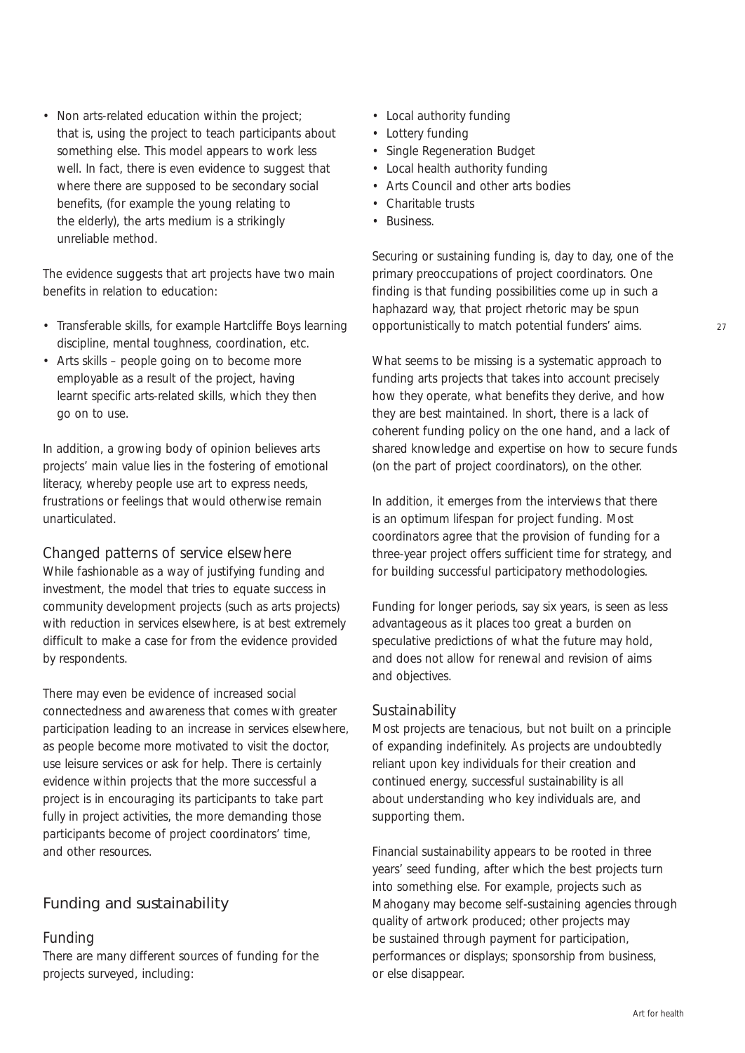- Non arts-related education within the project; that is, using the project to teach participants about something else. This model appears to work less well. In fact, there is even evidence to suggest that where there are supposed to be secondary social benefits, (for example the young relating to the elderly), the arts medium is a strikingly unreliable method.

The evidence suggests that art projects have two main benefits in relation to education:

- Transferable skills, for example Hartcliffe Boys learning discipline, mental toughness, coordination, etc.
- Arts skills – people going on to become more employable as a result of the project, having learnt specific arts-related skills, which they then go on to use.

In addition, a growing body of opinion believes arts projects' main value lies in the fostering of emotional literacy, whereby people use art to express needs, frustrations or feelings that would otherwise remain unarticulated.

### Changed patterns of service elsewhere

While fashionable as a way of justifying funding and investment, the model that tries to equate success in community development projects (such as arts projects) with reduction in services elsewhere, is at best extremely difficult to make a case for from the evidence provided by respondents.

There may even be evidence of increased social connectedness and awareness that comes with greater participation leading to an increase in services elsewhere, as people become more motivated to visit the doctor, use leisure services or ask for help. There is certainly evidence within projects that the more successful a project is in encouraging its participants to take part fully in project activities, the more demanding those participants become of project coordinators' time, and other resources.

## Funding and sustainability

### Funding

There are many different sources of funding for the projects surveyed, including:

- Local authority funding
- Lottery funding
- Single Regeneration Budget
- Local health authority funding
- Arts Council and other arts bodies
- Charitable trusts
- Business.

Securing or sustaining funding is, day to day, one of the primary preoccupations of project coordinators. One finding is that funding possibilities come up in such a haphazard way, that project rhetoric may be spun opportunistically to match potential funders' aims.

What seems to be missing is a systematic approach to funding arts projects that takes into account precisely how they operate, what benefits they derive, and how they are best maintained. In short, there is a lack of coherent funding policy on the one hand, and a lack of shared knowledge and expertise on how to secure funds (on the part of project coordinators), on the other.

In addition, it emerges from the interviews that there is an optimum lifespan for project funding. Most coordinators agree that the provision of funding for a three-year project offers sufficient time for strategy, and for building successful participatory methodologies.

Funding for longer periods, say six years, is seen as less advantageous as it places too great a burden on speculative predictions of what the future may hold, and does not allow for renewal and revision of aims and objectives.

### Sustainability

Most projects are tenacious, but not built on a principle of expanding indefinitely. As projects are undoubtedly reliant upon key individuals for their creation and continued energy, successful sustainability is all about understanding who key individuals are, and supporting them.

Financial sustainability appears to be rooted in three years' seed funding, after which the best projects turn into something else. For example, projects such as Mahogany may become self-sustaining agencies through quality of artwork produced; other projects may be sustained through payment for participation, performances or displays; sponsorship from business, or else disappear.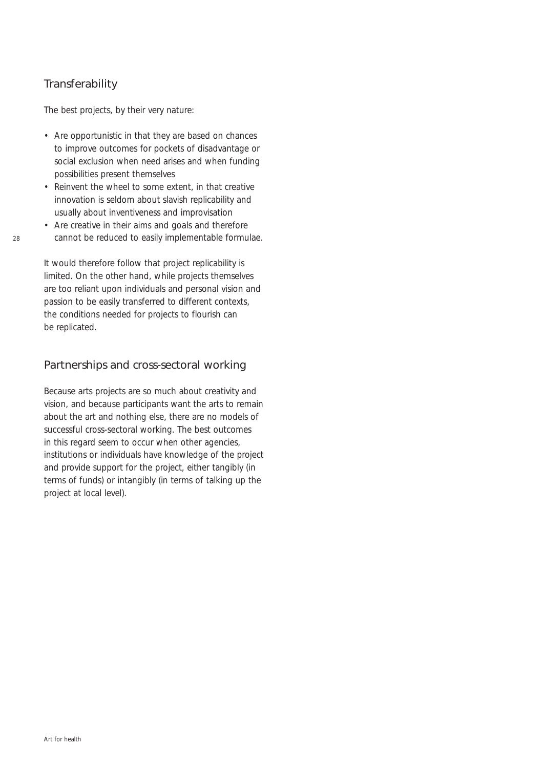## Transferability

The best projects, by their very nature:

- Are opportunistic in that they are based on chances to improve outcomes for pockets of disadvantage or social exclusion when need arises and when funding possibilities present themselves
- Reinvent the wheel to some extent, in that creative innovation is seldom about slavish replicability and usually about inventiveness and improvisation
- Are creative in their aims and goals and therefore cannot be reduced to easily implementable formulae.

It would therefore follow that project replicability is limited. On the other hand, while projects themselves are too reliant upon individuals and personal vision and passion to be easily transferred to different contexts, the conditions needed for projects to flourish can be replicated.

## Partnerships and cross-sectoral working

Because arts projects are so much about creativity and vision, and because participants want the arts to remain about the art and nothing else, there are no models of successful cross-sectoral working. The best outcomes in this regard seem to occur when other agencies, institutions or individuals have knowledge of the project and provide support for the project, either tangibly (in terms of funds) or intangibly (in terms of talking up the project at local level).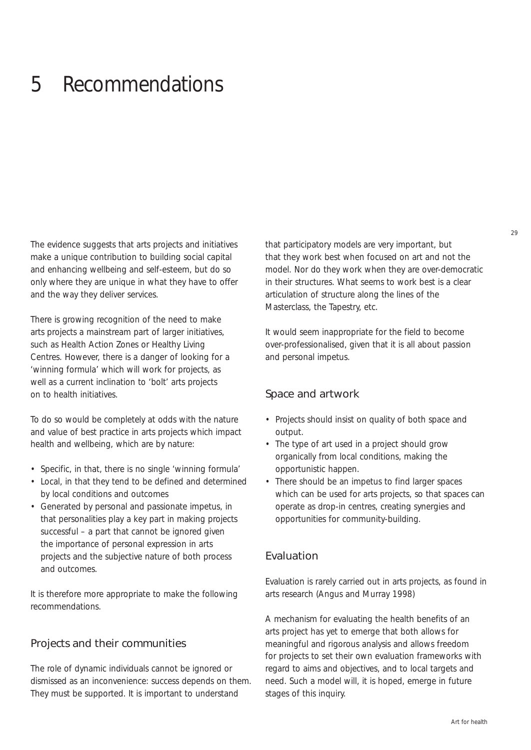# 5 Recommendations

The evidence suggests that arts projects and initiatives make a unique contribution to building social capital and enhancing wellbeing and self-esteem, but do so only where they are unique in what they have to offer and the way they deliver services.

There is growing recognition of the need to make arts projects a mainstream part of larger initiatives, such as Health Action Zones or Healthy Living Centres. However, there is a danger of looking for a 'winning formula' which will work for projects, as well as a current inclination to 'bolt' arts projects on to health initiatives.

To do so would be completely at odds with the nature and value of best practice in arts projects which impact health and wellbeing, which are by nature:

- Specific, in that, there is no single 'winning formula'
- Local, in that they tend to be defined and determined by local conditions and outcomes
- Generated by personal and passionate impetus, in that personalities play a key part in making projects successful – a part that cannot be ignored given the importance of personal expression in arts projects and the subjective nature of both process and outcomes.

It is therefore more appropriate to make the following recommendations.

## Projects and their communities

The role of dynamic individuals cannot be ignored or dismissed as an inconvenience: success depends on them. They must be supported. It is important to understand that participatory models are very important, but that they work best when focused on art and not the model. Nor do they work when they are over-democratic in their structures. What seems to work best is a clear articulation of structure along the lines of the Masterclass, the Tapestry, etc.

It would seem inappropriate for the field to become over-professionalised, given that it is all about passion and personal impetus.

## Space and artwork

- Projects should insist on quality of both space and output.
- The type of art used in a project should grow organically from local conditions, making the opportunistic happen.
- There should be an impetus to find larger spaces which can be used for arts projects, so that spaces can operate as drop-in centres, creating synergies and opportunities for community-building.

## Evaluation

Evaluation is rarely carried out in arts projects, as found in arts research (Angus and Murray 1998)

A mechanism for evaluating the health benefits of an arts project has yet to emerge that both allows for meaningful and rigorous analysis and allows freedom for projects to set their own evaluation frameworks with regard to aims and objectives, and to local targets and need. Such a model will, it is hoped, emerge in future stages of this inquiry.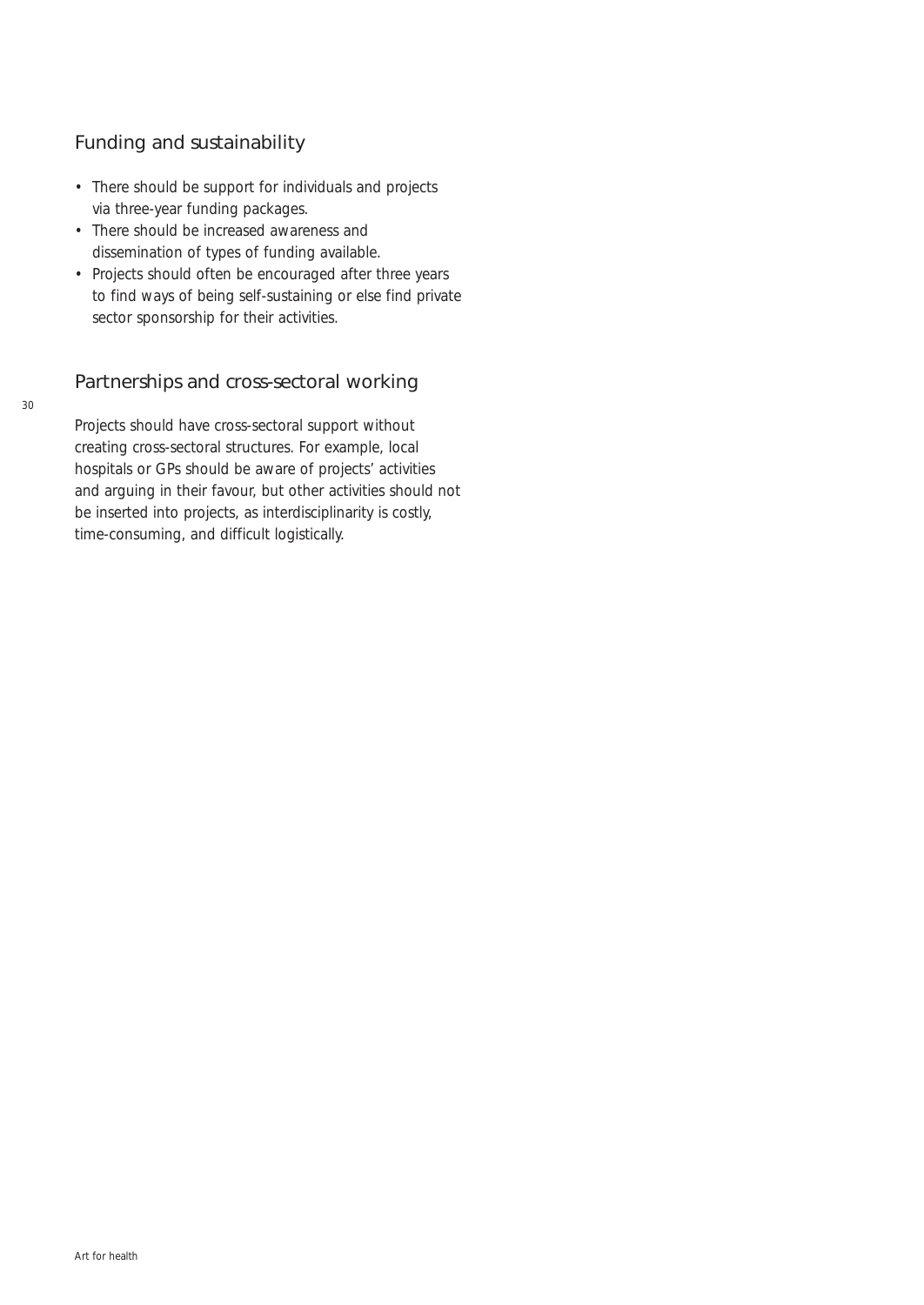## Funding and sustainability

- There should be support for individuals and projects via three-year funding packages.
- There should be increased awareness and dissemination of types of funding available.
- Projects should often be encouraged after three years to find ways of being self-sustaining or else find private sector sponsorship for their activities.

## Partnerships and cross-sectoral working

Projects should have cross-sectoral support without creating cross-sectoral structures. For example, local hospitals or GPs should be aware of projects' activities and arguing in their favour, but other activities should not be inserted into projects, as interdisciplinarity is costly, time-consuming, and difficult logistically.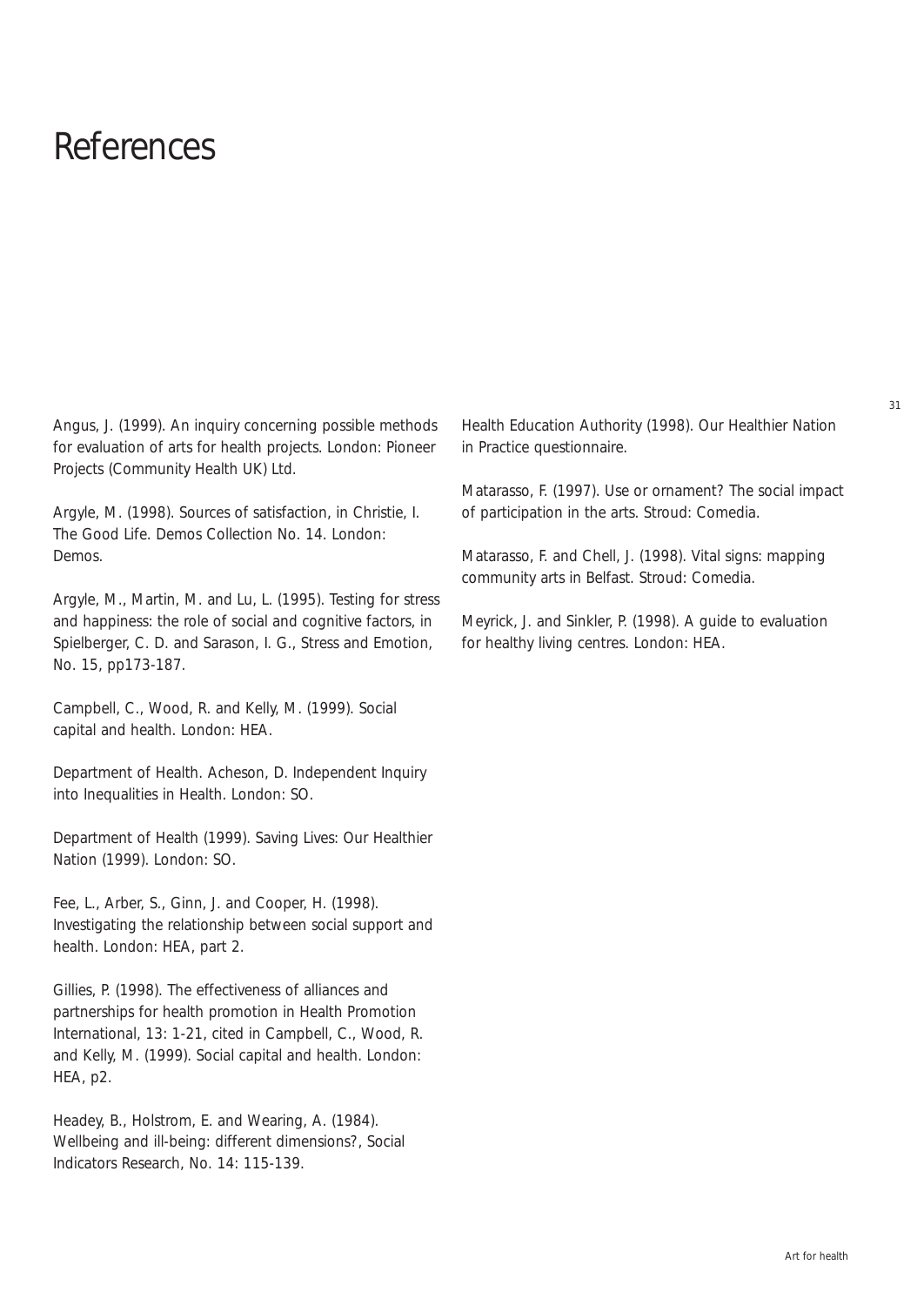# References

Angus, J. (1999). An inquiry concerning possible methods for evaluation of arts for health projects. London: Pioneer Projects (Community Health UK) Ltd.

Argyle, M. (1998). Sources of satisfaction, in Christie, I. The Good Life. Demos Collection No. 14. London: Demos.

Argyle, M., Martin, M. and Lu, L. (1995). Testing for stress and happiness: the role of social and cognitive factors, in Spielberger, C. D. and Sarason, I. G., Stress and Emotion, No. 15, pp173-187.

Campbell, C., Wood, R. and Kelly, M. (1999). Social capital and health. London: HEA.

Department of Health. Acheson, D. Independent Inquiry into Inequalities in Health. London: SO.

Department of Health (1999). Saving Lives: Our Healthier Nation (1999). London: SO.

Fee, L., Arber, S., Ginn, J. and Cooper, H. (1998). Investigating the relationship between social support and health. London: HEA, part 2.

Gillies, P. (1998). The effectiveness of alliances and partnerships for health promotion in Health Promotion International, 13: 1-21, cited in Campbell, C., Wood, R. and Kelly, M. (1999). Social capital and health. London: HEA, p2.

Headey, B., Holstrom, E. and Wearing, A. (1984). Wellbeing and ill-being: different dimensions?, Social Indicators Research, No. 14: 115-139.

Health Education Authority (1998). Our Healthier Nation in Practice questionnaire.

Matarasso, F. (1997). Use or ornament? The social impact of participation in the arts. Stroud: Comedia.

Matarasso, F. and Chell, J. (1998). Vital signs: mapping community arts in Belfast. Stroud: Comedia.

Meyrick, J. and Sinkler, P. (1998). A guide to evaluation for healthy living centres. London: HEA.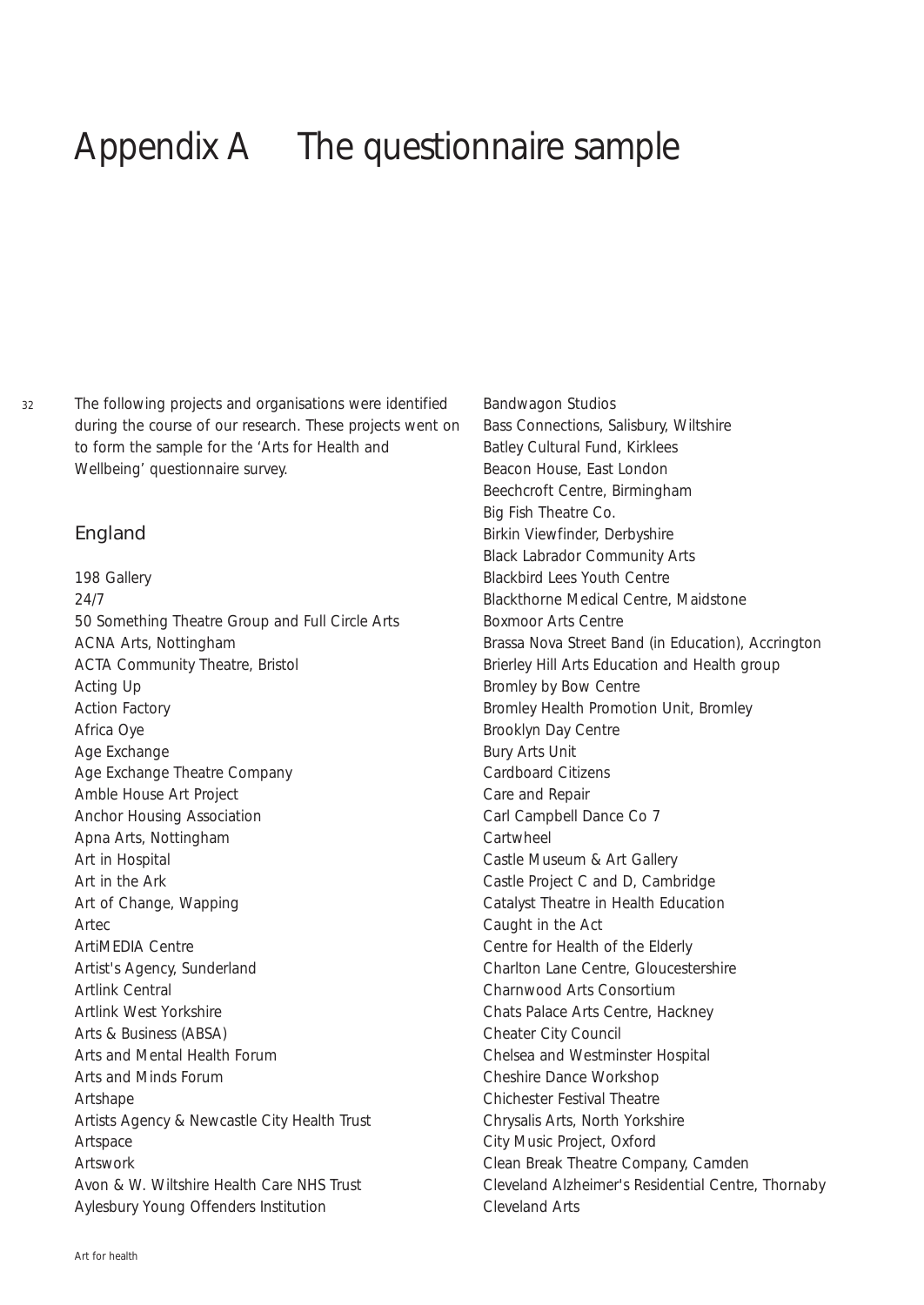# Appendix A The questionnaire sample

The following projects and organisations were identified during the course of our research. These projects went on to form the sample for the 'Arts for Health and Wellbeing' questionnaire survey.

## England

198 Gallery
24/7
50 Something Theatre Group and Full Circle Arts
ACNA Arts, Nottingham
ACTA Community Theatre, Bristol
Acting Up
Action Factory
Africa Oye
Age Exchange
Age Exchange Theatre Company
Amble House Art Project
Anchor Housing Association
Apna Arts, Nottingham
Art in Hospital
Art in the Ark
Art of Change, Wapping
Artec
ArtiMEDIA Centre
Artist's Agency, Sunderland
Artlink Central
Artlink West Yorkshire
Arts & Business (ABSA)
Arts and Mental Health Forum
Arts and Minds Forum
Artshape
Artists Agency & Newcastle City Health Trust
Artspace
Artswork
Avon & W. Wiltshire Health Care NHS Trust
Aylesbury Young Offenders Institution
Bandwagon Studios
Bass Connections, Salisbury, Wiltshire
Batley Cultural Fund, Kirklees
Beacon House, East London
Beechcroft Centre, Birmingham
Big Fish Theatre Co.
Birkin Viewfinder, Derbyshire
Black Labrador Community Arts
Blackbird Lees Youth Centre
Blackthorne Medical Centre, Maidstone
Boxmoor Arts Centre
Brassa Nova Street Band (in Education), Accrington
Brierley Hill Arts Education and Health group
Bromley by Bow Centre
Bromley Health Promotion Unit, Bromley
Brooklyn Day Centre
Bury Arts Unit
Cardboard Citizens
Care and Repair
Carl Campbell Dance Co 7
Cartwheel
Castle Museum & Art Gallery
Castle Project C and D, Cambridge
Catalyst Theatre in Health Education
Caught in the Act
Centre for Health of the Elderly
Charlton Lane Centre, Gloucestershire
Charnwood Arts Consortium
Chats Palace Arts Centre, Hackney
Cheater City Council
Chelsea and Westminster Hospital
Cheshire Dance Workshop
Chichester Festival Theatre
Chrysalis Arts, North Yorkshire
City Music Project, Oxford
Clean Break Theatre Company, Camden
Cleveland Alzheimer's Residential Centre, Thornaby
Cleveland Arts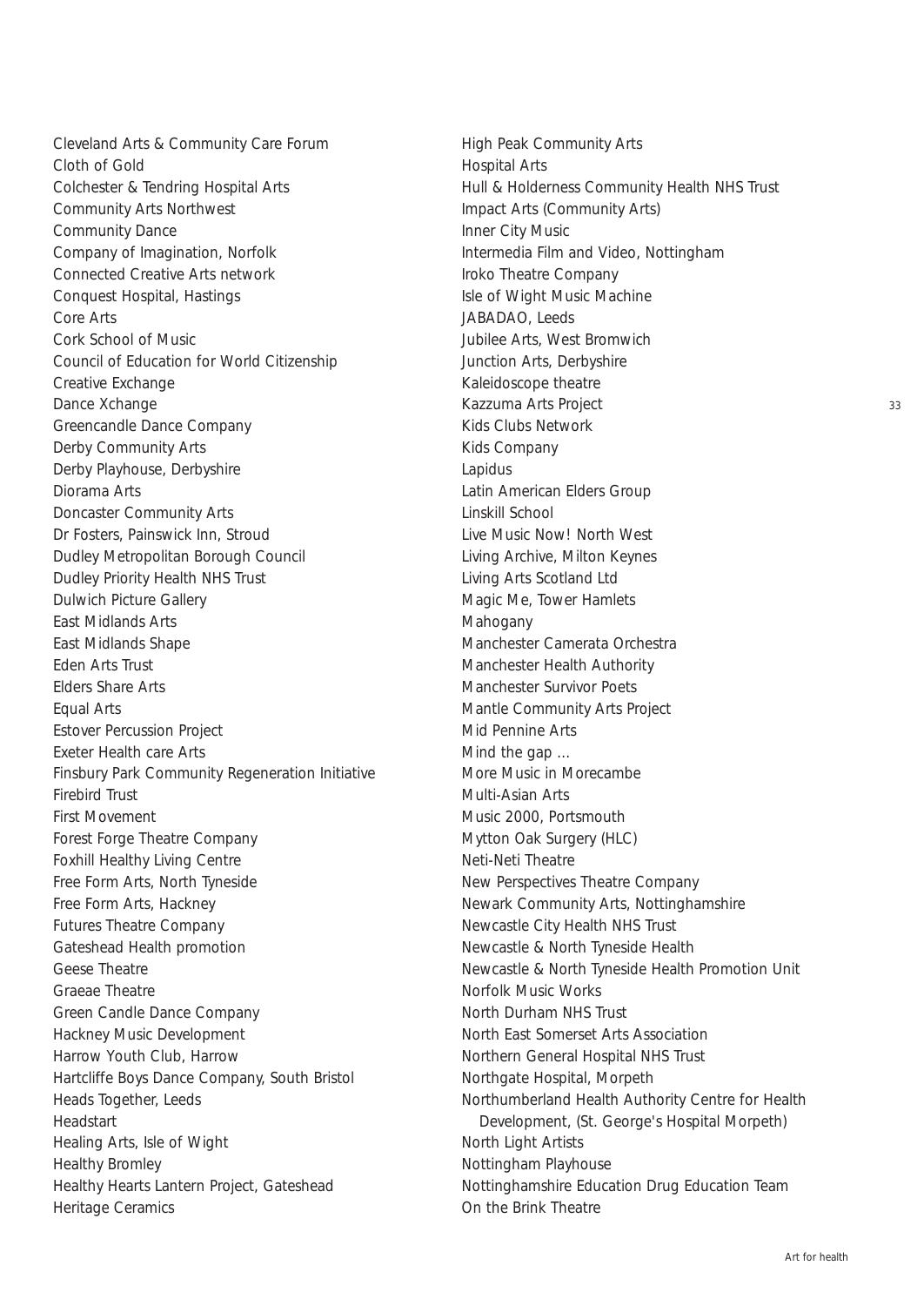Cleveland Arts & Community Care Forum
Cloth of Gold
Colchester & Tendring Hospital Arts
Community Arts Northwest
Community Dance
Company of Imagination, Norfolk
Connected Creative Arts network
Conquest Hospital, Hastings
Core Arts
Cork School of Music
Council of Education for World Citizenship
Creative Exchange
Dance Xchange
Greencandle Dance Company
Derby Community Arts
Derby Playhouse, Derbyshire
Diorama Arts
Doncaster Community Arts
Dr Fosters, Painswick Inn, Stroud
Dudley Metropolitan Borough Council
Dudley Priority Health NHS Trust
Dulwich Picture Gallery
East Midlands Arts
East Midlands Shape
Eden Arts Trust
Elders Share Arts
Equal Arts
Estover Percussion Project
Exeter Health care Arts
Finsbury Park Community Regeneration Initiative
Firebird Trust
First Movement
Forest Forge Theatre Company
Foxhill Healthy Living Centre
Free Form Arts, North Tyneside
Free Form Arts, Hackney
Futures Theatre Company
Gateshead Health promotion
Geese Theatre
Graeae Theatre
Green Candle Dance Company
Hackney Music Development
Harrow Youth Club, Harrow
Hartcliffe Boys Dance Company, South Bristol
Heads Together, Leeds
Headstart
Healing Arts, Isle of Wight
Healthy Bromley
Healthy Hearts Lantern Project, Gateshead
Heritage Ceramics
High Peak Community Arts
Hospital Arts
Hull & Holderness Community Health NHS Trust
Impact Arts (Community Arts)
Inner City Music
Intermedia Film and Video, Nottingham
Iroko Theatre Company
Isle of Wight Music Machine
JABADAO, Leeds
Jubilee Arts, West Bromwich
Junction Arts, Derbyshire
Kaleidoscope theatre
Kazzuma Arts Project
Kids Clubs Network
Kids Company
Lapidus
Latin American Elders Group
Linskill School
Live Music Now! North West
Living Archive, Milton Keynes
Living Arts Scotland Ltd
Magic Me, Tower Hamlets
Mahogany
Manchester Camerata Orchestra
Manchester Health Authority
Manchester Survivor Poets
Mantle Community Arts Project
Mid Pennine Arts
Mind the gap ...
More Music in Morecambe
Multi-Asian Arts
Music 2000, Portsmouth
Mytton Oak Surgery (HLC)
Neti-Neti Theatre
New Perspectives Theatre Company
Newark Community Arts, Nottinghamshire
Newcastle City Health NHS Trust
Newcastle & North Tyneside Health
Newcastle & North Tyneside Health Promotion Unit
Norfolk Music Works
North Durham NHS Trust
North East Somerset Arts Association
Northern General Hospital NHS Trust
Northgate Hospital, Morpeth
Northumberland Health Authority Centre for Health Development, (St. George's Hospital Morpeth)
North Light Artists
Nottingham Playhouse
Nottinghamshire Education Drug Education Team
On the Brink Theatre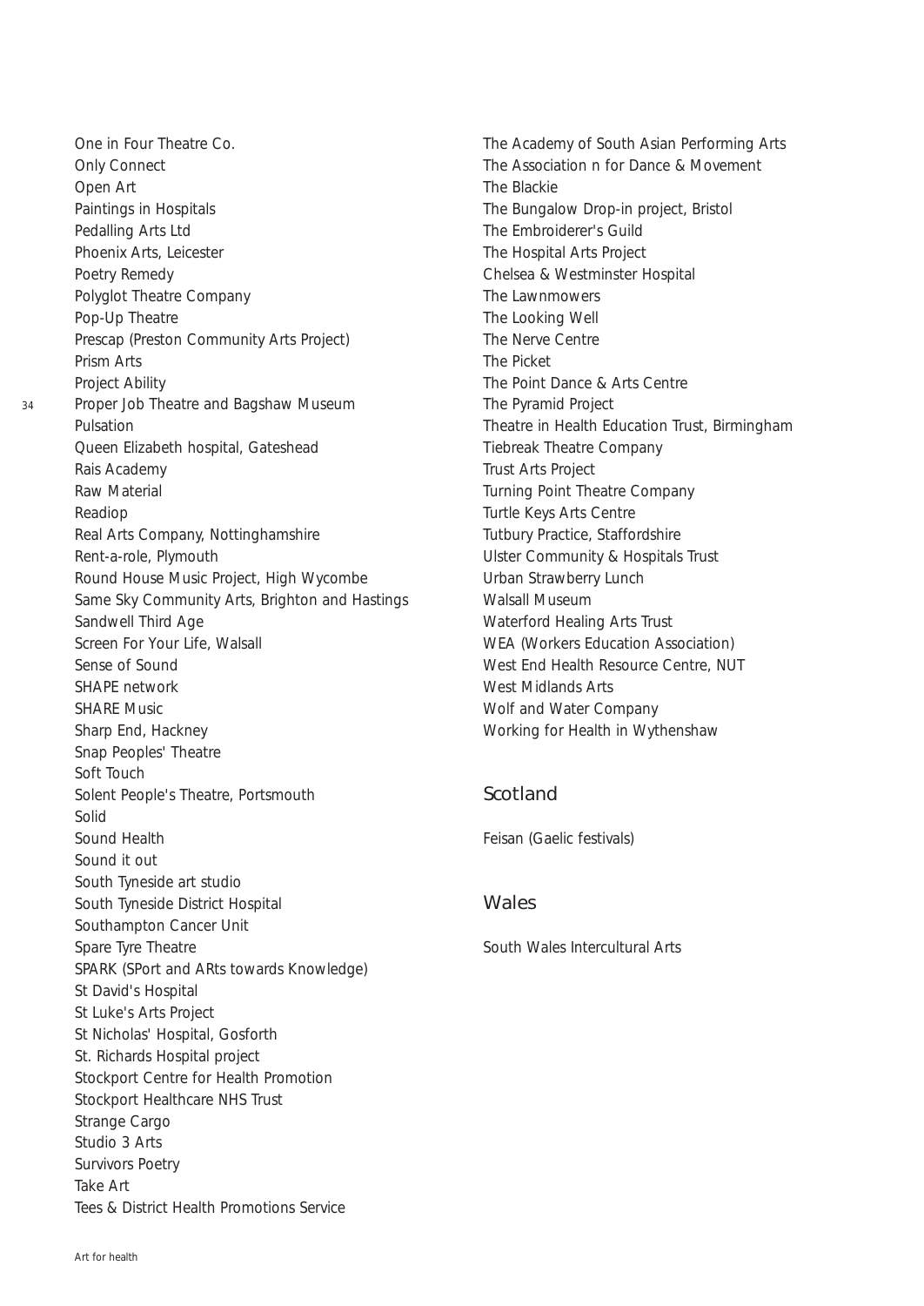One in Four Theatre Co.
Only Connect
Open Art
Paintings in Hospitals
Pedalling Arts Ltd
Phoenix Arts, Leicester
Poetry Remedy
Polyglot Theatre Company
Pop-Up Theatre
Prescap (Preston Community Arts Project)
Prism Arts
Project Ability
Proper Job Theatre and Bagshaw Museum
Pulsation
Queen Elizabeth hospital, Gateshead
Rais Academy
Raw Material
Readiop
Real Arts Company, Nottinghamshire
Rent-a-role, Plymouth
Round House Music Project, High Wycombe
Same Sky Community Arts, Brighton and Hastings
Sandwell Third Age
Screen For Your Life, Walsall
Sense of Sound
SHAPE network
SHARE Music
Sharp End, Hackney
Snap Peoples' Theatre
Soft Touch
Solent People's Theatre, Portsmouth
Solid
Sound Health
Sound it out
South Tyneside art studio
South Tyneside District Hospital
Southampton Cancer Unit
Spare Tyre Theatre
SPARK (SPort and ARts towards Knowledge)
St David's Hospital
St Luke's Arts Project
St Nicholas' Hospital, Gosforth
St. Richards Hospital project
Stockport Centre for Health Promotion
Stockport Healthcare NHS Trust
Strange Cargo
Studio 3 Arts
Survivors Poetry
Take Art
Tees & District Health Promotions Service
The Academy of South Asian Performing Arts
The Association n for Dance & Movement
The Blackie
The Bungalow Drop-in project, Bristol
The Embroiderer's Guild
The Hospital Arts Project
Chelsea & Westminster Hospital
The Lawnmowers
The Looking Well
The Nerve Centre
The Picket
The Point Dance & Arts Centre
The Pyramid Project
Theatre in Health Education Trust, Birmingham
Tiebreak Theatre Company
Trust Arts Project
Turning Point Theatre Company
Turtle Keys Arts Centre
Tutbury Practice, Staffordshire
Ulster Community & Hospitals Trust
Urban Strawberry Lunch
Walsall Museum
Waterford Healing Arts Trust
WEA (Workers Education Association)
West End Health Resource Centre, NUT
West Midlands Arts
Wolf and Water Company
Working for Health in Wythenshaw

## Scotland

Feisan (Gaelic festivals)

## Wales

South Wales Intercultural Arts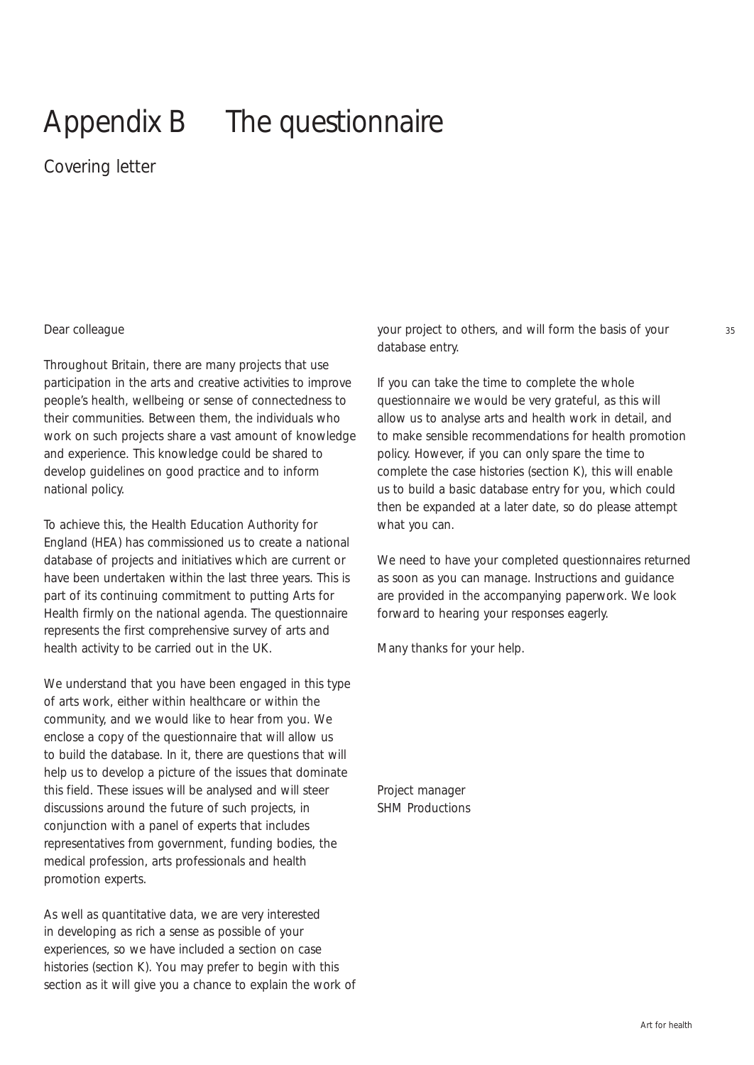# Appendix B The questionnaire

## Covering letter

Dear colleague

Throughout Britain, there are many projects that use participation in the arts and creative activities to improve people's health, wellbeing or sense of connectedness to their communities. Between them, the individuals who work on such projects share a vast amount of knowledge and experience. This knowledge could be shared to develop guidelines on good practice and to inform national policy.

To achieve this, the Health Education Authority for England (HEA) has commissioned us to create a national database of projects and initiatives which are current or have been undertaken within the last three years. This is part of its continuing commitment to putting Arts for Health firmly on the national agenda. The questionnaire represents the first comprehensive survey of arts and health activity to be carried out in the UK.

We understand that you have been engaged in this type of arts work, either within healthcare or within the community, and we would like to hear from you. We enclose a copy of the questionnaire that will allow us to build the database. In it, there are questions that will help us to develop a picture of the issues that dominate this field. These issues will be analysed and will steer discussions around the future of such projects, in conjunction with a panel of experts that includes representatives from government, funding bodies, the medical profession, arts professionals and health promotion experts.

As well as quantitative data, we are very interested in developing as rich a sense as possible of your experiences, so we have included a section on case histories (section K). You may prefer to begin with this section as it will give you a chance to explain the work of your project to others, and will form the basis of your database entry.

If you can take the time to complete the whole questionnaire we would be very grateful, as this will allow us to analyse arts and health work in detail, and to make sensible recommendations for health promotion policy. However, if you can only spare the time to complete the case histories (section K), this will enable us to build a basic database entry for you, which could then be expanded at a later date, so do please attempt what you can.

We need to have your completed questionnaires returned as soon as you can manage. Instructions and guidance are provided in the accompanying paperwork. We look forward to hearing your responses eagerly.

Many thanks for your help.

Project manager
SHM Productions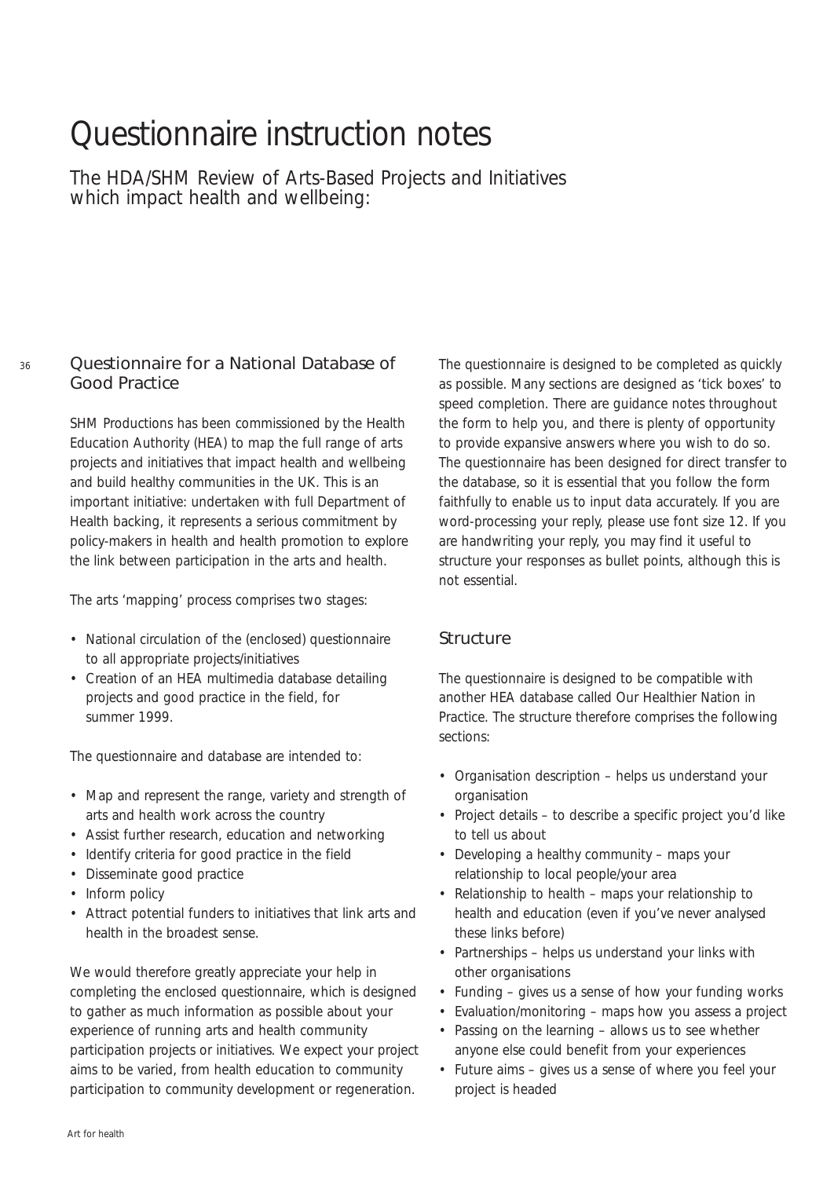# Questionnaire instruction notes

The HDA/SHM Review of Arts-Based Projects and Initiatives which impact health and wellbeing:

## Questionnaire for a National Database of Good Practice

SHM Productions has been commissioned by the Health Education Authority (HEA) to map the full range of arts projects and initiatives that impact health and wellbeing and build healthy communities in the UK. This is an important initiative: undertaken with full Department of Health backing, it represents a serious commitment by policy-makers in health and health promotion to explore the link between participation in the arts and health.

The arts 'mapping' process comprises two stages:

- National circulation of the (enclosed) questionnaire to all appropriate projects/initiatives
- Creation of an HEA multimedia database detailing projects and good practice in the field, for summer 1999.

The questionnaire and database are intended to:

- Map and represent the range, variety and strength of arts and health work across the country
- Assist further research, education and networking
- Identify criteria for good practice in the field
- Disseminate good practice
- Inform policy
- Attract potential funders to initiatives that link arts and health in the broadest sense.

We would therefore greatly appreciate your help in completing the enclosed questionnaire, which is designed to gather as much information as possible about your experience of running arts and health community participation projects or initiatives. We expect your project aims to be varied, from health education to community participation to community development or regeneration.

The questionnaire is designed to be completed as quickly as possible. Many sections are designed as 'tick boxes' to speed completion. There are guidance notes throughout the form to help you, and there is plenty of opportunity to provide expansive answers where you wish to do so. The questionnaire has been designed for direct transfer to the database, so it is essential that you follow the form faithfully to enable us to input data accurately. If you are word-processing your reply, please use font size 12. If you are handwriting your reply, you may find it useful to structure your responses as bullet points, although this is not essential.

## Structure

The questionnaire is designed to be compatible with another HEA database called Our Healthier Nation in Practice. The structure therefore comprises the following sections:

- Organisation description – helps us understand your organisation
- Project details – to describe a specific project you'd like to tell us about
- Developing a healthy community – maps your relationship to local people/your area
- Relationship to health – maps your relationship to health and education (even if you've never analysed these links before)
- Partnerships – helps us understand your links with other organisations
- Funding – gives us a sense of how your funding works
- Evaluation/monitoring – maps how you assess a project
- Passing on the learning – allows us to see whether anyone else could benefit from your experiences
- Future aims – gives us a sense of where you feel your project is headed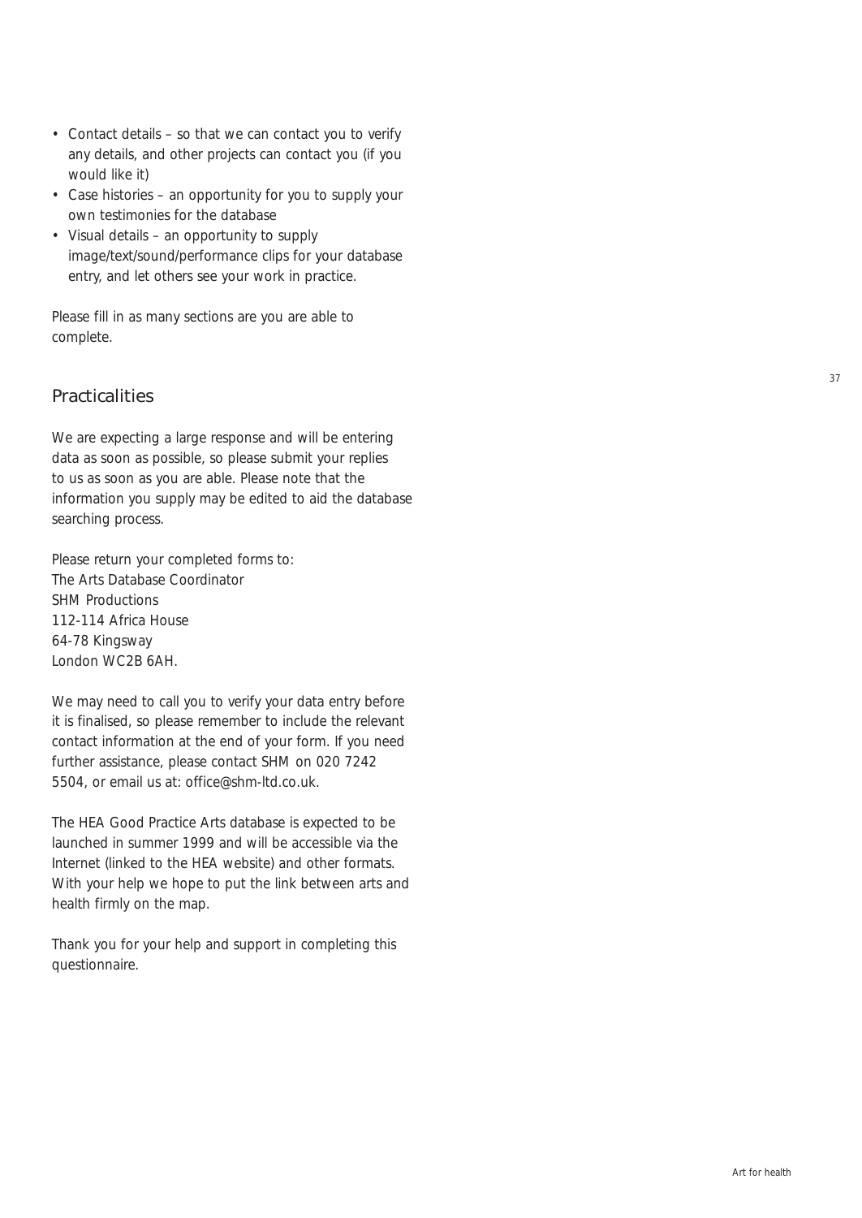- Contact details – so that we can contact you to verify any details, and other projects can contact you (if you would like it)
- Case histories – an opportunity for you to supply your own testimonies for the database
- Visual details – an opportunity to supply image/text/sound/performance clips for your database entry, and let others see your work in practice.

Please fill in as many sections are you are able to complete.

## Practicalities

We are expecting a large response and will be entering data as soon as possible, so please submit your replies to us as soon as you are able. Please note that the information you supply may be edited to aid the database searching process.

Please return your completed forms to:
The Arts Database Coordinator
SHM Productions
112-114 Africa House
64-78 Kingsway
London WC2B 6AH.

We may need to call you to verify your data entry before it is finalised, so please remember to include the relevant contact information at the end of your form. If you need further assistance, please contact SHM on 020 7242 5504, or email us at: office@shm-ltd.co.uk.

The HEA Good Practice Arts database is expected to be launched in summer 1999 and will be accessible via the Internet (linked to the HEA website) and other formats. With your help we hope to put the link between arts and health firmly on the map.

Thank you for your help and support in completing this questionnaire.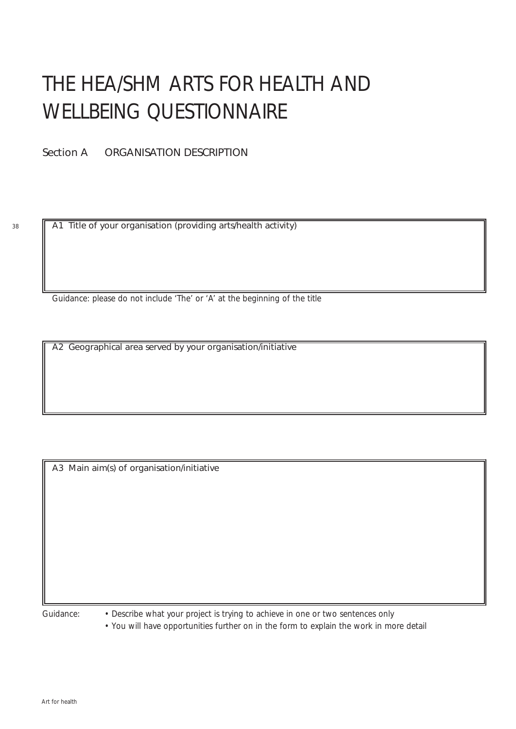# THE HEA/SHM ARTS FOR HEALTH AND WELLBEING QUESTIONNAIRE

## Section A ORGANISATION DESCRIPTION

A1 Title of your organisation (providing arts/health activity)

*Guidance: please do not include 'The' or 'A' at the beginning of the title*

A2 Geographical area served by your organisation/initiative

A3 Main aim(s) of organisation/initiative

*Guidance:*

- *Describe what your project is trying to achieve in one or two sentences only*
- *You will have opportunities further on in the form to explain the work in more detail*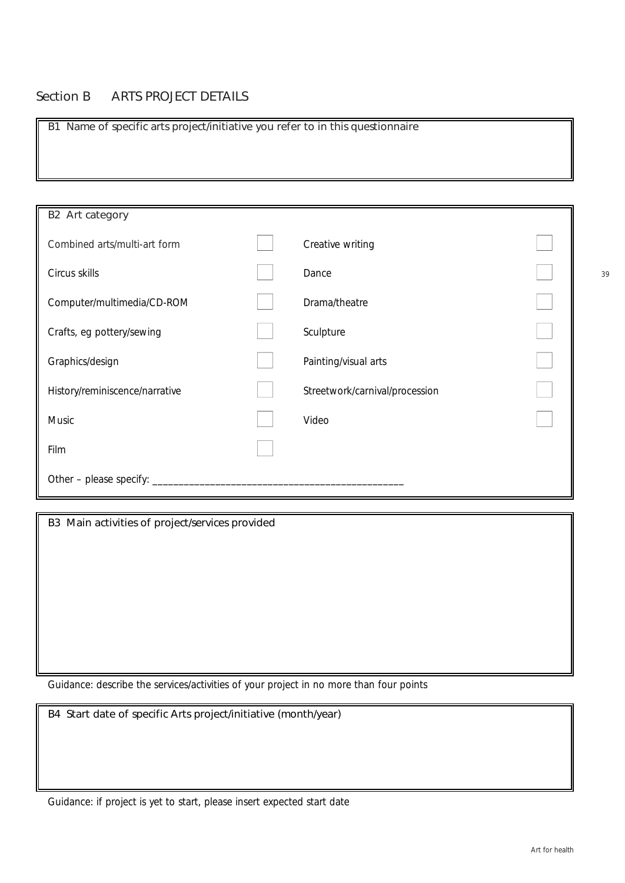## Section B ARTS PROJECT DETAILS

**B1** Name of specific arts project/initiative you refer to in this questionnaire

**B2** Art category

| | | | |
|---|---|---|---|
| Combined arts/multi-art form | ☐ | Creative writing | ☐ |
| Circus skills | ☐ | Dance | ☐ |
| Computer/multimedia/CD-ROM | ☐ | Drama/theatre | ☐ |
| Crafts, eg pottery/sewing | ☐ | Sculpture | ☐ |
| Graphics/design | ☐ | Painting/visual arts | ☐ |
| History/reminiscence/narrative | ☐ | Streetwork/carnival/procession | ☐ |
| Music | ☐ | Video | ☐ |
| Film | ☐ | | |

Other – please specify: ________________________________________________

**B3** Main activities of project/services provided

Guidance: describe the services/activities of your project in no more than four points

**B4** Start date of specific Arts project/initiative (month/year)

Guidance: if project is yet to start, please insert expected start date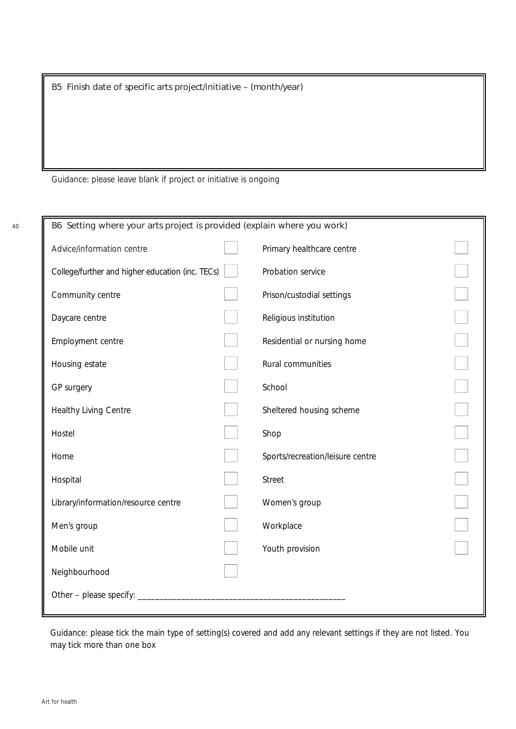B5 Finish date of specific arts project/initiative – (month/year)

Guidance: please leave blank if project or initiative is ongoing

B6 Setting where your arts project is provided (explain where you work)

| | | | |
|---|---|---|---|
| Advice/information centre | ☐ | Primary healthcare centre | ☐ |
| College/further and higher education (inc. TECs) | ☐ | Probation service | ☐ |
| Community centre | ☐ | Prison/custodial settings | ☐ |
| Daycare centre | ☐ | Religious institution | ☐ |
| Employment centre | ☐ | Residential or nursing home | ☐ |
| Housing estate | ☐ | Rural communities | ☐ |
| GP surgery | ☐ | School | ☐ |
| Healthy Living Centre | ☐ | Sheltered housing scheme | ☐ |
| Hostel | ☐ | Shop | ☐ |
| Home | ☐ | Sports/recreation/leisure centre | ☐ |
| Hospital | ☐ | Street | ☐ |
| Library/information/resource centre | ☐ | Women's group | ☐ |
| Men's group | ☐ | Workplace | ☐ |
| Mobile unit | ☐ | Youth provision | ☐ |
| Neighbourhood | ☐ | | |

Other – please specify: _______________________________________________

Guidance: please tick the main type of setting(s) covered and add any relevant settings if they are not listed. You may tick more than one box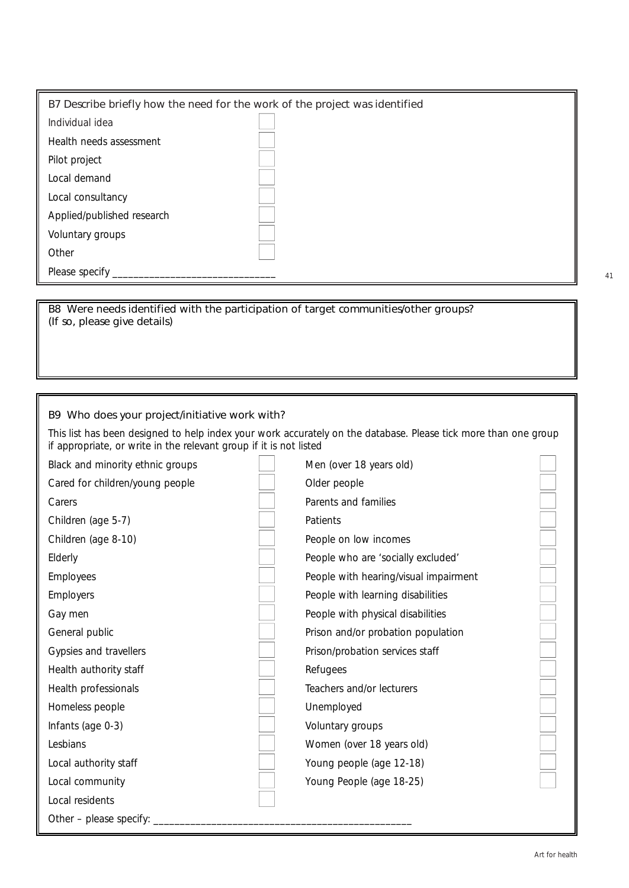B7 Describe briefly how the need for the work of the project was identified

- Individual idea ☐
- Health needs assessment ☐
- Pilot project ☐
- Local demand ☐
- Local consultancy ☐
- Applied/published research ☐
- Voluntary groups ☐
- Other ☐

Please specify ______________________________

B8 Were needs identified with the participation of target communities/other groups? (If so, please give details)

B9 Who does your project/initiative work with?

This list has been designed to help index your work accurately on the database. Please tick more than one group if appropriate, or write in the relevant group if it is not listed

| | | | |
|---|---|---|---|
| Black and minority ethnic groups | ☐ | Men (over 18 years old) | ☐ |
| Cared for children/young people | ☐ | Older people | ☐ |
| Carers | ☐ | Parents and families | ☐ |
| Children (age 5-7) | ☐ | Patients | ☐ |
| Children (age 8-10) | ☐ | People on low incomes | ☐ |
| Elderly | ☐ | People who are 'socially excluded' | ☐ |
| Employees | ☐ | People with hearing/visual impairment | ☐ |
| Employers | ☐ | People with learning disabilities | ☐ |
| Gay men | ☐ | People with physical disabilities | ☐ |
| General public | ☐ | Prison and/or probation population | ☐ |
| Gypsies and travellers | ☐ | Prison/probation services staff | ☐ |
| Health authority staff | ☐ | Refugees | ☐ |
| Health professionals | ☐ | Teachers and/or lecturers | ☐ |
| Homeless people | ☐ | Unemployed | ☐ |
| Infants (age 0-3) | ☐ | Voluntary groups | ☐ |
| Lesbians | ☐ | Women (over 18 years old) | ☐ |
| Local authority staff | ☐ | Young people (age 12-18) | ☐ |
| Local community | ☐ | Young People (age 18-25) | ☐ |
| Local residents | ☐ | | |

Other – please specify: ____________________________________________________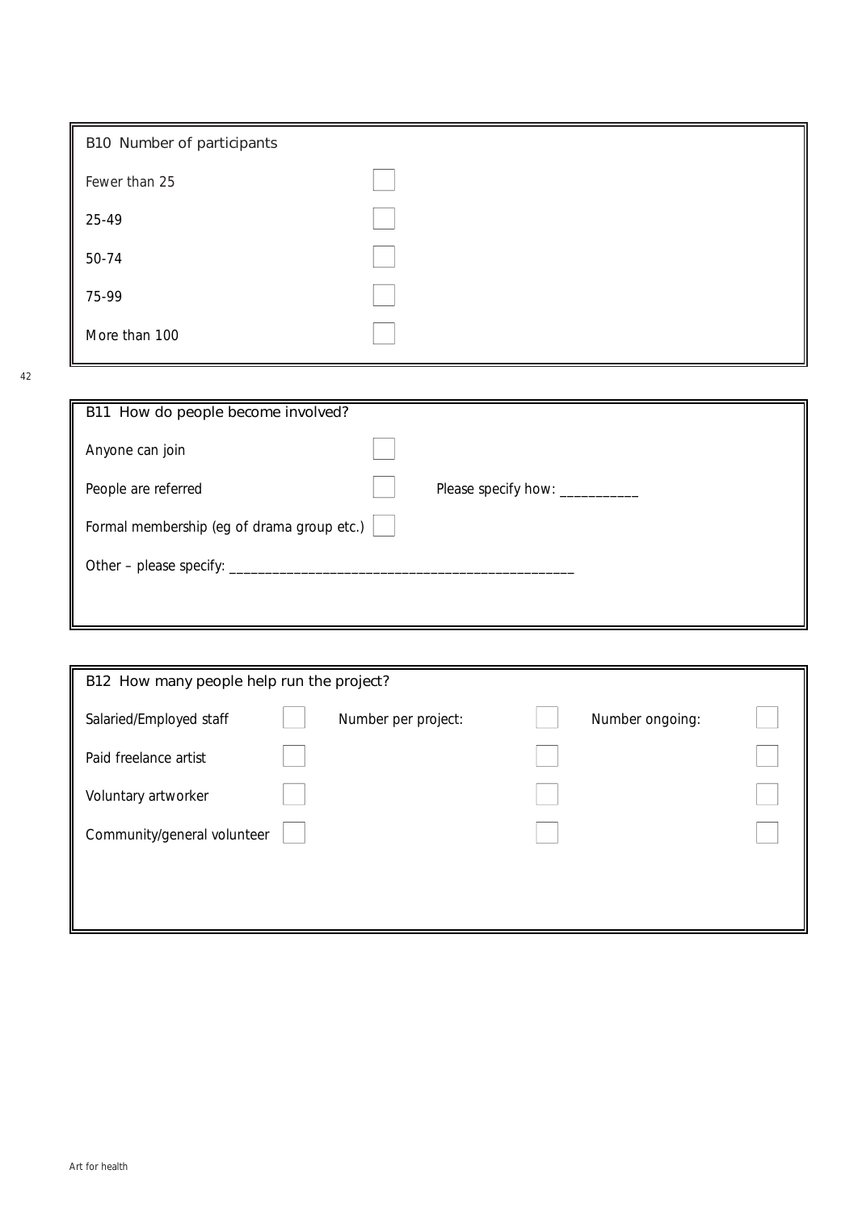### B10 Number of participants

- Fewer than 25 ☐
- 25-49 ☐
- 50-74 ☐
- 75-99 ☐
- More than 100 ☐

### B11 How do people become involved?

- Anyone can join ☐
- People are referred ☐ Please specify how: ___________
- Formal membership (eg of drama group etc.) ☐

Other – please specify: ________________________________________________

### B12 How many people help run the project?

| | | Number per project: | Number ongoing: |
|---|---|---|---|
| Salaried/Employed staff | ☐ | ☐ | ☐ |
| Paid freelance artist | ☐ | ☐ | ☐ |
| Voluntary artworker | ☐ | ☐ | ☐ |
| Community/general volunteer | ☐ | ☐ | ☐ |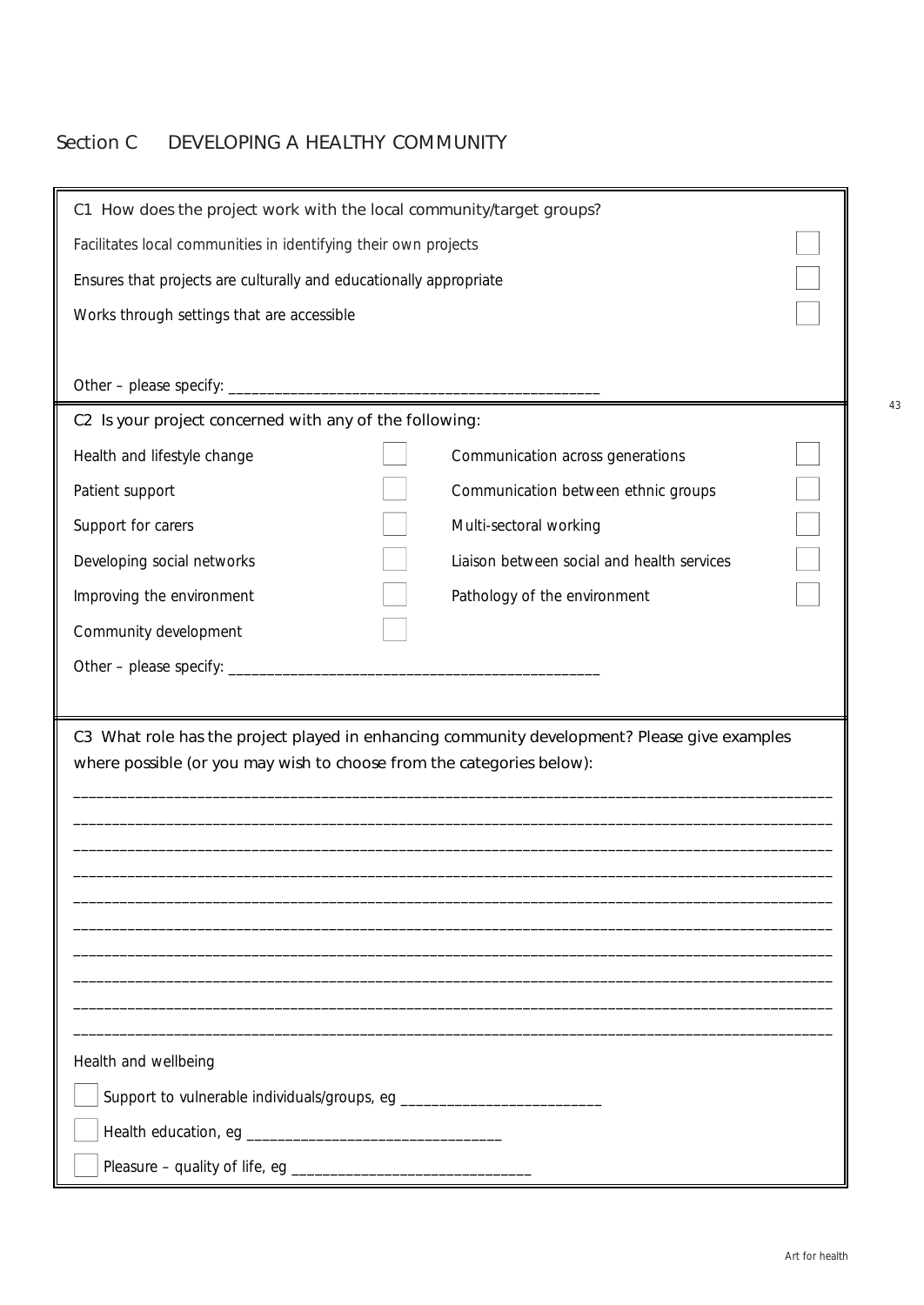## Section C DEVELOPING A HEALTHY COMMUNITY

**C1 How does the project work with the local community/target groups?**

- Facilitates local communities in identifying their own projects ☐
- Ensures that projects are culturally and educationally appropriate ☐
- Works through settings that are accessible ☐

Other – please specify: ______________________________________________

**C2 Is your project concerned with any of the following:**

| | | | |
|---|---|---|---|
| Health and lifestyle change | ☐ | Communication across generations | ☐ |
| Patient support | ☐ | Communication between ethnic groups | ☐ |
| Support for carers | ☐ | Multi-sectoral working | ☐ |
| Developing social networks | ☐ | Liaison between social and health services | ☐ |
| Improving the environment | ☐ | Pathology of the environment | ☐ |
| Community development | ☐ | | |

Other – please specify: ______________________________________________

**C3 What role has the project played in enhancing community development? Please give examples where possible (or you may wish to choose from the categories below):**

______________________________________________________________________________________________

______________________________________________________________________________________________

______________________________________________________________________________________________

______________________________________________________________________________________________

______________________________________________________________________________________________

______________________________________________________________________________________________

______________________________________________________________________________________________

______________________________________________________________________________________________

______________________________________________________________________________________________

______________________________________________________________________________________________

Health and wellbeing

- ☐ Support to vulnerable individuals/groups, eg _________________________
- ☐ Health education, eg ________________________________
- ☐ Pleasure – quality of life, eg ______________________________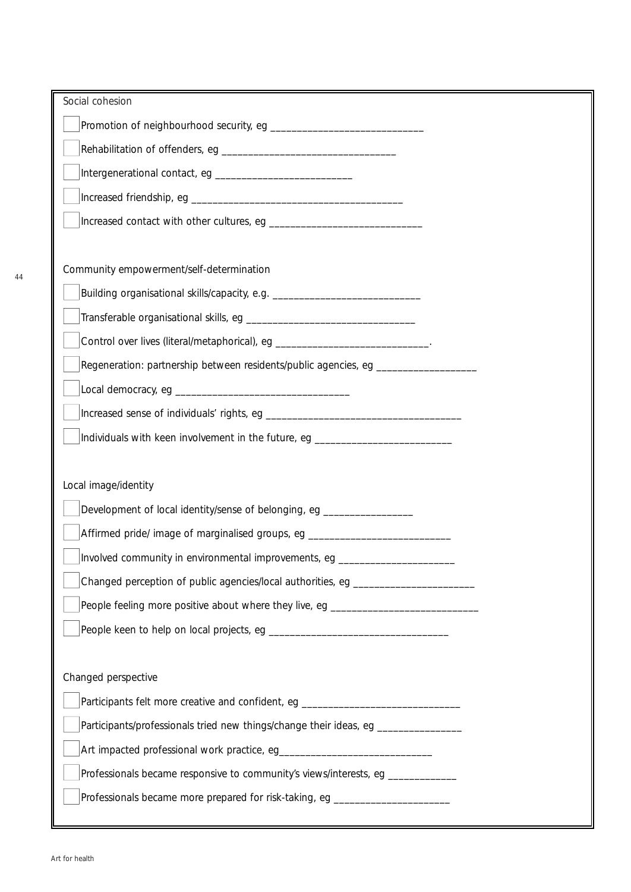Social cohesion

- [ ] Promotion of neighbourhood security, eg ______________________________
- [ ] Rehabilitation of offenders, eg __________________________________
- [ ] Intergenerational contact, eg ___________________________
- [ ] Increased friendship, eg __________________________________________
- [ ] Increased contact with other cultures, eg ______________________________

Community empowerment/self-determination

- [ ] Building organisational skills/capacity, e.g. _____________________________
- [ ] Transferable organisational skills, eg _________________________________
- [ ] Control over lives (literal/metaphorical), eg ______________________________.
- [ ] Regeneration: partnership between residents/public agencies, eg ___________________
- [ ] Local democracy, eg __________________________________
- [ ] Increased sense of individuals' rights, eg _____________________________________
- [ ] Individuals with keen involvement in the future, eg __________________________

Local image/identity

- [ ] Development of local identity/sense of belonging, eg _________________
- [ ] Affirmed pride/ image of marginalised groups, eg ____________________________
- [ ] Involved community in environmental improvements, eg ______________________
- [ ] Changed perception of public agencies/local authorities, eg _______________________
- [ ] People feeling more positive about where they live, eg ____________________________
- [ ] People keen to help on local projects, eg __________________________________

Changed perspective

- [ ] Participants felt more creative and confident, eg _______________________________
- [ ] Participants/professionals tried new things/change their ideas, eg ________________
- [ ] Art impacted professional work practice, eg______________________________
- [ ] Professionals became responsive to community's views/interests, eg _____________
- [ ] Professionals became more prepared for risk-taking, eg _______________________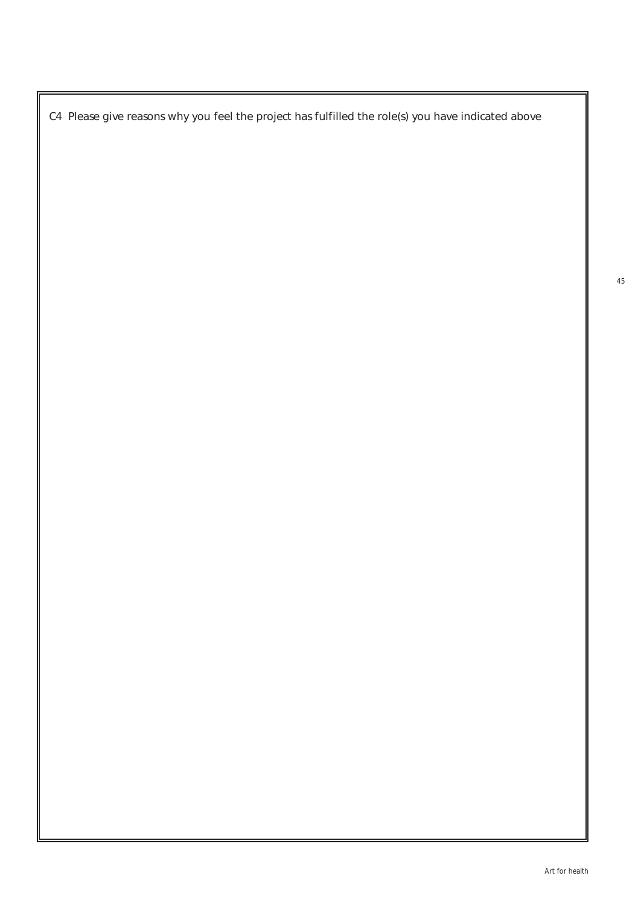C4 Please give reasons why you feel the project has fulfilled the role(s) you have indicated above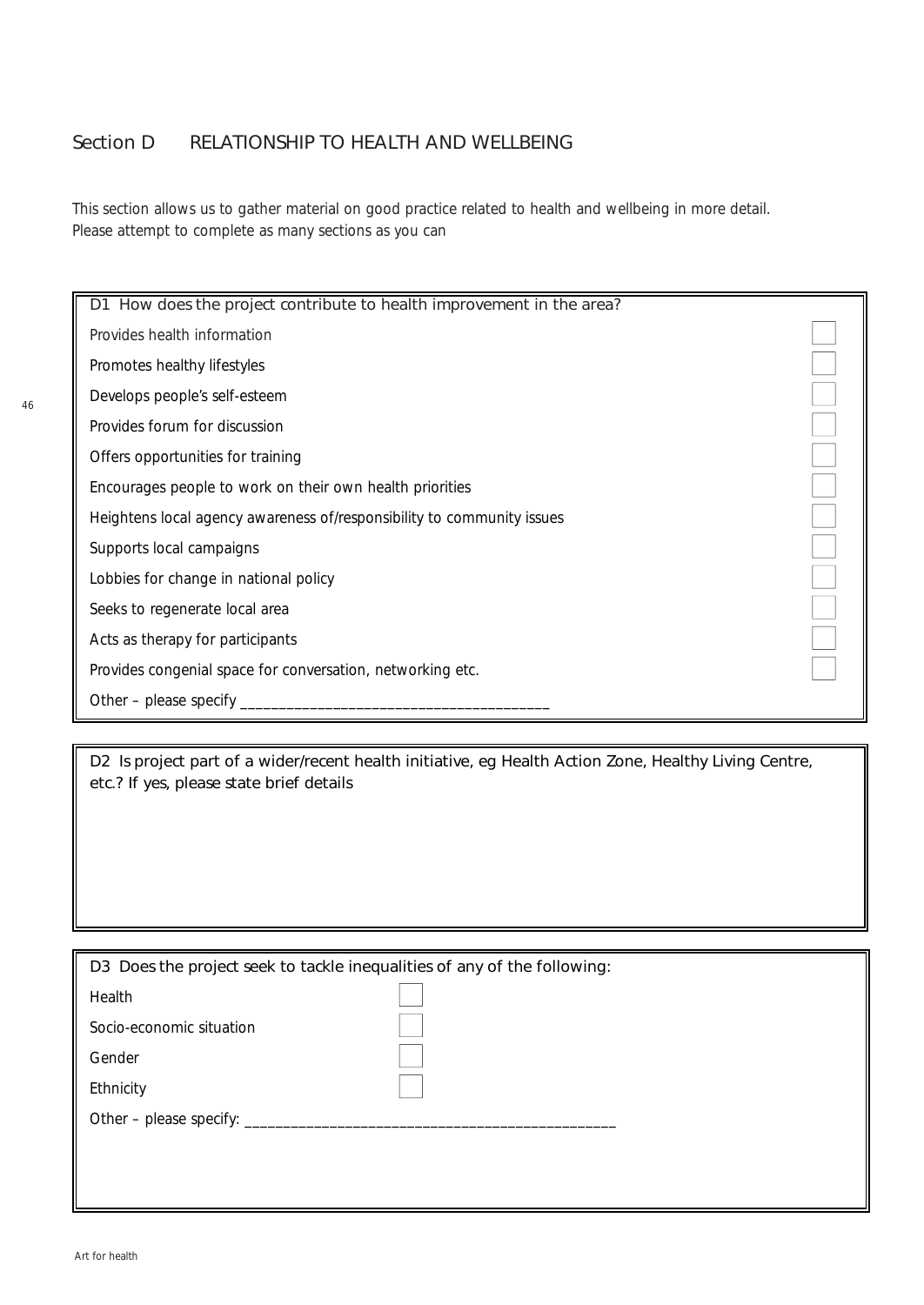## Section D RELATIONSHIP TO HEALTH AND WELLBEING

This section allows us to gather material on good practice related to health and wellbeing in more detail. Please attempt to complete as many sections as you can

**D1 How does the project contribute to health improvement in the area?**

- Provides health information ☐
- Promotes healthy lifestyles ☐
- Develops people's self-esteem ☐
- Provides forum for discussion ☐
- Offers opportunities for training ☐
- Encourages people to work on their own health priorities ☐
- Heightens local agency awareness of/responsibility to community issues ☐
- Supports local campaigns ☐
- Lobbies for change in national policy ☐
- Seeks to regenerate local area ☐
- Acts as therapy for participants ☐
- Provides congenial space for conversation, networking etc. ☐
- Other – please specify ______________________________________

**D2 Is project part of a wider/recent health initiative, eg Health Action Zone, Healthy Living Centre, etc.? If yes, please state brief details**

**D3 Does the project seek to tackle inequalities of any of the following:**

- Health ☐
- Socio-economic situation ☐
- Gender ☐
- Ethnicity ☐
- Other – please specify: ______________________________________________

Art for health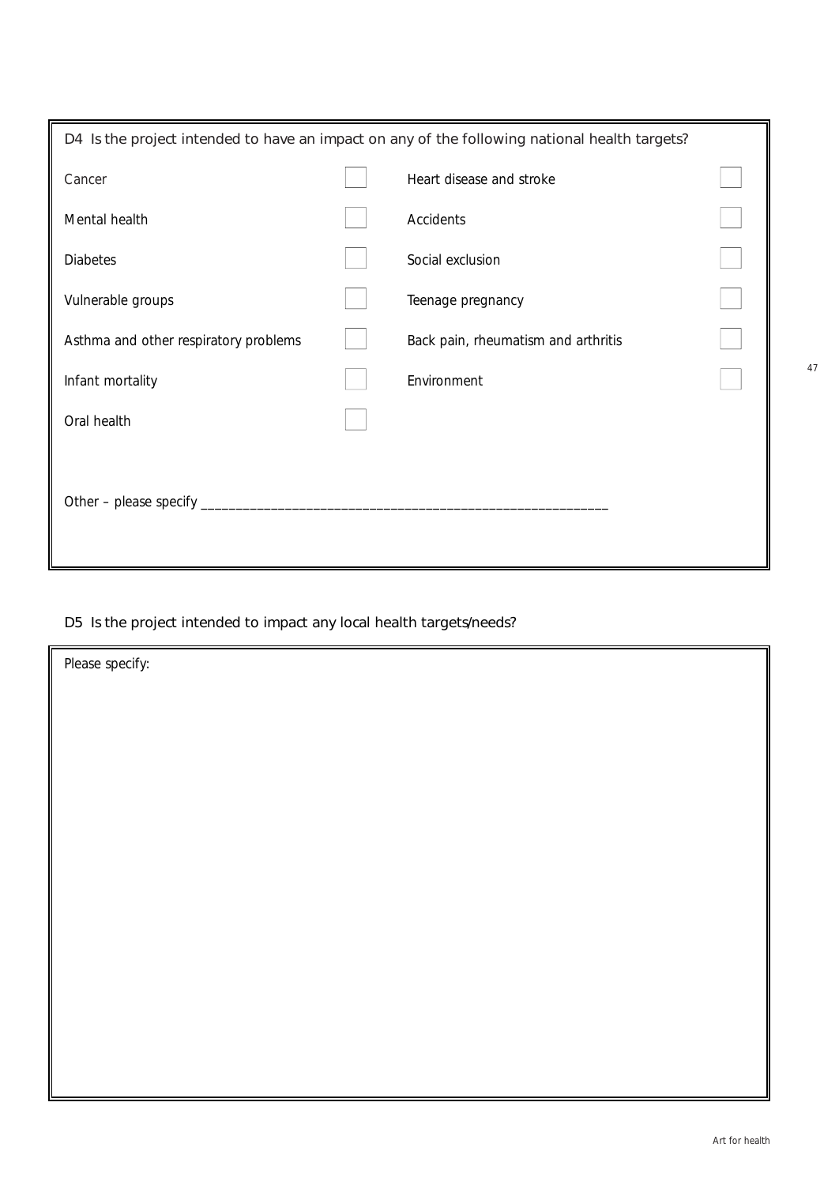D4 Is the project intended to have an impact on any of the following national health targets?

| | | | |
|---|---|---|---|
| Cancer | ☐ | Heart disease and stroke | ☐ |
| Mental health | ☐ | Accidents | ☐ |
| Diabetes | ☐ | Social exclusion | ☐ |
| Vulnerable groups | ☐ | Teenage pregnancy | ☐ |
| Asthma and other respiratory problems | ☐ | Back pain, rheumatism and arthritis | ☐ |
| Infant mortality | ☐ | Environment | ☐ |
| Oral health | ☐ | | |

Other – please specify ___________________________________________________________

D5 Is the project intended to impact any local health targets/needs?

Please specify: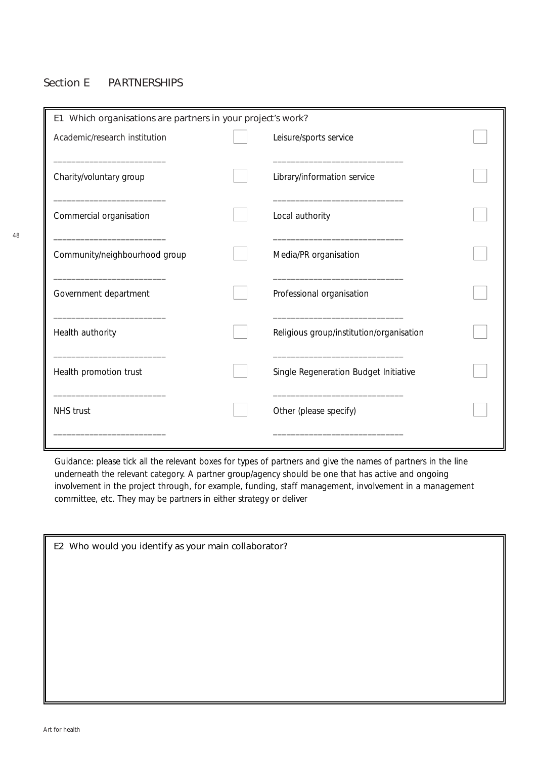## Section E PARTNERSHIPS

**E1 Which organisations are partners in your project's work?**

| | | | |
|---|---|---|---|
| Academic/research institution | ☐ | Leisure/sports service | ☐ |
| ______________________ | | ______________________ | |
| Charity/voluntary group | ☐ | Library/information service | ☐ |
| ______________________ | | ______________________ | |
| Commercial organisation | ☐ | Local authority | ☐ |
| ______________________ | | ______________________ | |
| Community/neighbourhood group | ☐ | Media/PR organisation | ☐ |
| ______________________ | | ______________________ | |
| Government department | ☐ | Professional organisation | ☐ |
| ______________________ | | ______________________ | |
| Health authority | ☐ | Religious group/institution/organisation | ☐ |
| ______________________ | | ______________________ | |
| Health promotion trust | ☐ | Single Regeneration Budget Initiative | ☐ |
| ______________________ | | ______________________ | |
| NHS trust | ☐ | Other (please specify) | ☐ |
| ______________________ | | ______________________ | |

Guidance: please tick all the relevant boxes for types of partners and give the names of partners in the line underneath the relevant category. A partner group/agency should be one that has active and ongoing involvement in the project through, for example, funding, staff management, involvement in a management committee, etc. They may be partners in either strategy or deliver

**E2 Who would you identify as your main collaborator?**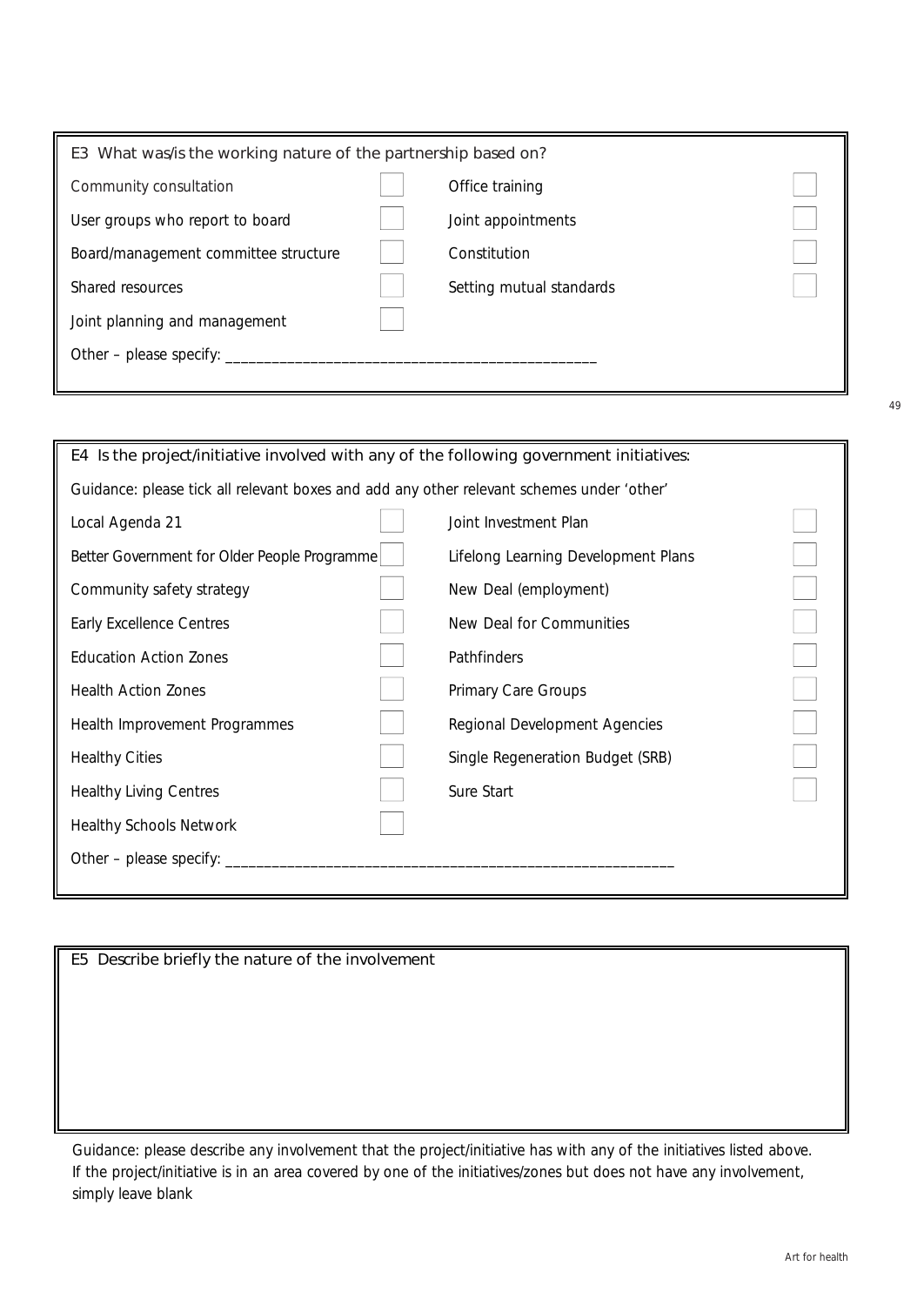**E3 What was/is the working nature of the partnership based on?**

- [ ] Community consultation
- [ ] User groups who report to board
- [ ] Board/management committee structure
- [ ] Shared resources
- [ ] Joint planning and management
- [ ] Office training
- [ ] Joint appointments
- [ ] Constitution
- [ ] Setting mutual standards

Other – please specify: _______________________________________________

**E4 Is the project/initiative involved with any of the following government initiatives:**

Guidance: please tick all relevant boxes and add any other relevant schemes under 'other'

- [ ] Local Agenda 21
- [ ] Better Government for Older People Programme
- [ ] Community safety strategy
- [ ] Early Excellence Centres
- [ ] Education Action Zones
- [ ] Health Action Zones
- [ ] Health Improvement Programmes
- [ ] Healthy Cities
- [ ] Healthy Living Centres
- [ ] Healthy Schools Network
- [ ] Joint Investment Plan
- [ ] Lifelong Learning Development Plans
- [ ] New Deal (employment)
- [ ] New Deal for Communities
- [ ] Pathfinders
- [ ] Primary Care Groups
- [ ] Regional Development Agencies
- [ ] Single Regeneration Budget (SRB)
- [ ] Sure Start

Other – please specify: ___________________________________________________________

**E5 Describe briefly the nature of the involvement**

Guidance: please describe any involvement that the project/initiative has with any of the initiatives listed above. If the project/initiative is in an area covered by one of the initiatives/zones but does not have any involvement, simply leave blank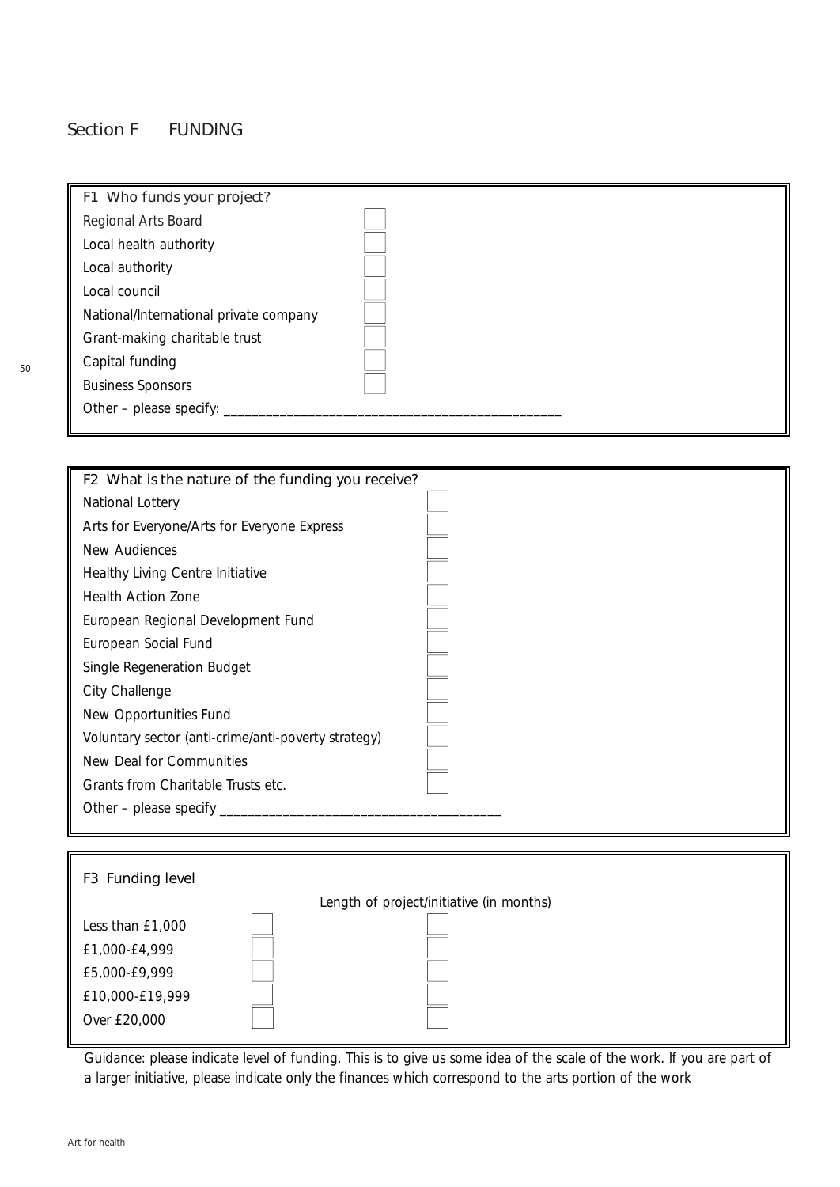## Section F FUNDING

**F1 Who funds your project?**

- Regional Arts Board ☐
- Local health authority ☐
- Local authority ☐
- Local council ☐
- National/International private company ☐
- Grant-making charitable trust ☐
- Capital funding ☐
- Business Sponsors ☐
- Other – please specify: ________________________________________________

**F2 What is the nature of the funding you receive?**

- National Lottery ☐
- Arts for Everyone/Arts for Everyone Express ☐
- New Audiences ☐
- Healthy Living Centre Initiative ☐
- Health Action Zone ☐
- European Regional Development Fund ☐
- European Social Fund ☐
- Single Regeneration Budget ☐
- City Challenge ☐
- New Opportunities Fund ☐
- Voluntary sector (anti-crime/anti-poverty strategy) ☐
- New Deal for Communities ☐
- Grants from Charitable Trusts etc. ☐
- Other – please specify ______________________________________

**F3 Funding level**

| | | Length of project/initiative (in months) |
|---|---|---|
| Less than £1,000 | ☐ | ☐ |
| £1,000-£4,999 | ☐ | ☐ |
| £5,000-£9,999 | ☐ | ☐ |
| £10,000-£19,999 | ☐ | ☐ |
| Over £20,000 | ☐ | ☐ |

Guidance: please indicate level of funding. This is to give us some idea of the scale of the work. If you are part of a larger initiative, please indicate only the finances which correspond to the arts portion of the work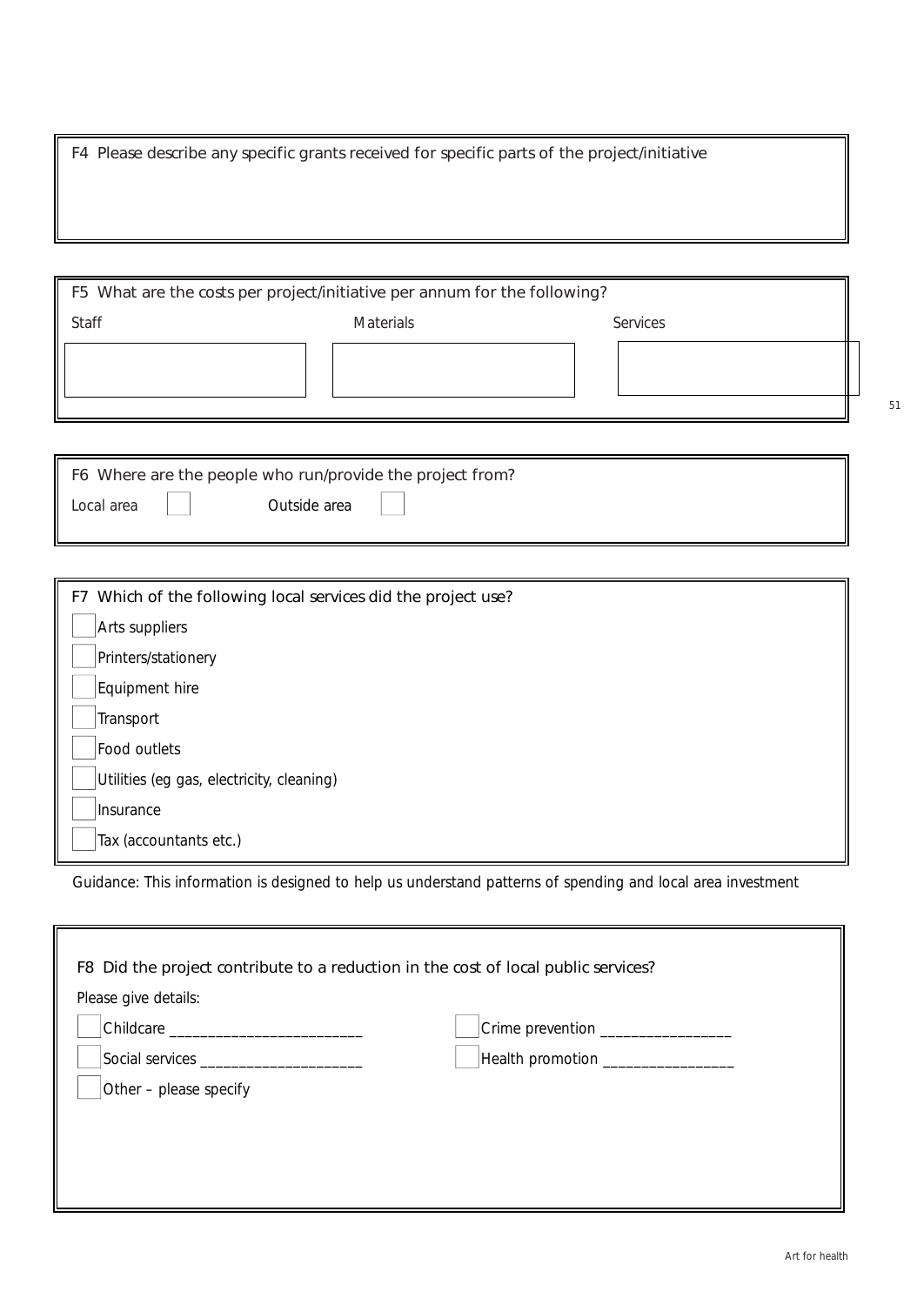**F4** Please describe any specific grants received for specific parts of the project/initiative

**F5** What are the costs per project/initiative per annum for the following?

| Staff | Materials | Services |
|---|---|---|
| | | |

**F6** Where are the people who run/provide the project from?

- [ ] Local area
- [ ] Outside area

**F7** Which of the following local services did the project use?

- [ ] Arts suppliers
- [ ] Printers/stationery
- [ ] Equipment hire
- [ ] Transport
- [ ] Food outlets
- [ ] Utilities (eg gas, electricity, cleaning)
- [ ] Insurance
- [ ] Tax (accountants etc.)

Guidance: This information is designed to help us understand patterns of spending and local area investment

**F8** Did the project contribute to a reduction in the cost of local public services?

Please give details:

- [ ] Childcare ________________________
- [ ] Crime prevention ________________
- [ ] Social services ____________________
- [ ] Health promotion ________________
- [ ] Other – please specify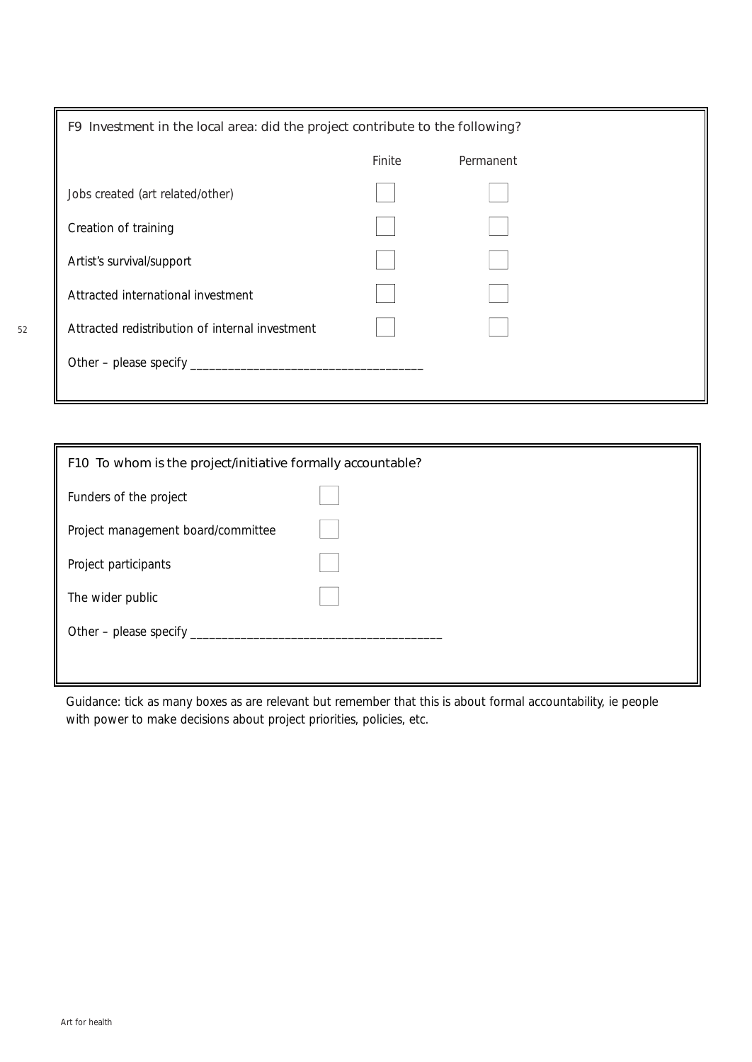### F9 Investment in the local area: did the project contribute to the following?

| | Finite | Permanent |
|---|---|---|
| Jobs created (art related/other) | ☐ | ☐ |
| Creation of training | ☐ | ☐ |
| Artist's survival/support | ☐ | ☐ |
| Attracted international investment | ☐ | ☐ |
| Attracted redistribution of internal investment | ☐ | ☐ |

Other – please specify ___________________________________

### F10 To whom is the project/initiative formally accountable?

| | |
|---|---|
| Funders of the project | ☐ |
| Project management board/committee | ☐ |
| Project participants | ☐ |
| The wider public | ☐ |

Other – please specify ______________________________________

Guidance: tick as many boxes as are relevant but remember that this is about formal accountability, ie people with power to make decisions about project priorities, policies, etc.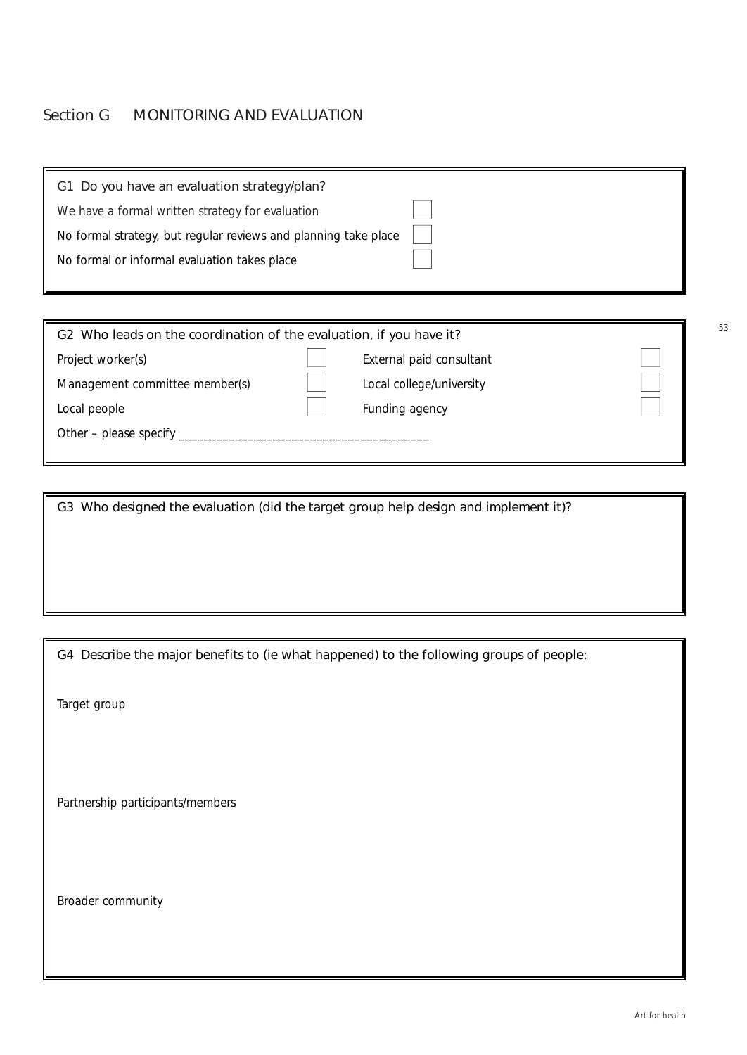## Section G MONITORING AND EVALUATION

**G1 Do you have an evaluation strategy/plan?**

- We have a formal written strategy for evaluation ☐
- No formal strategy, but regular reviews and planning take place ☐
- No formal or informal evaluation takes place ☐

**G2 Who leads on the coordination of the evaluation, if you have it?**

| | | | |
|---|---|---|---|
| Project worker(s) | ☐ | External paid consultant | ☐ |
| Management committee member(s) | ☐ | Local college/university | ☐ |
| Local people | ☐ | Funding agency | ☐ |

Other – please specify ________________________________________

**G3 Who designed the evaluation (did the target group help design and implement it)?**

**G4 Describe the major benefits to (ie what happened) to the following groups of people:**

Target group

Partnership participants/members

Broader community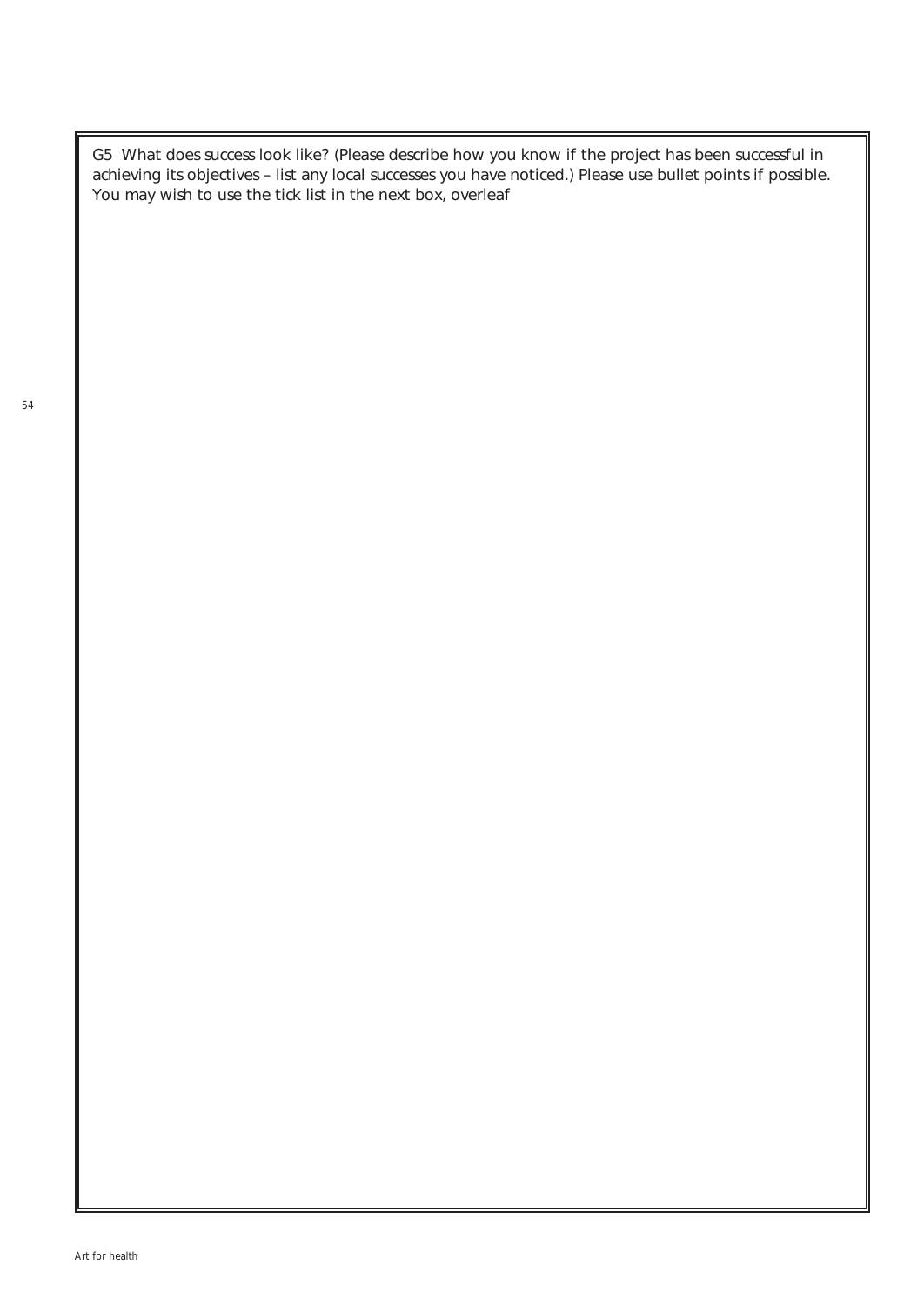G5 What does success look like? (Please describe how you know if the project has been successful in achieving its objectives – list any local successes you have noticed.) Please use bullet points if possible. You may wish to use the tick list in the next box, overleaf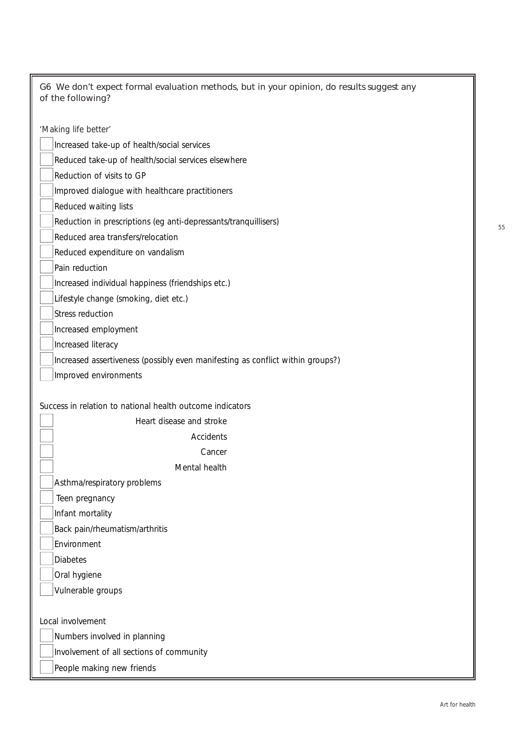G6 We don't expect formal evaluation methods, but in your opinion, do results suggest any of the following?

'Making life better'

- [ ] Increased take-up of health/social services
- [ ] Reduced take-up of health/social services elsewhere
- [ ] Reduction of visits to GP
- [ ] Improved dialogue with healthcare practitioners
- [ ] Reduced waiting lists
- [ ] Reduction in prescriptions (eg anti-depressants/tranquillisers)
- [ ] Reduced area transfers/relocation
- [ ] Reduced expenditure on vandalism
- [ ] Pain reduction
- [ ] Increased individual happiness (friendships etc.)
- [ ] Lifestyle change (smoking, diet etc.)
- [ ] Stress reduction
- [ ] Increased employment
- [ ] Increased literacy
- [ ] Increased assertiveness (possibly even manifesting as conflict within groups?)
- [ ] Improved environments

Success in relation to national health outcome indicators

- [ ] Heart disease and stroke
- [ ] Accidents
- [ ] Cancer
- [ ] Mental health
- [ ] Asthma/respiratory problems
- [ ] Teen pregnancy
- [ ] Infant mortality
- [ ] Back pain/rheumatism/arthritis
- [ ] Environment
- [ ] Diabetes
- [ ] Oral hygiene
- [ ] Vulnerable groups

Local involvement

- [ ] Numbers involved in planning
- [ ] Involvement of all sections of community
- [ ] People making new friends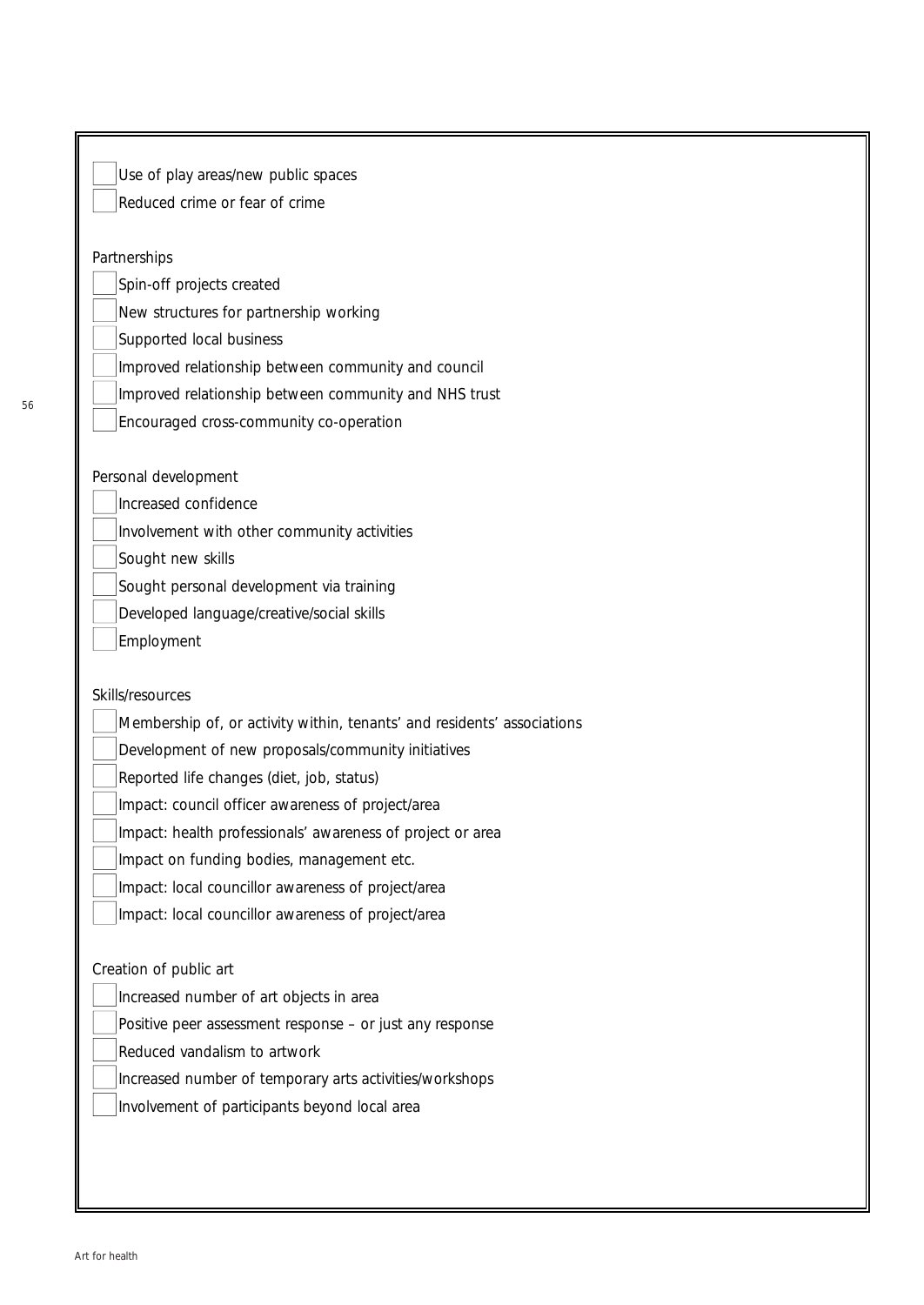- [ ] Use of play areas/new public spaces
- [ ] Reduced crime or fear of crime

Partnerships

- [ ] Spin-off projects created
- [ ] New structures for partnership working
- [ ] Supported local business
- [ ] Improved relationship between community and council
- [ ] Improved relationship between community and NHS trust
- [ ] Encouraged cross-community co-operation

Personal development

- [ ] Increased confidence
- [ ] Involvement with other community activities
- [ ] Sought new skills
- [ ] Sought personal development via training
- [ ] Developed language/creative/social skills
- [ ] Employment

Skills/resources

- [ ] Membership of, or activity within, tenants' and residents' associations
- [ ] Development of new proposals/community initiatives
- [ ] Reported life changes (diet, job, status)
- [ ] Impact: council officer awareness of project/area
- [ ] Impact: health professionals' awareness of project or area
- [ ] Impact on funding bodies, management etc.
- [ ] Impact: local councillor awareness of project/area
- [ ] Impact: local councillor awareness of project/area

Creation of public art

- [ ] Increased number of art objects in area
- [ ] Positive peer assessment response – or just any response
- [ ] Reduced vandalism to artwork
- [ ] Increased number of temporary arts activities/workshops
- [ ] Involvement of participants beyond local area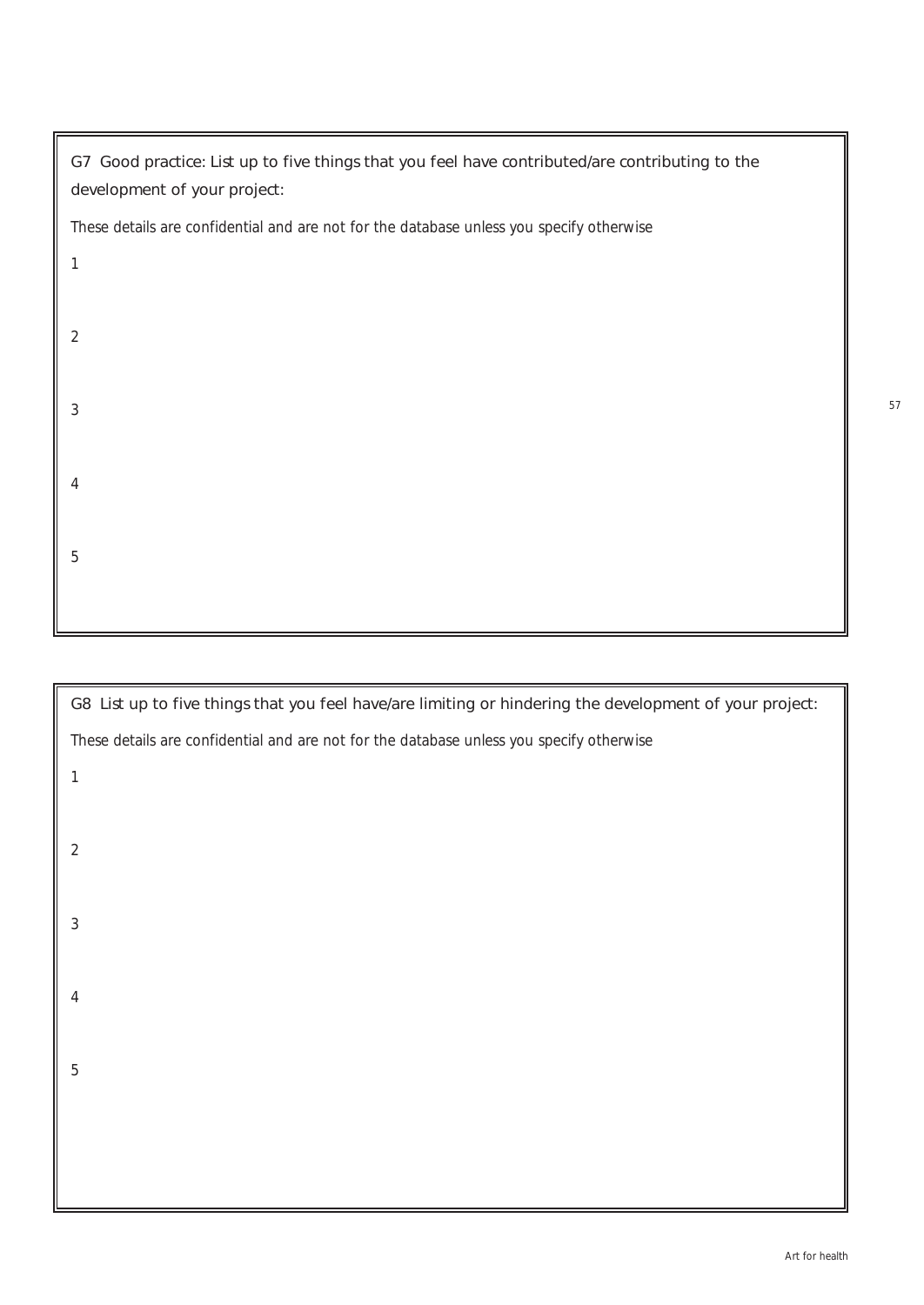G7 Good practice: List up to five things that you feel have contributed/are contributing to the development of your project:

*These details are confidential and are not for the database unless you specify otherwise*

1

2

3

4

5

G8 List up to five things that you feel have/are limiting or hindering the development of your project:

*These details are confidential and are not for the database unless you specify otherwise*

1

2

3

4

5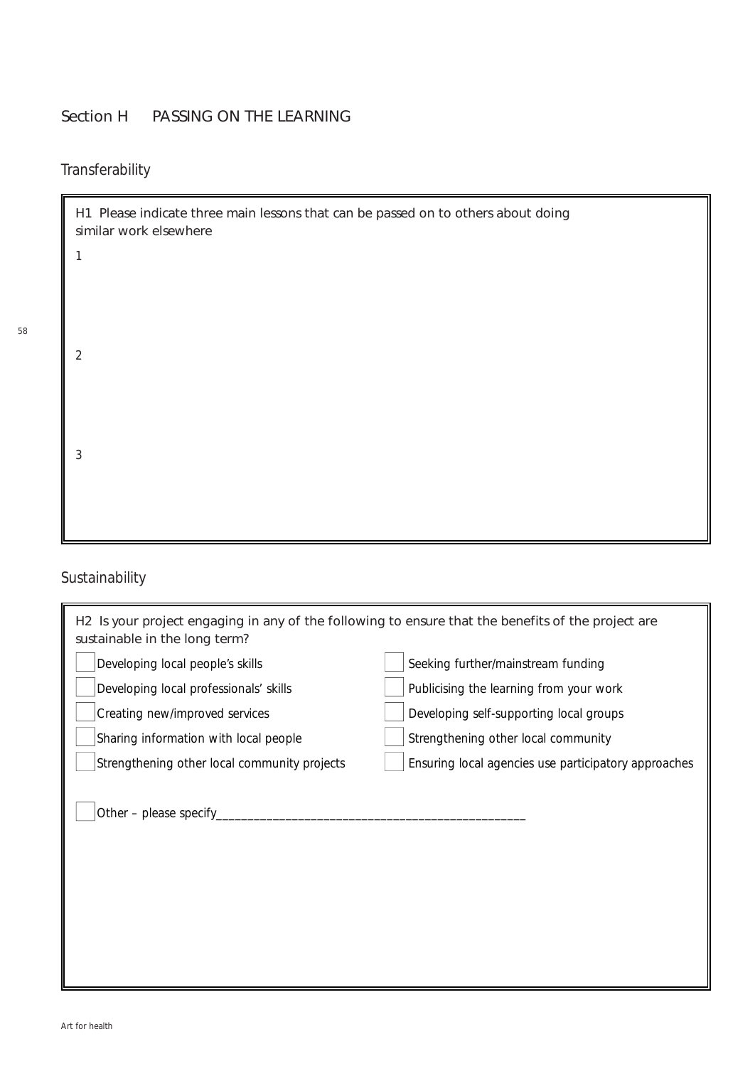## Section H PASSING ON THE LEARNING

### Transferability

H1 Please indicate three main lessons that can be passed on to others about doing similar work elsewhere

1

2

3

### Sustainability

H2 Is your project engaging in any of the following to ensure that the benefits of the project are sustainable in the long term?

- [ ] Developing local people's skills
- [ ] Developing local professionals' skills
- [ ] Creating new/improved services
- [ ] Sharing information with local people
- [ ] Strengthening other local community projects
- [ ] Seeking further/mainstream funding
- [ ] Publicising the learning from your work
- [ ] Developing self-supporting local groups
- [ ] Strengthening other local community
- [ ] Ensuring local agencies use participatory approaches

- [ ] Other – please specify___________________________________________________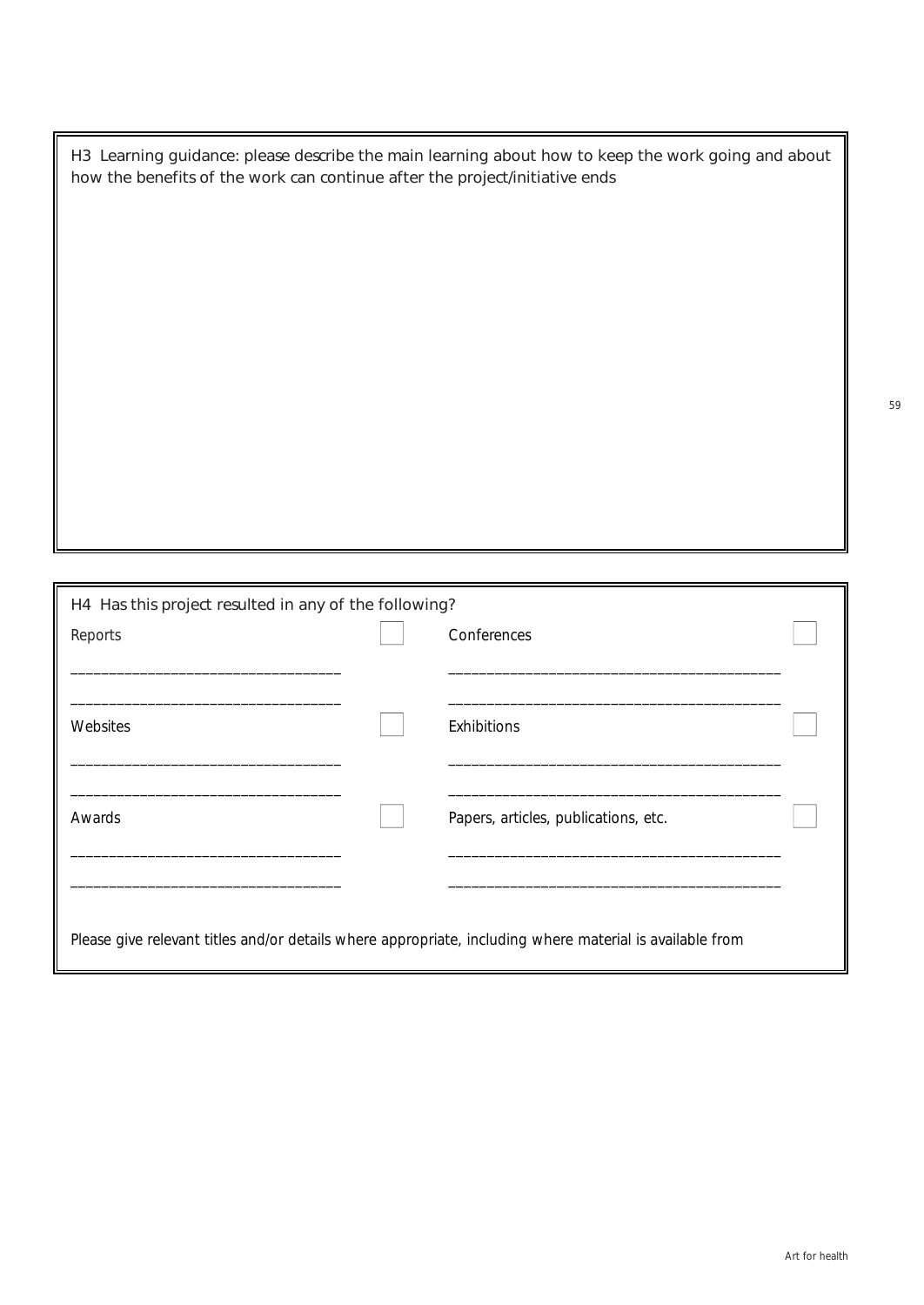H3 Learning guidance: please describe the main learning about how to keep the work going and about how the benefits of the work can continue after the project/initiative ends

H4 Has this project resulted in any of the following?

| | | | |
|---|---|---|---|
| Reports | ☐ | Conferences | ☐ |
| ___________________________________ | | ___________________________________________ | |
| ___________________________________ | | ___________________________________________ | |
| Websites | ☐ | Exhibitions | ☐ |
| ___________________________________ | | ___________________________________________ | |
| ___________________________________ | | ___________________________________________ | |
| Awards | ☐ | Papers, articles, publications, etc. | ☐ |
| ___________________________________ | | ___________________________________________ | |
| ___________________________________ | | ___________________________________________ | |

Please give relevant titles and/or details where appropriate, including where material is available from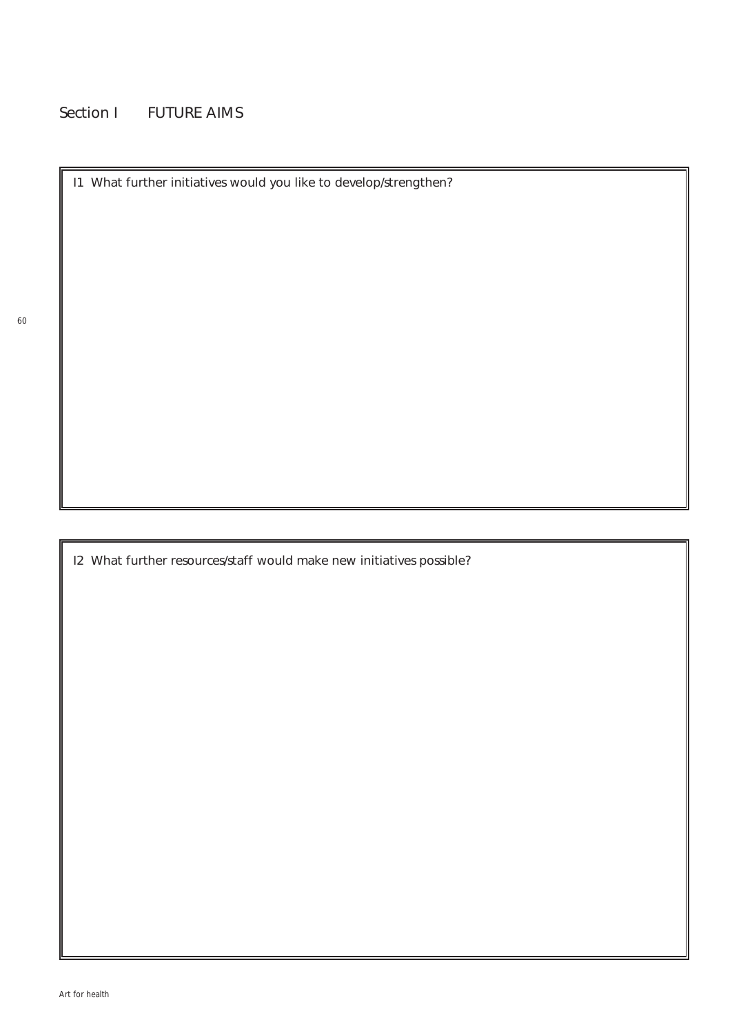## Section I FUTURE AIMS

I1 What further initiatives would you like to develop/strengthen?

I2 What further resources/staff would make new initiatives possible?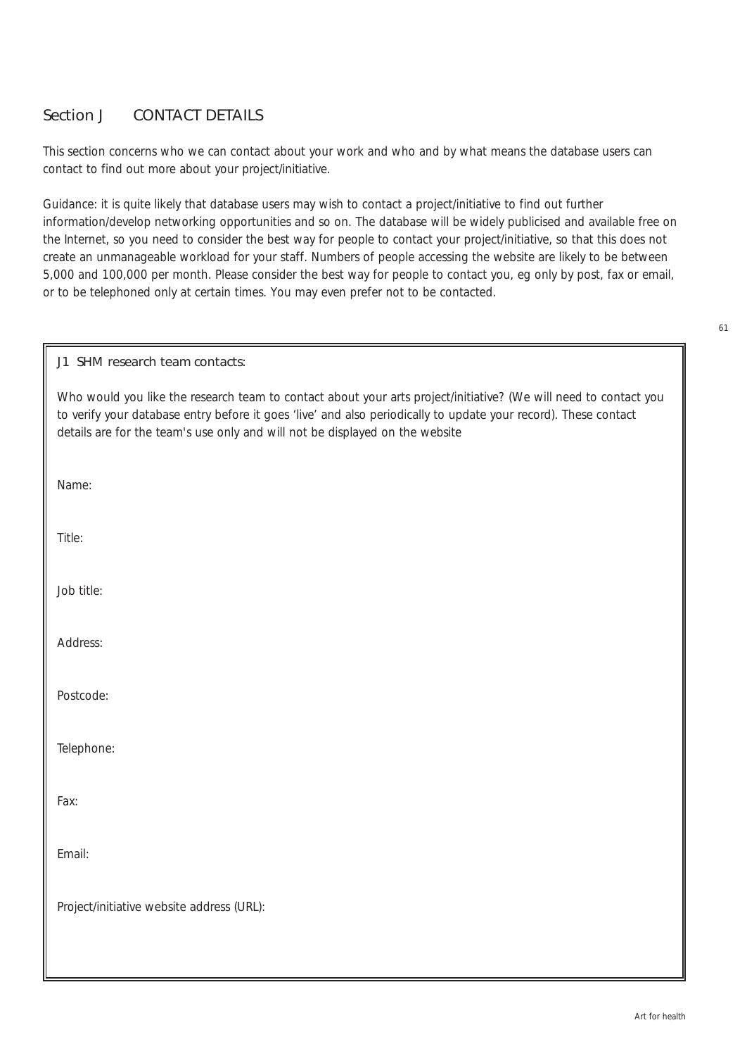## Section J CONTACT DETAILS

This section concerns who we can contact about your work and who and by what means the database users can contact to find out more about your project/initiative.

Guidance: it is quite likely that database users may wish to contact a project/initiative to find out further information/develop networking opportunities and so on. The database will be widely publicised and available free on the Internet, so you need to consider the best way for people to contact your project/initiative, so that this does not create an unmanageable workload for your staff. Numbers of people accessing the website are likely to be between 5,000 and 100,000 per month. Please consider the best way for people to contact you, eg only by post, fax or email, or to be telephoned only at certain times. You may even prefer not to be contacted.

### J1 SHM research team contacts:

Who would you like the research team to contact about your arts project/initiative? (We will need to contact you to verify your database entry before it goes 'live' and also periodically to update your record). These contact details are for the team's use only and will not be displayed on the website

Name:

Title:

Job title:

Address:

Postcode:

Telephone:

Fax:

Email:

Project/initiative website address (URL):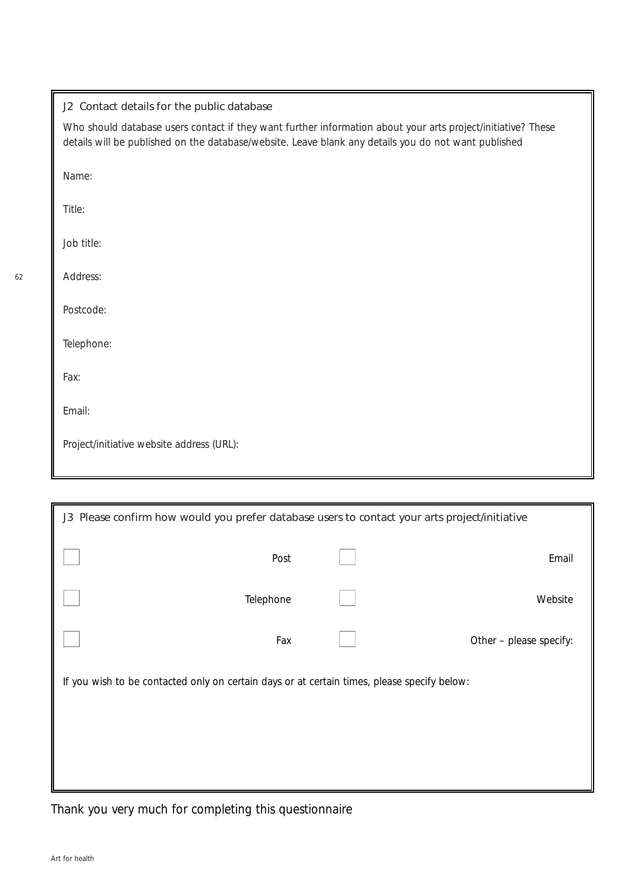### J2 Contact details for the public database

*Who should database users contact if they want further information about your arts project/initiative? These details will be published on the database/website. Leave blank any details you do not want published*

Name:

Title:

Job title:

Address:

Postcode:

Telephone:

Fax:

Email:

Project/initiative website address (URL):

### J3 Please confirm how would you prefer database users to contact your arts project/initiative

- [ ] Post
- [ ] Email
- [ ] Telephone
- [ ] Website
- [ ] Fax
- [ ] Other – please specify:

If you wish to be contacted only on certain days or at certain times, please specify below:

Thank you very much for completing this questionnaire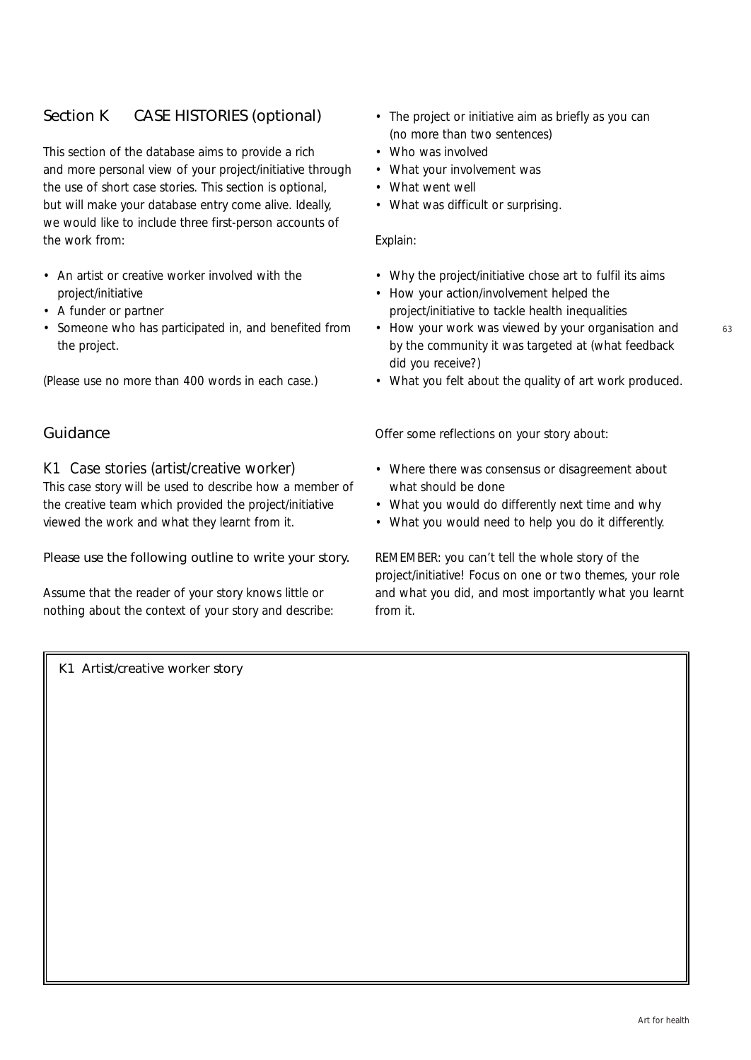## Section K CASE HISTORIES (optional)

This section of the database aims to provide a rich and more personal view of your project/initiative through the use of short case stories. This section is optional, but will make your database entry come alive. Ideally, we would like to include three first-person accounts of the work from:

- An artist or creative worker involved with the project/initiative
- A funder or partner
- Someone who has participated in, and benefited from the project.

*(Please use no more than 400 words in each case.)*

## Guidance

### K1 Case stories (artist/creative worker)

This case story will be used to describe how a member of the creative team which provided the project/initiative viewed the work and what they learnt from it.

Please use the following outline to write your story.

*Assume that the reader of your story knows little or nothing about the context of your story and describe:*

- The project or initiative aim as briefly as you can (no more than two sentences)
- Who was involved
- What your involvement was
- What went well
- What was difficult or surprising.

*Explain:*

- Why the project/initiative chose art to fulfil its aims
- How your action/involvement helped the project/initiative to tackle health inequalities
- How your work was viewed by your organisation and by the community it was targeted at (what feedback did you receive?)
- What you felt about the quality of art work produced.

*Offer some reflections on your story about:*

- Where there was consensus or disagreement about what should be done
- What you would do differently next time and why
- What you would need to help you do it differently.

*REMEMBER: you can't tell the whole story of the project/initiative! Focus on one or two themes, your role and what you did, and most importantly what you learnt from it.*

| K1 Artist/creative worker story |
| --- |
| |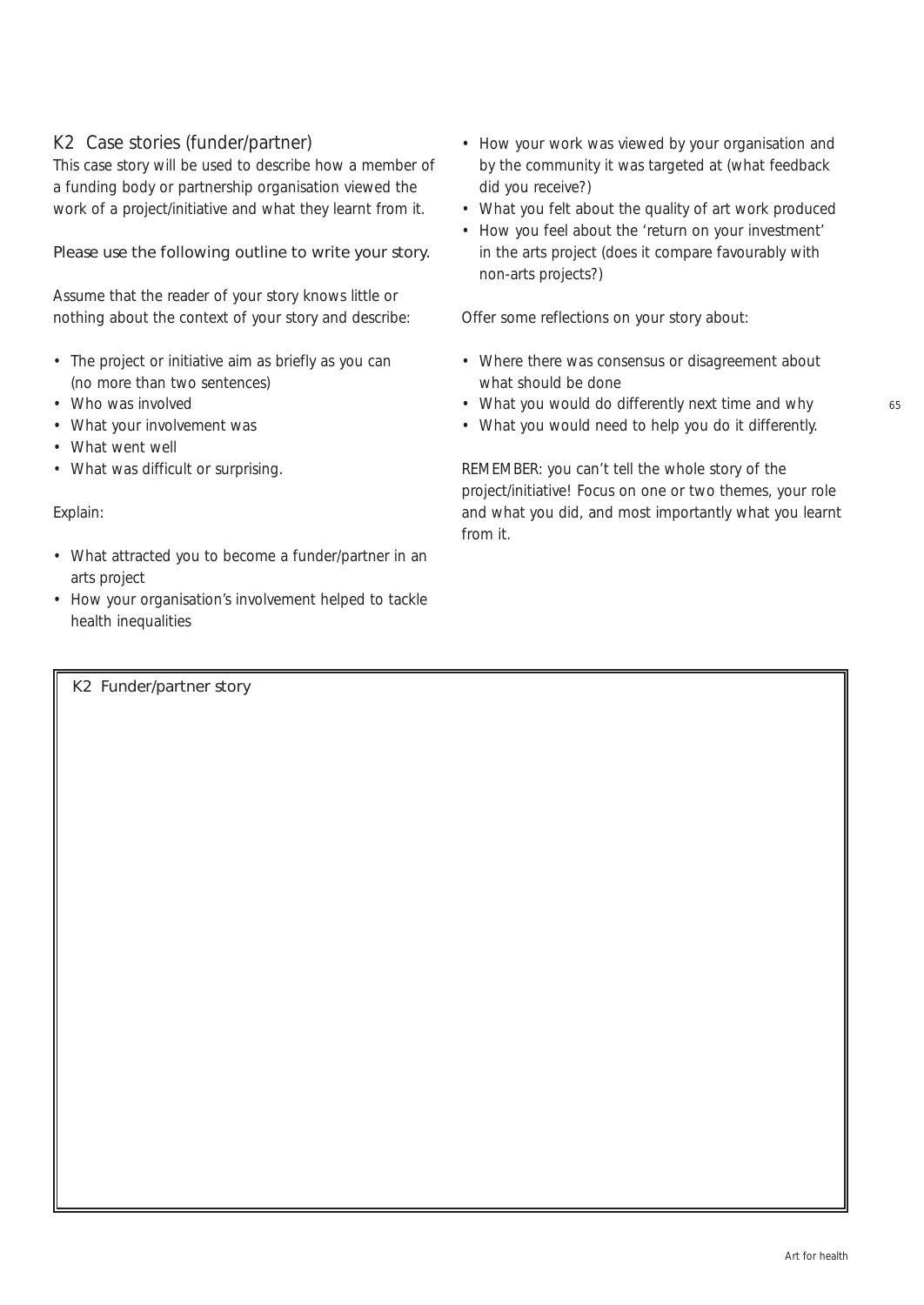## K2 Case stories (funder/partner)

This case story will be used to describe how a member of a funding body or partnership organisation viewed the work of a project/initiative and what they learnt from it.

Please use the following outline to write your story.

Assume that the reader of your story knows little or nothing about the context of your story and describe:

- The project or initiative aim as briefly as you can (no more than two sentences)
- Who was involved
- What your involvement was
- What went well
- What was difficult or surprising.

Explain:

- What attracted you to become a funder/partner in an arts project
- How your organisation's involvement helped to tackle health inequalities
- How your work was viewed by your organisation and by the community it was targeted at (what feedback did you receive?)
- What you felt about the quality of art work produced
- How you feel about the 'return on your investment' in the arts project (does it compare favourably with non-arts projects?)

Offer some reflections on your story about:

- Where there was consensus or disagreement about what should be done
- What you would do differently next time and why
- What you would need to help you do it differently.

REMEMBER: you can't tell the whole story of the project/initiative! Focus on one or two themes, your role and what you did, and most importantly what you learnt from it.

| K2 Funder/partner story |
| --- |
| |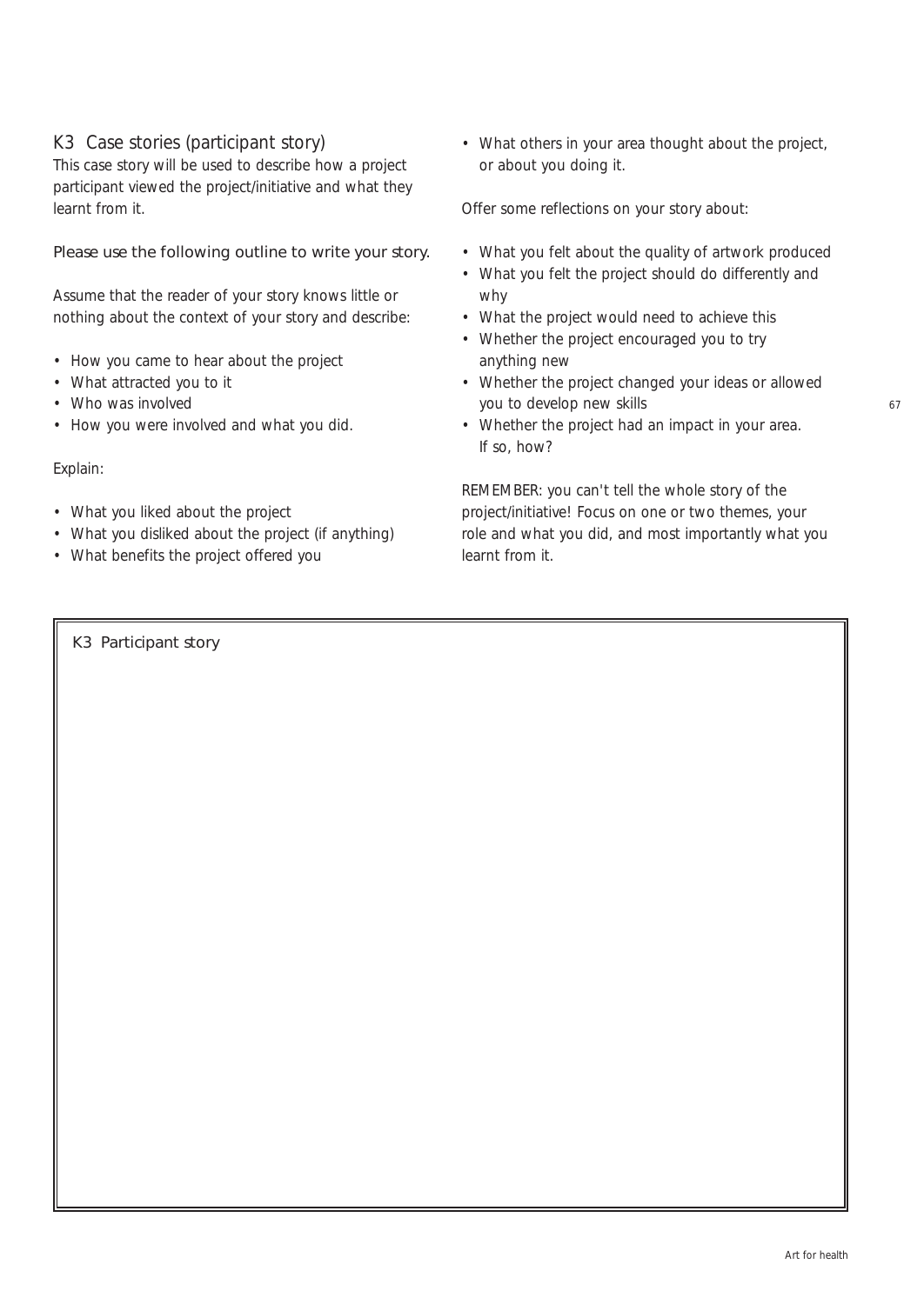## K3 Case stories (participant story)

This case story will be used to describe how a project participant viewed the project/initiative and what they learnt from it.

Please use the following outline to write your story.

Assume that the reader of your story knows little or nothing about the context of your story and describe:

- How you came to hear about the project
- What attracted you to it
- Who was involved
- How you were involved and what you did.

Explain:

- What you liked about the project
- What you disliked about the project (if anything)
- What benefits the project offered you
- What others in your area thought about the project, or about you doing it.

Offer some reflections on your story about:

- What you felt about the quality of artwork produced
- What you felt the project should do differently and why
- What the project would need to achieve this
- Whether the project encouraged you to try anything new
- Whether the project changed your ideas or allowed you to develop new skills
- Whether the project had an impact in your area. If so, how?

REMEMBER: you can't tell the whole story of the project/initiative! Focus on one or two themes, your role and what you did, and most importantly what you learnt from it.

| K3 Participant story |
|---|
| |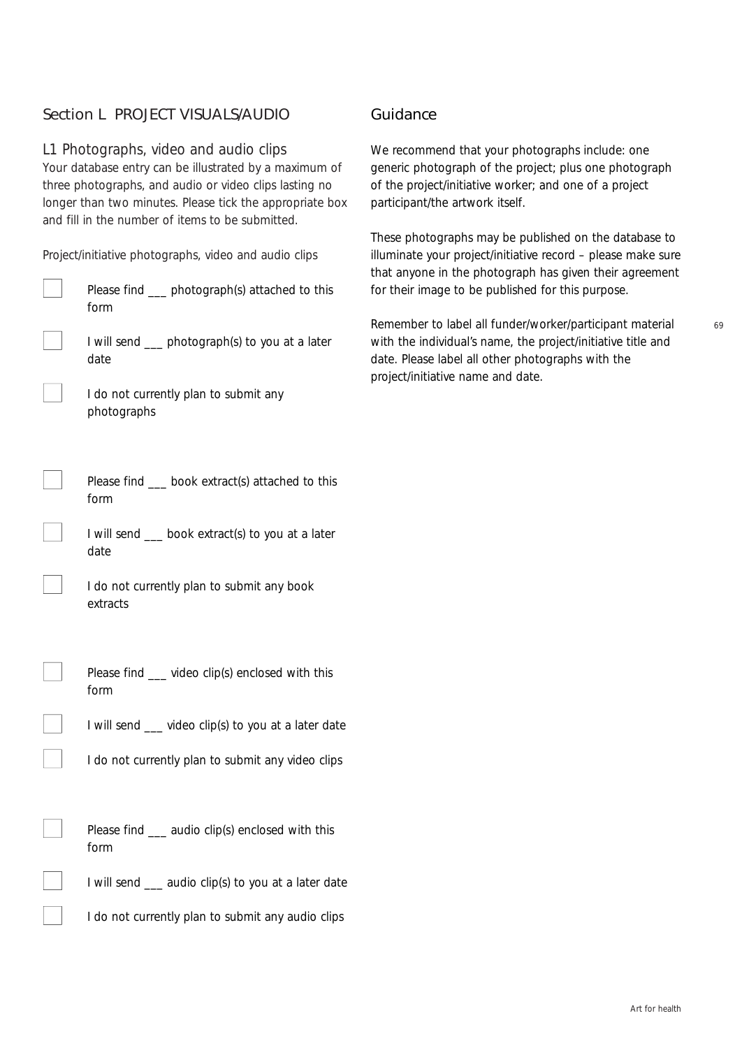## Section L PROJECT VISUALS/AUDIO

### L1 Photographs, video and audio clips

Your database entry can be illustrated by a maximum of three photographs, and audio or video clips lasting no longer than two minutes. Please tick the appropriate box and fill in the number of items to be submitted.

Project/initiative photographs, video and audio clips

- [ ] Please find ___ photograph(s) attached to this form
- [ ] I will send ___ photograph(s) to you at a later date
- [ ] I do not currently plan to submit any photographs

- [ ] Please find ___ book extract(s) attached to this form
- [ ] I will send ___ book extract(s) to you at a later date
- [ ] I do not currently plan to submit any book extracts

- [ ] Please find ___ video clip(s) enclosed with this form
- [ ] I will send ___ video clip(s) to you at a later date
- [ ] I do not currently plan to submit any video clips

- [ ] Please find ___ audio clip(s) enclosed with this form
- [ ] I will send ___ audio clip(s) to you at a later date
- [ ] I do not currently plan to submit any audio clips

## Guidance

We recommend that your photographs include: one generic photograph of the project; plus one photograph of the project/initiative worker; and one of a project participant/the artwork itself.

These photographs may be published on the database to illuminate your project/initiative record – please make sure that anyone in the photograph has given their agreement for their image to be published for this purpose.

Remember to label all funder/worker/participant material with the individual's name, the project/initiative title and date. Please label all other photographs with the project/initiative name and date.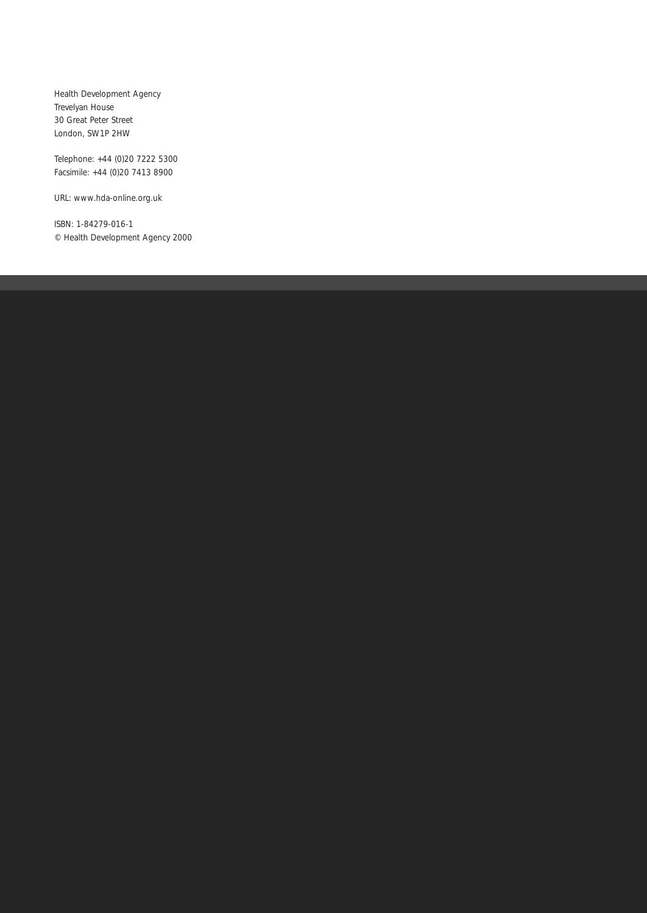Health Development Agency
Trevelyan House
30 Great Peter Street
London, SW1P 2HW

Telephone: +44 (0)20 7222 5300
Facsimile: +44 (0)20 7413 8900

URL: www.hda-online.org.uk

ISBN: 1-84279-016-1
© Health Development Agency 2000